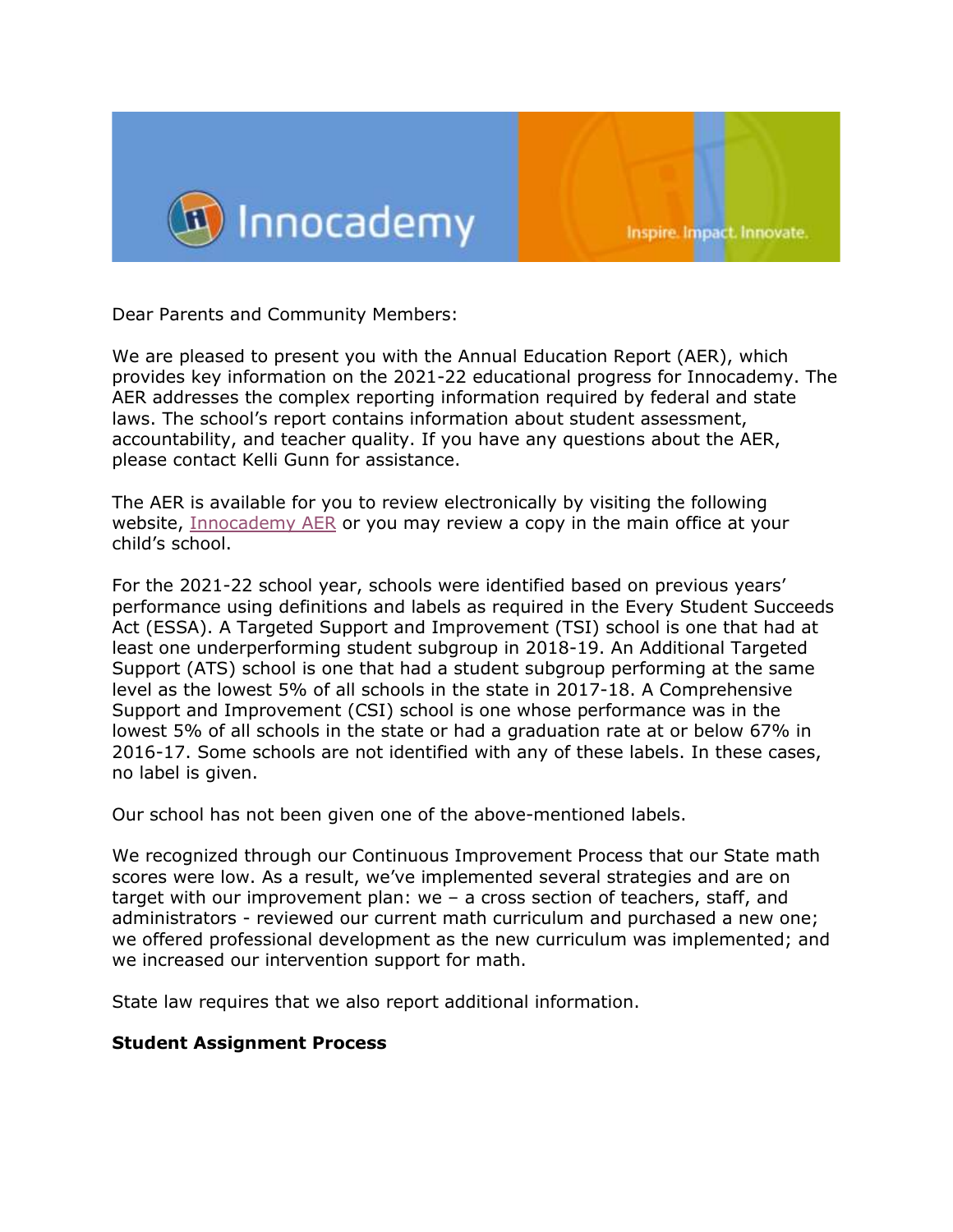Innocademy

Inspire. Impact. Innovate.

Dear Parents and Community Members:

We are pleased to present you with the Annual Education Report (AER), which provides key information on the 2021-22 educational progress for Innocademy. The AER addresses the complex reporting information required by federal and state laws. The school's report contains information about student assessment, accountability, and teacher quality. If you have any questions about the AER, please contact Kelli Gunn for assistance.

The AER is available for you to review electronically by visiting the following website, Innocademy AER or you may review a copy in the main office at your child's school.

For the 2021-22 school year, schools were identified based on previous years' performance using definitions and labels as required in the Every Student Succeeds Act (ESSA). A Targeted Support and Improvement (TSI) school is one that had at least one underperforming student subgroup in 2018-19. An Additional Targeted Support (ATS) school is one that had a student subgroup performing at the same level as the lowest 5% of all schools in the state in 2017-18. A Comprehensive Support and Improvement (CSI) school is one whose performance was in the lowest 5% of all schools in the state or had a graduation rate at or below 67% in 2016-17. Some schools are not identified with any of these labels. In these cases, no label is given.

Our school has not been given one of the above-mentioned labels.

We recognized through our Continuous Improvement Process that our State math scores were low. As a result, we've implemented several strategies and are on target with our improvement plan: we – a cross section of teachers, staff, and administrators - reviewed our current math curriculum and purchased a new one; we offered professional development as the new curriculum was implemented; and we increased our intervention support for math.

State law requires that we also report additional information.

**Student Assignment Process**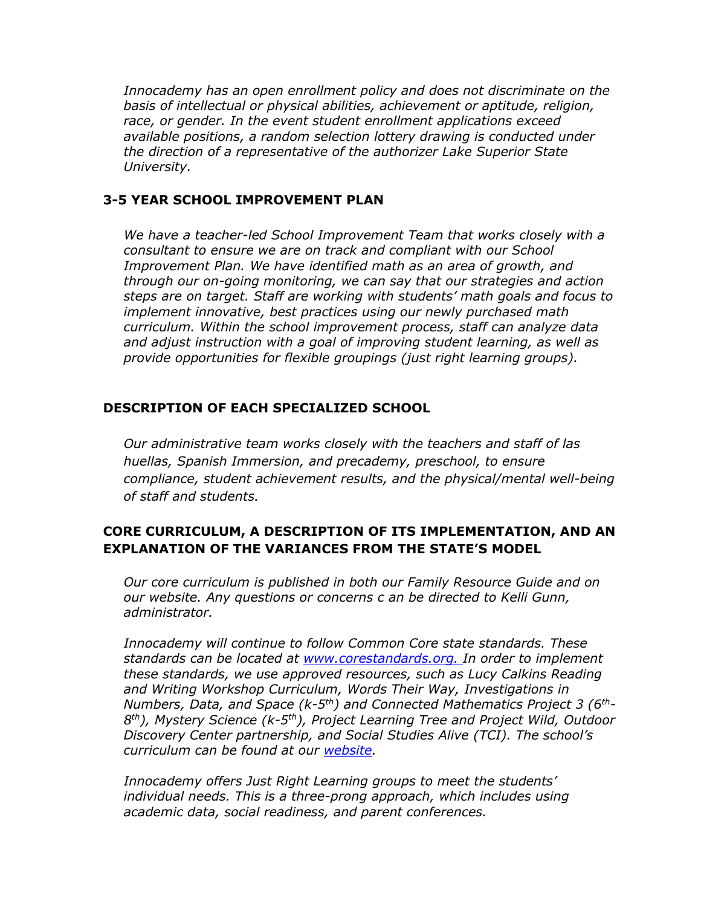*Innocademy has an open enrollment policy and does not discriminate on the basis of intellectual or physical abilities, achievement or aptitude, religion, race, or gender. In the event student enrollment applications exceed available positions, a random selection lottery drawing is conducted under the direction of a representative of the authorizer Lake Superior State University.*

## 3-5 YEAR SCHOOL IMPROVEMENT PLAN

*We have a teacher-led School Improvement Team that works closely with a consultant to ensure we are on track and compliant with our School Improvement Plan. We have identified math as an area of growth, and through our on-going monitoring, we can say that our strategies and action steps are on target. Staff are working with students' math goals and focus to implement innovative, best practices using our newly purchased math curriculum. Within the school improvement process, staff can analyze data and adjust instruction with a goal of improving student learning, as well as provide opportunities for flexible groupings (just right learning groups).*

## DESCRIPTION OF EACH SPECIALIZED SCHOOL

*Our administrative team works closely with the teachers and staff of las huellas, Spanish Immersion, and precademy, preschool, to ensure compliance, student achievement results, and the physical/mental well-being of staff and students.*

## CORE CURRICULUM, A DESCRIPTION OF ITS IMPLEMENTATION, AND AN EXPLANATION OF THE VARIANCES FROM THE STATE'S MODEL

*Our core curriculum is published in both our Family Resource Guide and on our website. Any questions or concerns c an be directed to Kelli Gunn, administrator.*

*Innocademy will continue to follow Common Core state standards. These standards can be located at [www.corestandards.org.](www.corestandards.org) In order to implement these standards, we use approved resources, such as Lucy Calkins Reading and Writing Workshop Curriculum, Words Their Way, Investigations in Numbers, Data, and Space (k-5th) and Connected Mathematics Project 3 (6th-8th), Mystery Science (k-5th), Project Learning Tree and Project Wild, Outdoor Discovery Center partnership, and Social Studies Alive (TCI). The school's curriculum can be found at our [website](website).*

*Innocademy offers Just Right Learning groups to meet the students' individual needs. This is a three-prong approach, which includes using academic data, social readiness, and parent conferences.*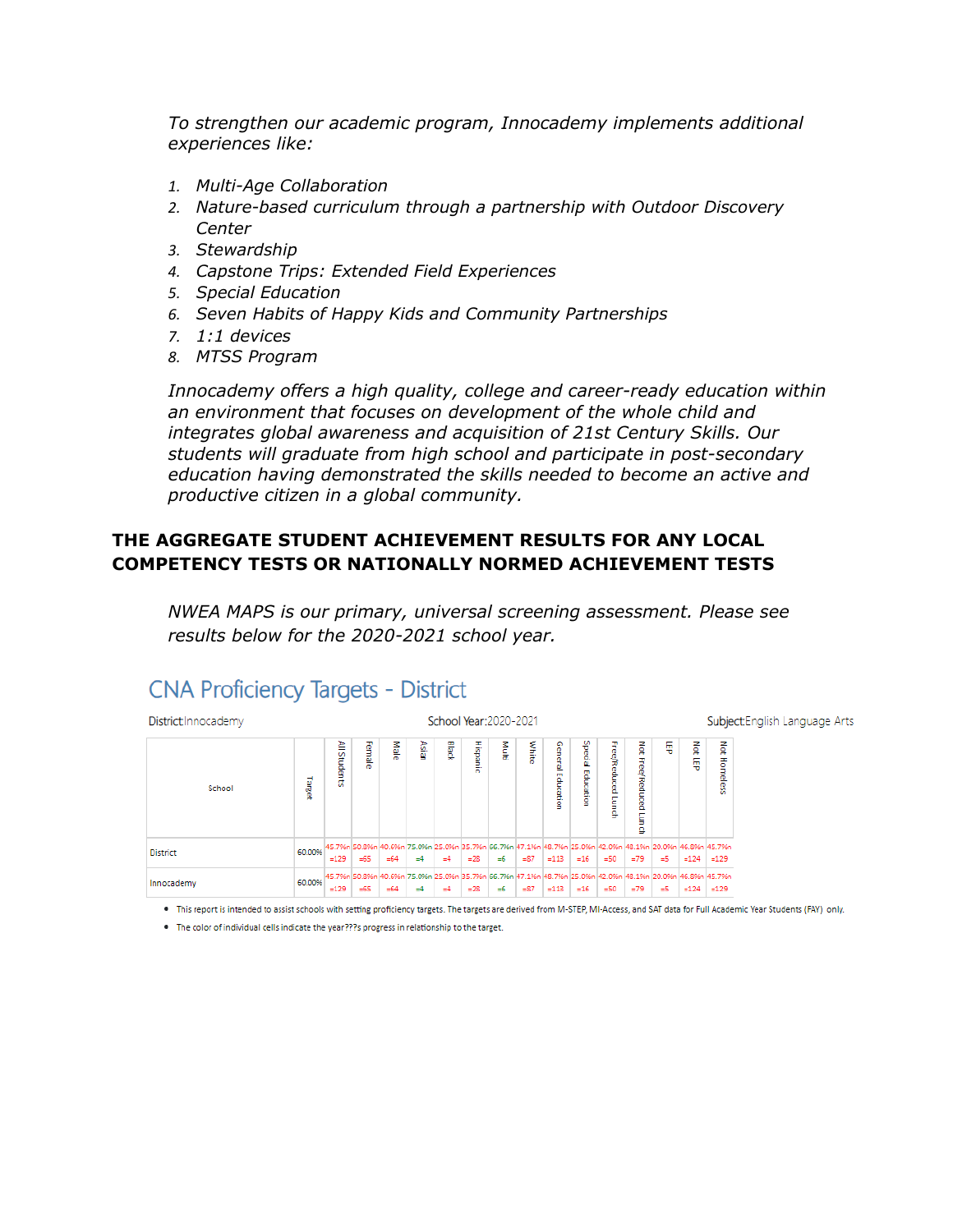*To strengthen our academic program, Innocademy implements additional experiences like:*

1. *Multi-Age Collaboration*
2. *Nature-based curriculum through a partnership with Outdoor Discovery Center*
3. *Stewardship*
4. *Capstone Trips: Extended Field Experiences*
5. *Special Education*
6. *Seven Habits of Happy Kids and Community Partnerships*
7. *1:1 devices*
8. *MTSS Program*

*Innocademy offers a high quality, college and career-ready education within an environment that focuses on development of the whole child and integrates global awareness and acquisition of 21st Century Skills. Our students will graduate from high school and participate in post-secondary education having demonstrated the skills needed to become an active and productive citizen in a global community.*

## THE AGGREGATE STUDENT ACHIEVEMENT RESULTS FOR ANY LOCAL COMPETENCY TESTS OR NATIONALLY NORMED ACHIEVEMENT TESTS

*NWEA MAPS is our primary, universal screening assessment. Please see results below for the 2020-2021 school year.*

### CNA Proficiency Targets - District

District: Innocademy — School Year: 2020-2021 — Subject: English Language Arts

| School | Target | All Students | Female | Male | Asian | Black | Hispanic | Multi | White | General Education | Special Education | Free/Reduced Lunch | Not Free/Reduced Lunch | LEP | Not LEP | Not Homeless |
|---|---|---|---|---|---|---|---|---|---|---|---|---|---|---|---|---|
| District | 60.00% | 45.7% n=129 | 50.8% n=65 | 40.6% n=64 | 75.0% n=4 | 25.0% n=4 | 35.7% n=28 | 66.7% n=6 | 47.1% n=87 | 48.7% n=113 | 25.0% n=16 | 42.0% n=50 | 48.1% n=79 | 20.0% n=5 | 46.8% n=124 | 45.7% n=129 |
| Innocademy | 60.00% | 45.7% n=129 | 50.8% n=65 | 40.6% n=64 | 75.0% n=4 | 25.0% n=4 | 35.7% n=28 | 66.7% n=6 | 47.1% n=87 | 48.7% n=113 | 25.0% n=16 | 42.0% n=50 | 48.1% n=79 | 20.0% n=5 | 46.8% n=124 | 45.7% n=129 |

- This report is intended to assist schools with setting proficiency targets. The targets are derived from M-STEP, MI-Access, and SAT data for Full Academic Year Students (FAY) only.
- The color of individual cells indicate the year???s progress in relationship to the target.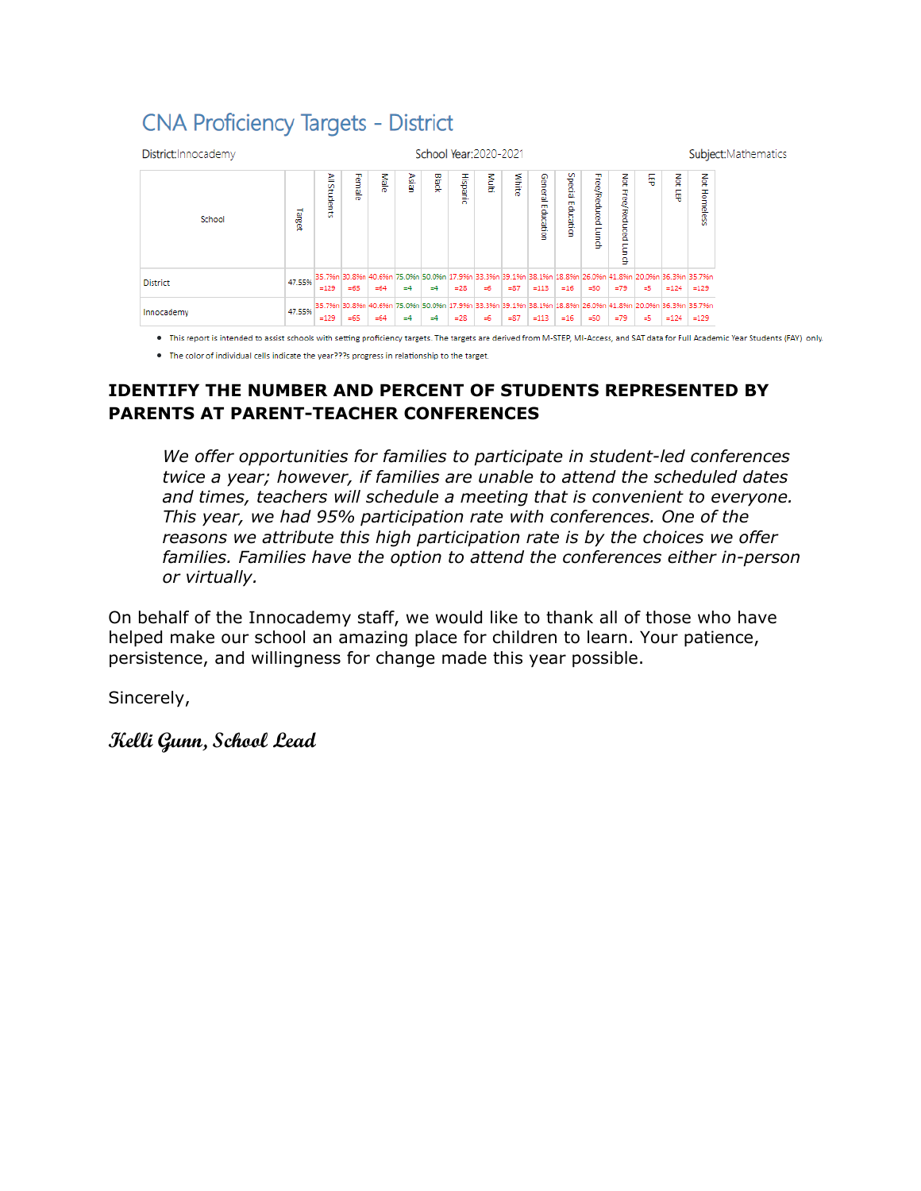## CNA Proficiency Targets - District

District:Innocademy School Year:2020-2021 Subject:Mathematics

| School | Target | All Students | Female | Male | Asian | Black | Hispanic | Multi | White | General Education | Special Education | Free/Reduced Lunch | Not Free/Reduced Lunch | LEP | Not LEP | Not Homeless |
|---|---|---|---|---|---|---|---|---|---|---|---|---|---|---|---|---|
| District | 47.55% | 35.7% n=129 | 30.8% n=65 | 40.6% n=64 | 75.0% n=4 | 50.0% n=4 | 17.9% n=28 | 33.3% n=6 | 39.1% n=87 | 38.1% n=113 | 18.8% n=16 | 26.0% n=50 | 41.8% n=79 | 20.0% n=5 | 36.3% n=124 | 35.7% n=129 |
| Innocademy | 47.55% | 35.7% n=129 | 30.8% n=65 | 40.6% n=64 | 75.0% n=4 | 50.0% n=4 | 17.9% n=28 | 33.3% n=6 | 39.1% n=87 | 38.1% n=113 | 18.8% n=16 | 26.0% n=50 | 41.8% n=79 | 20.0% n=5 | 36.3% n=124 | 35.7% n=129 |

- This report is intended to assist schools with setting proficiency targets. The targets are derived from M-STEP, MI-Access, and SAT data for Full Academic Year Students (FAY) only.
- The color of individual cells indicate the year???s progress in relationship to the target.

**IDENTIFY THE NUMBER AND PERCENT OF STUDENTS REPRESENTED BY PARENTS AT PARENT-TEACHER CONFERENCES**

> *We offer opportunities for families to participate in student-led conferences twice a year; however, if families are unable to attend the scheduled dates and times, teachers will schedule a meeting that is convenient to everyone. This year, we had 95% participation rate with conferences. One of the reasons we attribute this high participation rate is by the choices we offer families. Families have the option to attend the conferences either in-person or virtually.*

On behalf of the Innocademy staff, we would like to thank all of those who have helped make our school an amazing place for children to learn. Your patience, persistence, and willingness for change made this year possible.

Sincerely,

***Kelli Gunn, School Lead***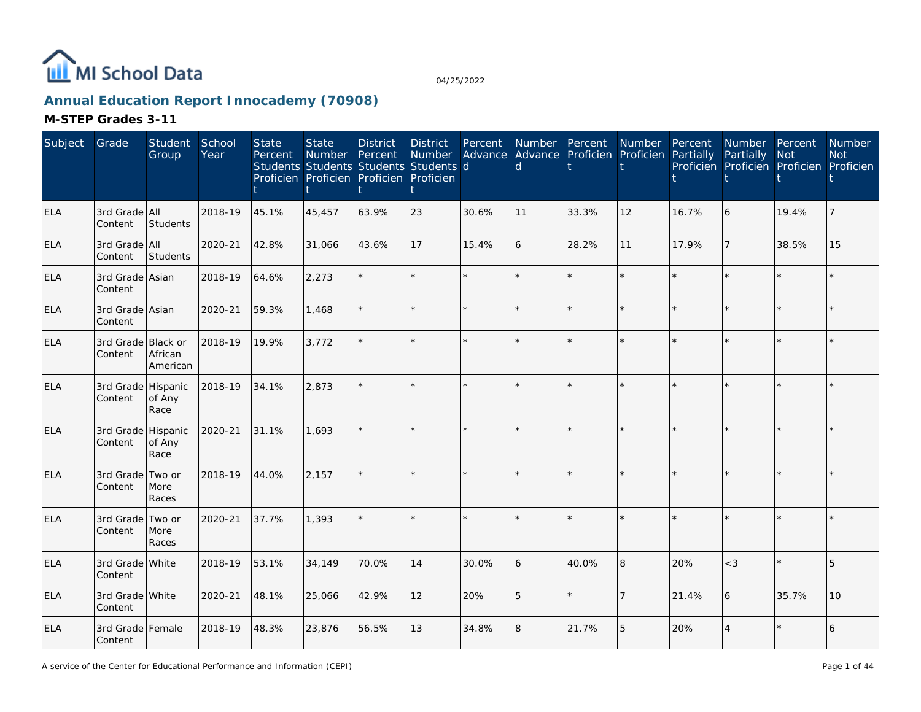MI School Data

04/25/2022

## Annual Education Report Innocademy (70908)

### M-STEP Grades 3-11

| Subject | Grade | Student Group | School Year | State Percent Students Proficient | State Number Students Proficient | District Percent Students Proficient | District Number Students Proficient | Percent Advanced | Number Advanced | Percent Proficient | Number Proficient | Percent Partially Proficient | Number Partially Proficient | Percent Not Proficient | Number Not Proficient |
|---|---|---|---|---|---|---|---|---|---|---|---|---|---|---|---|
| ELA | 3rd Grade Content | All Students | 2018-19 | 45.1% | 45,457 | 63.9% | 23 | 30.6% | 11 | 33.3% | 12 | 16.7% | 6 | 19.4% | 7 |
| ELA | 3rd Grade Content | All Students | 2020-21 | 42.8% | 31,066 | 43.6% | 17 | 15.4% | 6 | 28.2% | 11 | 17.9% | 7 | 38.5% | 15 |
| ELA | 3rd Grade Content | Asian | 2018-19 | 64.6% | 2,273 | * | * | * | * | * | * | * | * | * | * |
| ELA | 3rd Grade Content | Asian | 2020-21 | 59.3% | 1,468 | * | * | * | * | * | * | * | * | * | * |
| ELA | 3rd Grade Content | Black or African American | 2018-19 | 19.9% | 3,772 | * | * | * | * | * | * | * | * | * | * |
| ELA | 3rd Grade Content | Hispanic of Any Race | 2018-19 | 34.1% | 2,873 | * | * | * | * | * | * | * | * | * | * |
| ELA | 3rd Grade Content | Hispanic of Any Race | 2020-21 | 31.1% | 1,693 | * | * | * | * | * | * | * | * | * | * |
| ELA | 3rd Grade Content | Two or More Races | 2018-19 | 44.0% | 2,157 | * | * | * | * | * | * | * | * | * | * |
| ELA | 3rd Grade Content | Two or More Races | 2020-21 | 37.7% | 1,393 | * | * | * | * | * | * | * | * | * | * |
| ELA | 3rd Grade Content | White | 2018-19 | 53.1% | 34,149 | 70.0% | 14 | 30.0% | 6 | 40.0% | 8 | 20% | <3 | * | 5 |
| ELA | 3rd Grade Content | White | 2020-21 | 48.1% | 25,066 | 42.9% | 12 | 20% | 5 | * | 7 | 21.4% | 6 | 35.7% | 10 |
| ELA | 3rd Grade Content | Female | 2018-19 | 48.3% | 23,876 | 56.5% | 13 | 34.8% | 8 | 21.7% | 5 | 20% | 4 | * | 6 |

A service of the Center for Educational Performance and Information (CEPI)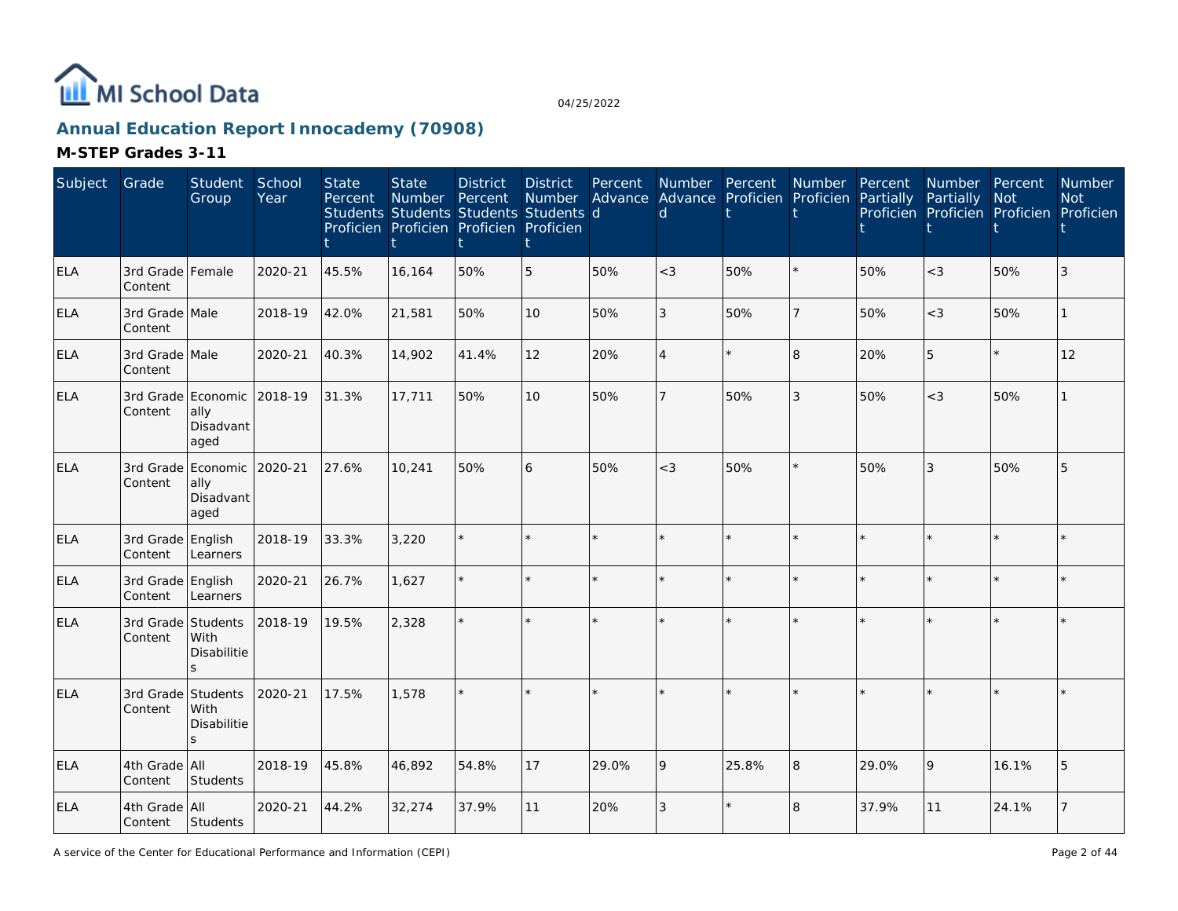# MI School Data

04/25/2022

## Annual Education Report Innocademy (70908)

### M-STEP Grades 3-11

| Subject | Grade | Student Group | School Year | State Percent Students Proficient | State Number Students Proficient | District Percent Students Proficient | District Number Students Proficient | Percent Advanced | Number Advanced | Percent Proficient | Number Proficient | Percent Partially Proficient | Number Partially Proficient | Percent Not Proficient | Number Not Proficient |
|---|---|---|---|---|---|---|---|---|---|---|---|---|---|---|---|
| ELA | 3rd Grade Content | Female | 2020-21 | 45.5% | 16,164 | 50% | 5 | 50% | <3 | 50% | * | 50% | <3 | 50% | 3 |
| ELA | 3rd Grade Content | Male | 2018-19 | 42.0% | 21,581 | 50% | 10 | 50% | 3 | 50% | 7 | 50% | <3 | 50% | 1 |
| ELA | 3rd Grade Content | Male | 2020-21 | 40.3% | 14,902 | 41.4% | 12 | 20% | 4 | * | 8 | 20% | 5 | * | 12 |
| ELA | 3rd Grade Content | Economically Disadvantaged | 2018-19 | 31.3% | 17,711 | 50% | 10 | 50% | 7 | 50% | 3 | 50% | <3 | 50% | 1 |
| ELA | 3rd Grade Content | Economically Disadvantaged | 2020-21 | 27.6% | 10,241 | 50% | 6 | 50% | <3 | 50% | * | 50% | 3 | 50% | 5 |
| ELA | 3rd Grade Content | English Learners | 2018-19 | 33.3% | 3,220 | * | * | * | * | * | * | * | * | * | * |
| ELA | 3rd Grade Content | English Learners | 2020-21 | 26.7% | 1,627 | * | * | * | * | * | * | * | * | * | * |
| ELA | 3rd Grade Content | Students With Disabilities | 2018-19 | 19.5% | 2,328 | * | * | * | * | * | * | * | * | * | * |
| ELA | 3rd Grade Content | Students With Disabilities | 2020-21 | 17.5% | 1,578 | * | * | * | * | * | * | * | * | * | * |
| ELA | 4th Grade Content | All Students | 2018-19 | 45.8% | 46,892 | 54.8% | 17 | 29.0% | 9 | 25.8% | 8 | 29.0% | 9 | 16.1% | 5 |
| ELA | 4th Grade Content | All Students | 2020-21 | 44.2% | 32,274 | 37.9% | 11 | 20% | 3 | * | 8 | 37.9% | 11 | 24.1% | 7 |

A service of the Center for Educational Performance and Information (CEPI)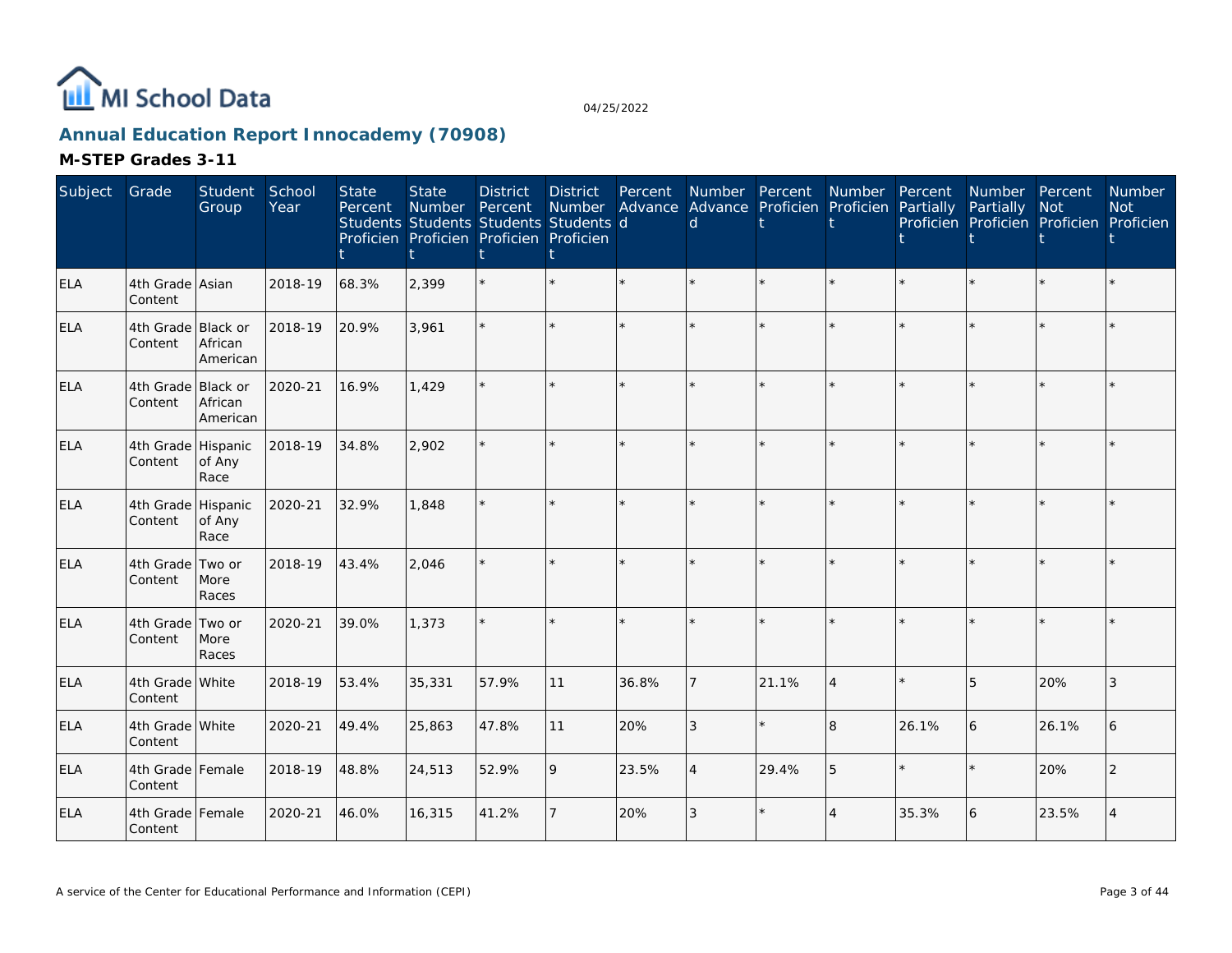# Annual Education Report Innocademy (70908)

## M-STEP Grades 3-11

| Subject | Grade | Student Group | School Year | State Percent Students Proficient | State Number Students Proficient | District Percent Students Proficient | District Number Students Proficient | Percent Advanced | Number Advanced | Percent Proficient | Number Proficient | Percent Partially Proficient | Number Partially Proficient | Percent Not Proficient | Number Not Proficient |
|---|---|---|---|---|---|---|---|---|---|---|---|---|---|---|---|
| ELA | 4th Grade Content | Asian | 2018-19 | 68.3% | 2,399 | * | * | * | * | * | * | * | * | * | * |
| ELA | 4th Grade Content | Black or African American | 2018-19 | 20.9% | 3,961 | * | * | * | * | * | * | * | * | * | * |
| ELA | 4th Grade Content | Black or African American | 2020-21 | 16.9% | 1,429 | * | * | * | * | * | * | * | * | * | * |
| ELA | 4th Grade Content | Hispanic of Any Race | 2018-19 | 34.8% | 2,902 | * | * | * | * | * | * | * | * | * | * |
| ELA | 4th Grade Content | Hispanic of Any Race | 2020-21 | 32.9% | 1,848 | * | * | * | * | * | * | * | * | * | * |
| ELA | 4th Grade Content | Two or More Races | 2018-19 | 43.4% | 2,046 | * | * | * | * | * | * | * | * | * | * |
| ELA | 4th Grade Content | Two or More Races | 2020-21 | 39.0% | 1,373 | * | * | * | * | * | * | * | * | * | * |
| ELA | 4th Grade Content | White | 2018-19 | 53.4% | 35,331 | 57.9% | 11 | 36.8% | 7 | 21.1% | 4 | * | 5 | 20% | 3 |
| ELA | 4th Grade Content | White | 2020-21 | 49.4% | 25,863 | 47.8% | 11 | 20% | 3 | * | 8 | 26.1% | 6 | 26.1% | 6 |
| ELA | 4th Grade Content | Female | 2018-19 | 48.8% | 24,513 | 52.9% | 9 | 23.5% | 4 | 29.4% | 5 | * | * | 20% | 2 |
| ELA | 4th Grade Content | Female | 2020-21 | 46.0% | 16,315 | 41.2% | 7 | 20% | 3 | * | 4 | 35.3% | 6 | 23.5% | 4 |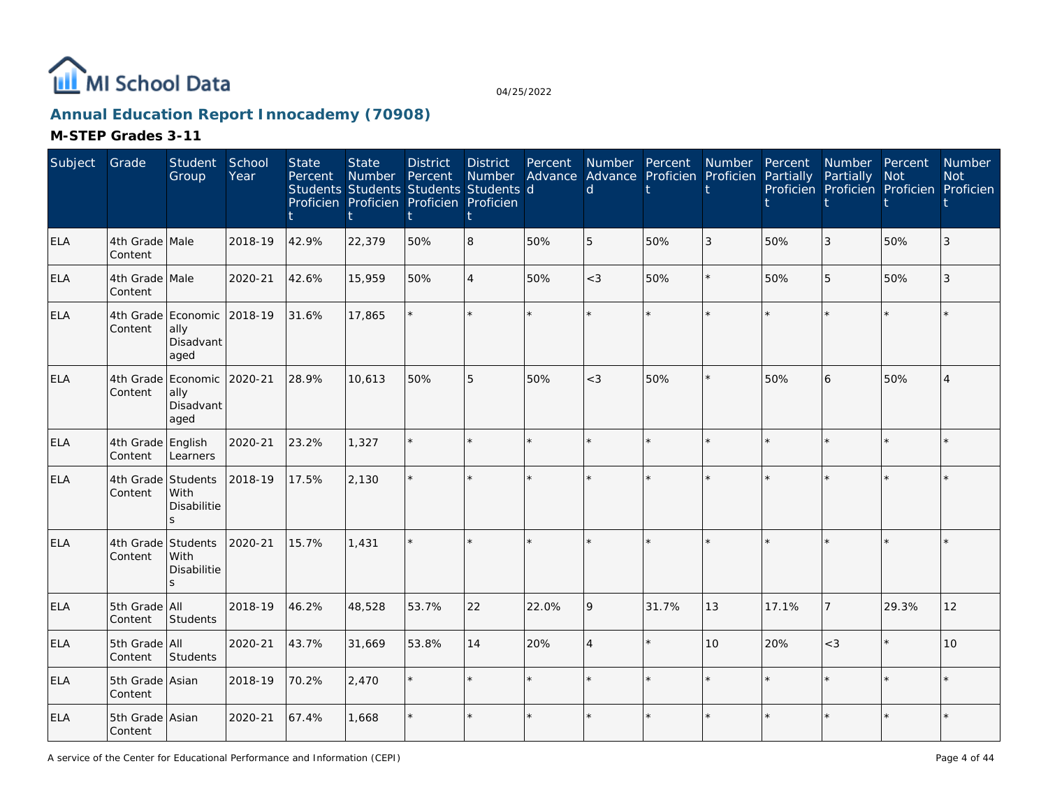# Annual Education Report Innocademy (70908)

04/25/2022

## M-STEP Grades 3-11

| Subject | Grade | Student Group | School Year | State Percent Students Proficient | State Number Students Proficient | District Percent Students Proficient | District Number Students Proficient | Percent Advanced | Number Advanced | Percent Proficient | Number Proficient | Percent Partially Proficient | Number Partially Proficient | Percent Not Proficient | Number Not Proficient |
|---|---|---|---|---|---|---|---|---|---|---|---|---|---|---|---|
| ELA | 4th Grade Content | Male | 2018-19 | 42.9% | 22,379 | 50% | 8 | 50% | 5 | 50% | 3 | 50% | 3 | 50% | 3 |
| ELA | 4th Grade Content | Male | 2020-21 | 42.6% | 15,959 | 50% | 4 | 50% | <3 | 50% | * | 50% | 5 | 50% | 3 |
| ELA | 4th Grade Content | Economically Disadvantaged | 2018-19 | 31.6% | 17,865 | * | * | * | * | * | * | * | * | * | * |
| ELA | 4th Grade Content | Economically Disadvantaged | 2020-21 | 28.9% | 10,613 | 50% | 5 | 50% | <3 | 50% | * | 50% | 6 | 50% | 4 |
| ELA | 4th Grade Content | English Learners | 2020-21 | 23.2% | 1,327 | * | * | * | * | * | * | * | * | * | * |
| ELA | 4th Grade Content | Students With Disabilities | 2018-19 | 17.5% | 2,130 | * | * | * | * | * | * | * | * | * | * |
| ELA | 4th Grade Content | Students With Disabilities | 2020-21 | 15.7% | 1,431 | * | * | * | * | * | * | * | * | * | * |
| ELA | 5th Grade Content | All Students | 2018-19 | 46.2% | 48,528 | 53.7% | 22 | 22.0% | 9 | 31.7% | 13 | 17.1% | 7 | 29.3% | 12 |
| ELA | 5th Grade Content | All Students | 2020-21 | 43.7% | 31,669 | 53.8% | 14 | 20% | 4 | * | 10 | 20% | <3 | * | 10 |
| ELA | 5th Grade Content | Asian | 2018-19 | 70.2% | 2,470 | * | * | * | * | * | * | * | * | * | * |
| ELA | 5th Grade Content | Asian | 2020-21 | 67.4% | 1,668 | * | * | * | * | * | * | * | * | * | * |

A service of the Center for Educational Performance and Information (CEPI)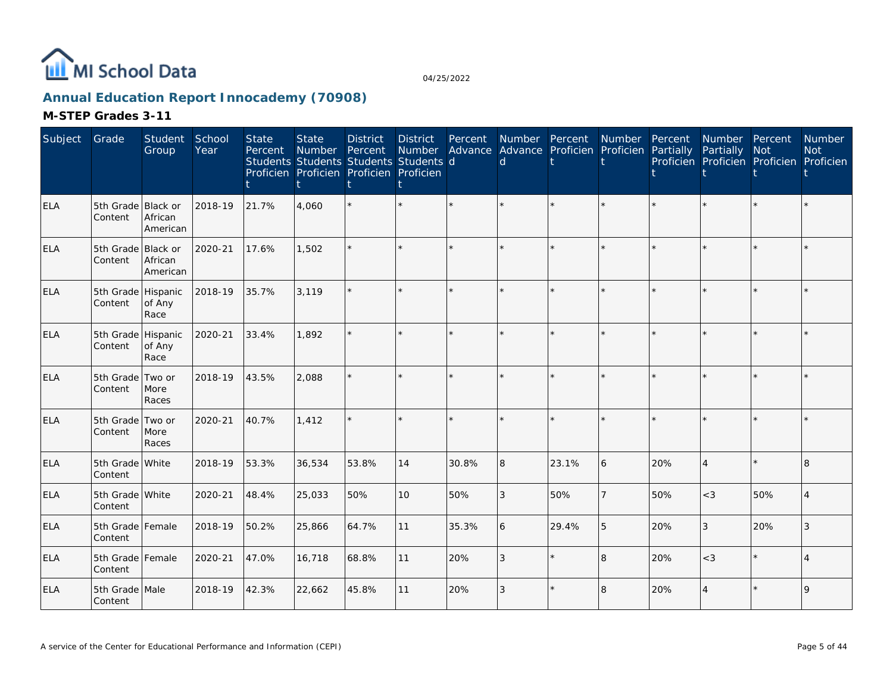# Annual Education Report Innocademy (70908)

## M-STEP Grades 3-11

| Subject | Grade | Student Group | School Year | State Percent Students Proficient | State Number Students Proficient | District Percent Students Proficient | District Number Students Proficient | Percent Advanced | Number Advanced | Percent Proficient | Number Proficient | Percent Partially Proficient | Number Partially Proficient | Percent Not Proficient | Number Not Proficient |
|---|---|---|---|---|---|---|---|---|---|---|---|---|---|---|---|
| ELA | 5th Grade Content | Black or African American | 2018-19 | 21.7% | 4,060 | * | * | * | * | * | * | * | * | * | * |
| ELA | 5th Grade Content | Black or African American | 2020-21 | 17.6% | 1,502 | * | * | * | * | * | * | * | * | * | * |
| ELA | 5th Grade Content | Hispanic of Any Race | 2018-19 | 35.7% | 3,119 | * | * | * | * | * | * | * | * | * | * |
| ELA | 5th Grade Content | Hispanic of Any Race | 2020-21 | 33.4% | 1,892 | * | * | * | * | * | * | * | * | * | * |
| ELA | 5th Grade Content | Two or More Races | 2018-19 | 43.5% | 2,088 | * | * | * | * | * | * | * | * | * | * |
| ELA | 5th Grade Content | Two or More Races | 2020-21 | 40.7% | 1,412 | * | * | * | * | * | * | * | * | * | * |
| ELA | 5th Grade Content | White | 2018-19 | 53.3% | 36,534 | 53.8% | 14 | 30.8% | 8 | 23.1% | 6 | 20% | 4 | * | 8 |
| ELA | 5th Grade Content | White | 2020-21 | 48.4% | 25,033 | 50% | 10 | 50% | 3 | 50% | 7 | 50% | <3 | 50% | 4 |
| ELA | 5th Grade Content | Female | 2018-19 | 50.2% | 25,866 | 64.7% | 11 | 35.3% | 6 | 29.4% | 5 | 20% | 3 | 20% | 3 |
| ELA | 5th Grade Content | Female | 2020-21 | 47.0% | 16,718 | 68.8% | 11 | 20% | 3 | * | 8 | 20% | <3 | * | 4 |
| ELA | 5th Grade Content | Male | 2018-19 | 42.3% | 22,662 | 45.8% | 11 | 20% | 3 | * | 8 | 20% | 4 | * | 9 |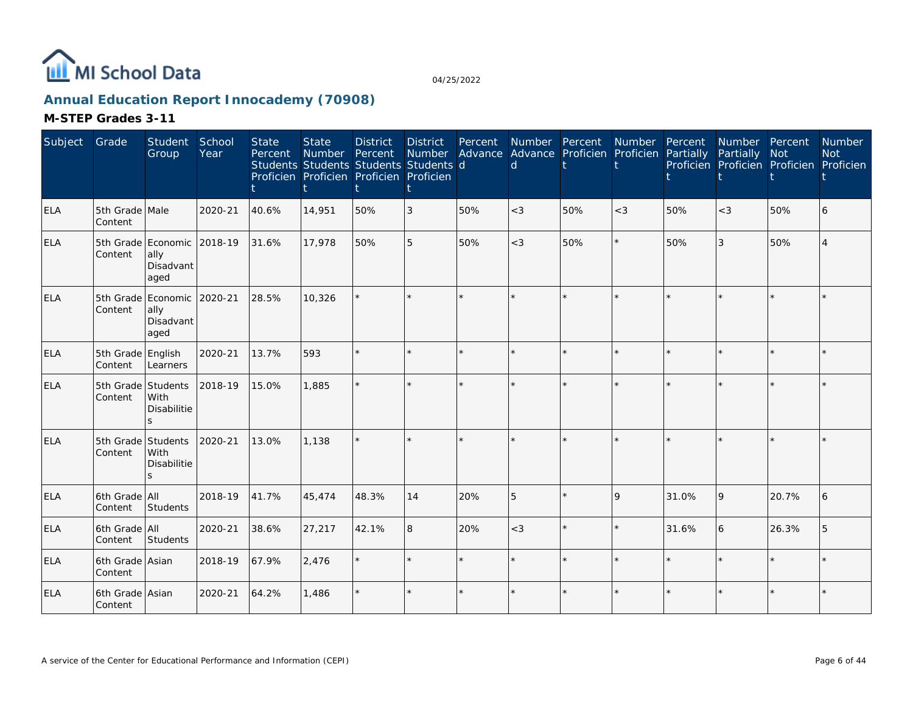## Annual Education Report Innocademy (70908)

### M-STEP Grades 3-11

| Subject | Grade | Student Group | School Year | State Percent Students Proficient | State Number Students Proficient | District Percent Students Proficient | District Number Students Proficient | Percent Advanced | Number Advanced | Percent Proficient | Number Proficient | Percent Partially Proficient | Number Partially Proficient | Percent Not Proficient | Number Not Proficient |
|---|---|---|---|---|---|---|---|---|---|---|---|---|---|---|---|
| ELA | 5th Grade Content | Male | 2020-21 | 40.6% | 14,951 | 50% | 3 | 50% | <3 | 50% | <3 | 50% | <3 | 50% | 6 |
| ELA | 5th Grade Content | Economically Disadvantaged | 2018-19 | 31.6% | 17,978 | 50% | 5 | 50% | <3 | 50% | * | 50% | 3 | 50% | 4 |
| ELA | 5th Grade Content | Economically Disadvantaged | 2020-21 | 28.5% | 10,326 | * | * | * | * | * | * | * | * | * | * |
| ELA | 5th Grade Content | English Learners | 2020-21 | 13.7% | 593 | * | * | * | * | * | * | * | * | * | * |
| ELA | 5th Grade Content | Students With Disabilities | 2018-19 | 15.0% | 1,885 | * | * | * | * | * | * | * | * | * | * |
| ELA | 5th Grade Content | Students With Disabilities | 2020-21 | 13.0% | 1,138 | * | * | * | * | * | * | * | * | * | * |
| ELA | 6th Grade Content | All Students | 2018-19 | 41.7% | 45,474 | 48.3% | 14 | 20% | 5 | * | 9 | 31.0% | 9 | 20.7% | 6 |
| ELA | 6th Grade Content | All Students | 2020-21 | 38.6% | 27,217 | 42.1% | 8 | 20% | <3 | * | * | 31.6% | 6 | 26.3% | 5 |
| ELA | 6th Grade Content | Asian | 2018-19 | 67.9% | 2,476 | * | * | * | * | * | * | * | * | * | * |
| ELA | 6th Grade Content | Asian | 2020-21 | 64.2% | 1,486 | * | * | * | * | * | * | * | * | * | * |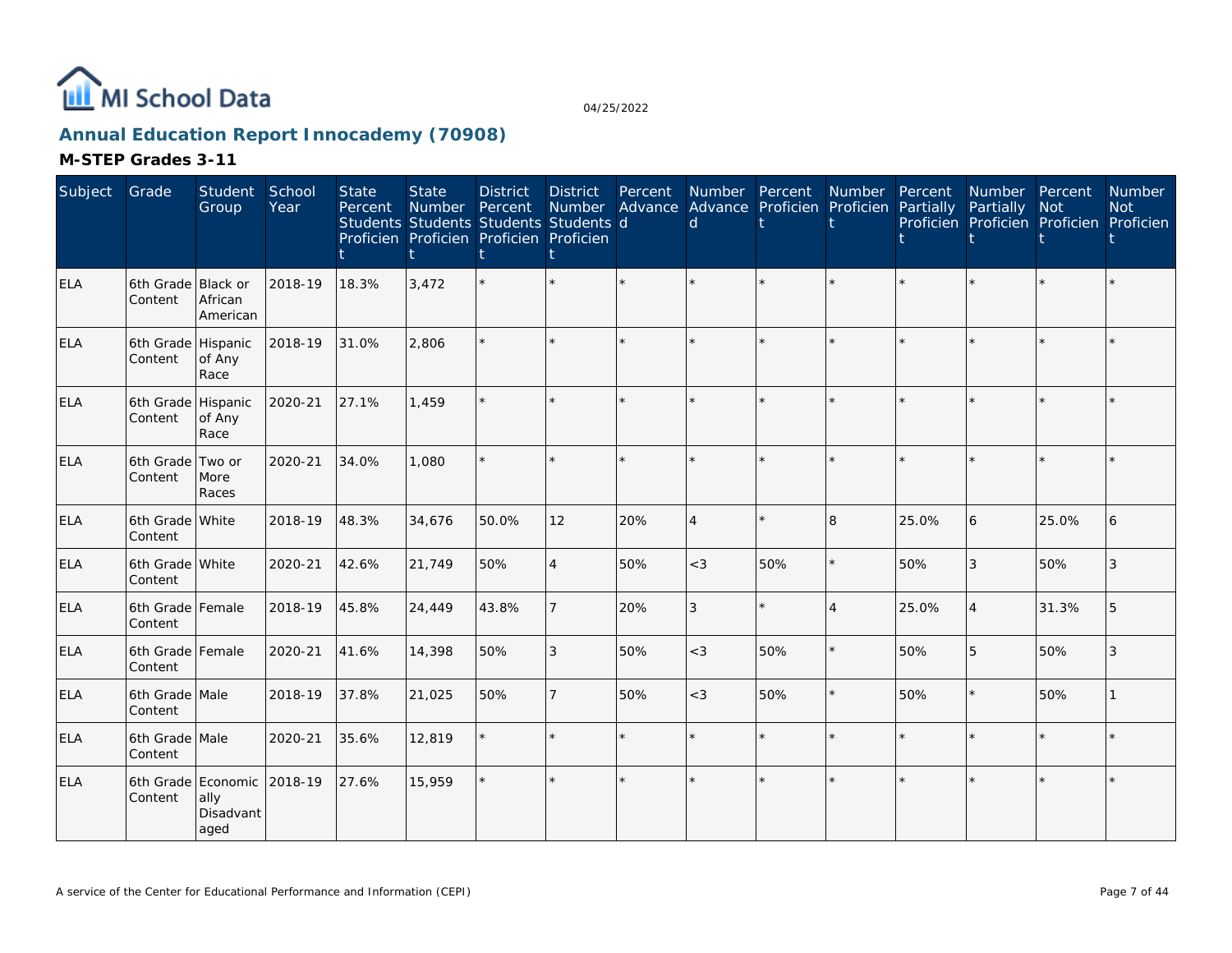# MI School Data

04/25/2022

## Annual Education Report Innocademy (70908)

### M-STEP Grades 3-11

| Subject | Grade | Student Group | School Year | State Percent Students Proficient | State Number Students Proficient | District Percent Students Proficient | District Number Students Proficient | Percent Advanced | Number Advanced | Percent Proficient | Number Proficient | Percent Partially Proficient | Number Partially Proficient | Percent Not Proficient | Number Not Proficient |
|---|---|---|---|---|---|---|---|---|---|---|---|---|---|---|---|
| ELA | 6th Grade Content | Black or African American | 2018-19 | 18.3% | 3,472 | * | * | * | * | * | * | * | * | * | * |
| ELA | 6th Grade Content | Hispanic of Any Race | 2018-19 | 31.0% | 2,806 | * | * | * | * | * | * | * | * | * | * |
| ELA | 6th Grade Content | Hispanic of Any Race | 2020-21 | 27.1% | 1,459 | * | * | * | * | * | * | * | * | * | * |
| ELA | 6th Grade Content | Two or More Races | 2020-21 | 34.0% | 1,080 | * | * | * | * | * | * | * | * | * | * |
| ELA | 6th Grade Content | White | 2018-19 | 48.3% | 34,676 | 50.0% | 12 | 20% | 4 | * | 8 | 25.0% | 6 | 25.0% | 6 |
| ELA | 6th Grade Content | White | 2020-21 | 42.6% | 21,749 | 50% | 4 | 50% | <3 | 50% | * | 50% | 3 | 50% | 3 |
| ELA | 6th Grade Content | Female | 2018-19 | 45.8% | 24,449 | 43.8% | 7 | 20% | 3 | * | 4 | 25.0% | 4 | 31.3% | 5 |
| ELA | 6th Grade Content | Female | 2020-21 | 41.6% | 14,398 | 50% | 3 | 50% | <3 | 50% | * | 50% | 5 | 50% | 3 |
| ELA | 6th Grade Content | Male | 2018-19 | 37.8% | 21,025 | 50% | 7 | 50% | <3 | 50% | * | 50% | * | 50% | 1 |
| ELA | 6th Grade Content | Male | 2020-21 | 35.6% | 12,819 | * | * | * | * | * | * | * | * | * | * |
| ELA | 6th Grade Content | Economically Disadvantaged | 2018-19 | 27.6% | 15,959 | * | * | * | * | * | * | * | * | * | * |

A service of the Center for Educational Performance and Information (CEPI)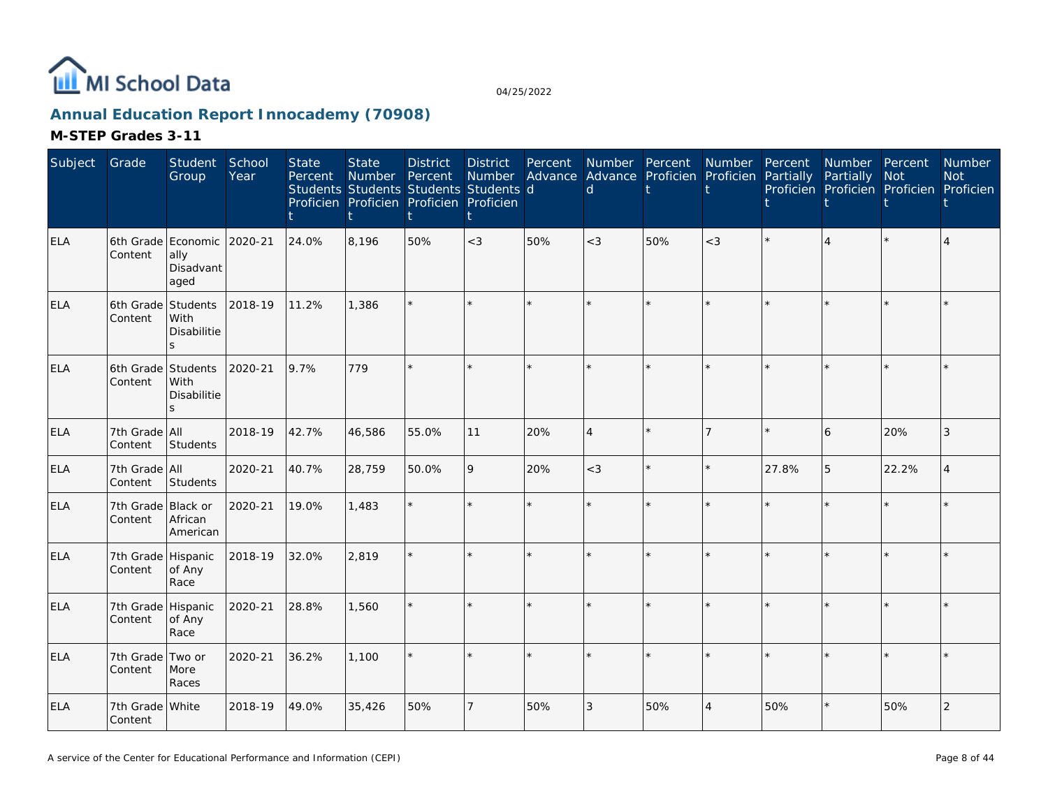# Annual Education Report Innocademy (70908)

## M-STEP Grades 3-11

| Subject | Grade | Student Group | School Year | State Percent Students Proficient | State Number Students Proficient | District Percent Students Proficient | District Number Students Proficient | Percent Advanced | Number Advanced | Percent Proficient | Number Proficient | Percent Partially Proficient | Number Partially Proficient | Percent Not Proficient | Number Not Proficient |
|---|---|---|---|---|---|---|---|---|---|---|---|---|---|---|---|
| ELA | 6th Grade Content | Economically Disadvantaged | 2020-21 | 24.0% | 8,196 | 50% | <3 | 50% | <3 | 50% | <3 | * | 4 | * | 4 |
| ELA | 6th Grade Content | Students With Disabilities | 2018-19 | 11.2% | 1,386 | * | * | * | * | * | * | * | * | * | * |
| ELA | 6th Grade Content | Students With Disabilities | 2020-21 | 9.7% | 779 | * | * | * | * | * | * | * | * | * | * |
| ELA | 7th Grade Content | All Students | 2018-19 | 42.7% | 46,586 | 55.0% | 11 | 20% | 4 | * | 7 | * | 6 | 20% | 3 |
| ELA | 7th Grade Content | All Students | 2020-21 | 40.7% | 28,759 | 50.0% | 9 | 20% | <3 | * | * | 27.8% | 5 | 22.2% | 4 |
| ELA | 7th Grade Content | Black or African American | 2020-21 | 19.0% | 1,483 | * | * | * | * | * | * | * | * | * | * |
| ELA | 7th Grade Content | Hispanic of Any Race | 2018-19 | 32.0% | 2,819 | * | * | * | * | * | * | * | * | * | * |
| ELA | 7th Grade Content | Hispanic of Any Race | 2020-21 | 28.8% | 1,560 | * | * | * | * | * | * | * | * | * | * |
| ELA | 7th Grade Content | Two or More Races | 2020-21 | 36.2% | 1,100 | * | * | * | * | * | * | * | * | * | * |
| ELA | 7th Grade Content | White | 2018-19 | 49.0% | 35,426 | 50% | 7 | 50% | 3 | 50% | 4 | 50% | * | 50% | 2 |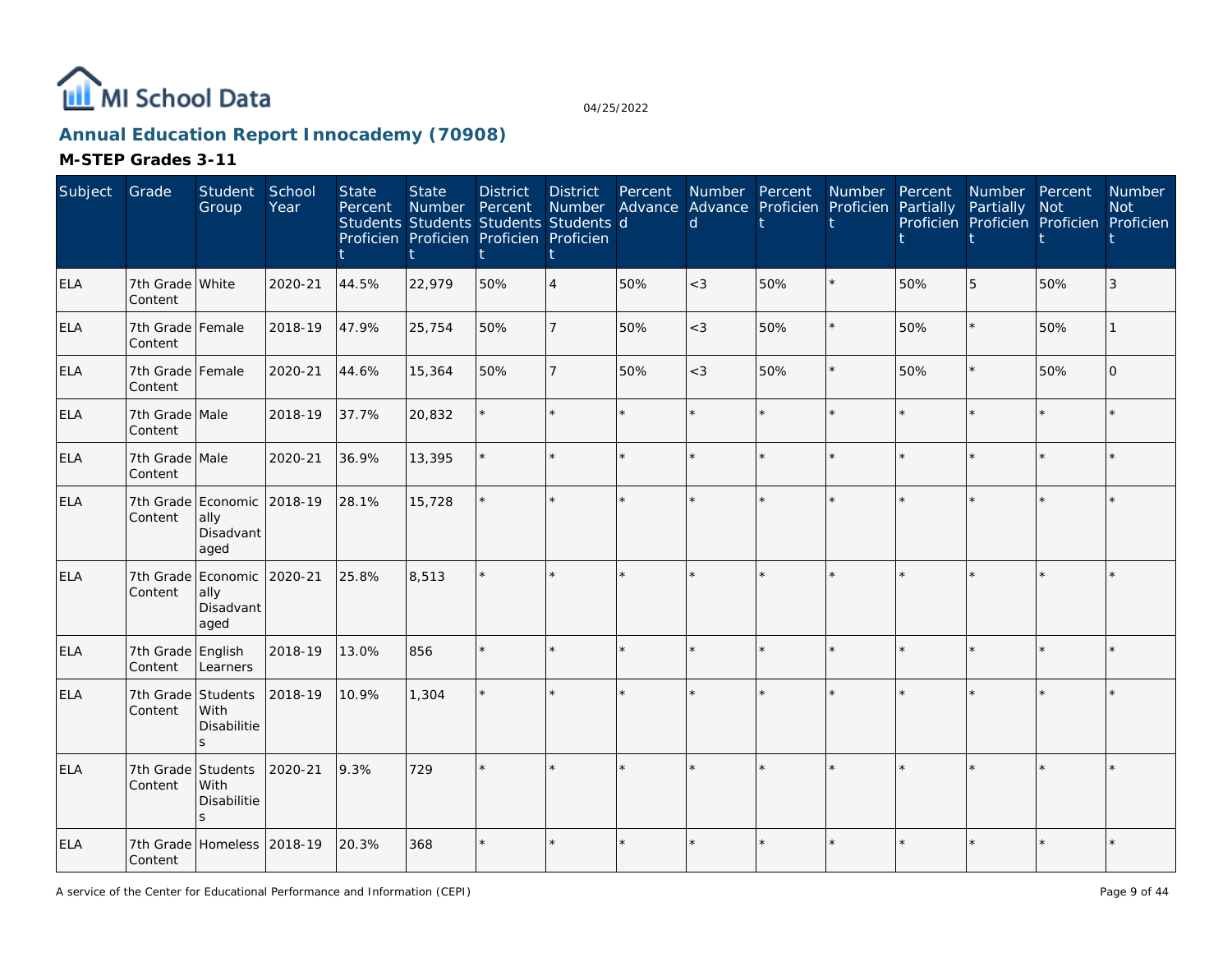MI School Data

04/25/2022

## Annual Education Report Innocademy (70908)

### M-STEP Grades 3-11

| Subject | Grade | Student Group | School Year | State Percent Students Proficient | State Number Students Proficient | District Percent Students Proficient | District Number Students Proficient | Percent Advanced | Number Advanced | Percent Proficient | Number Proficient | Percent Partially Proficient | Number Partially Proficient | Percent Not Proficient | Number Not Proficient |
|---|---|---|---|---|---|---|---|---|---|---|---|---|---|---|---|
| ELA | 7th Grade Content | White | 2020-21 | 44.5% | 22,979 | 50% | 4 | 50% | <3 | 50% | * | 50% | 5 | 50% | 3 |
| ELA | 7th Grade Content | Female | 2018-19 | 47.9% | 25,754 | 50% | 7 | 50% | <3 | 50% | * | 50% | * | 50% | 1 |
| ELA | 7th Grade Content | Female | 2020-21 | 44.6% | 15,364 | 50% | 7 | 50% | <3 | 50% | * | 50% | * | 50% | 0 |
| ELA | 7th Grade Content | Male | 2018-19 | 37.7% | 20,832 | * | * | * | * | * | * | * | * | * | * |
| ELA | 7th Grade Content | Male | 2020-21 | 36.9% | 13,395 | * | * | * | * | * | * | * | * | * | * |
| ELA | 7th Grade Content | Economically Disadvantaged | 2018-19 | 28.1% | 15,728 | * | * | * | * | * | * | * | * | * | * |
| ELA | 7th Grade Content | Economically Disadvantaged | 2020-21 | 25.8% | 8,513 | * | * | * | * | * | * | * | * | * | * |
| ELA | 7th Grade Content | English Learners | 2018-19 | 13.0% | 856 | * | * | * | * | * | * | * | * | * | * |
| ELA | 7th Grade Content | Students With Disabilities | 2018-19 | 10.9% | 1,304 | * | * | * | * | * | * | * | * | * | * |
| ELA | 7th Grade Content | Students With Disabilities | 2020-21 | 9.3% | 729 | * | * | * | * | * | * | * | * | * | * |
| ELA | 7th Grade Content | Homeless | 2018-19 | 20.3% | 368 | * | * | * | * | * | * | * | * | * | * |

A service of the Center for Educational Performance and Information (CEPI)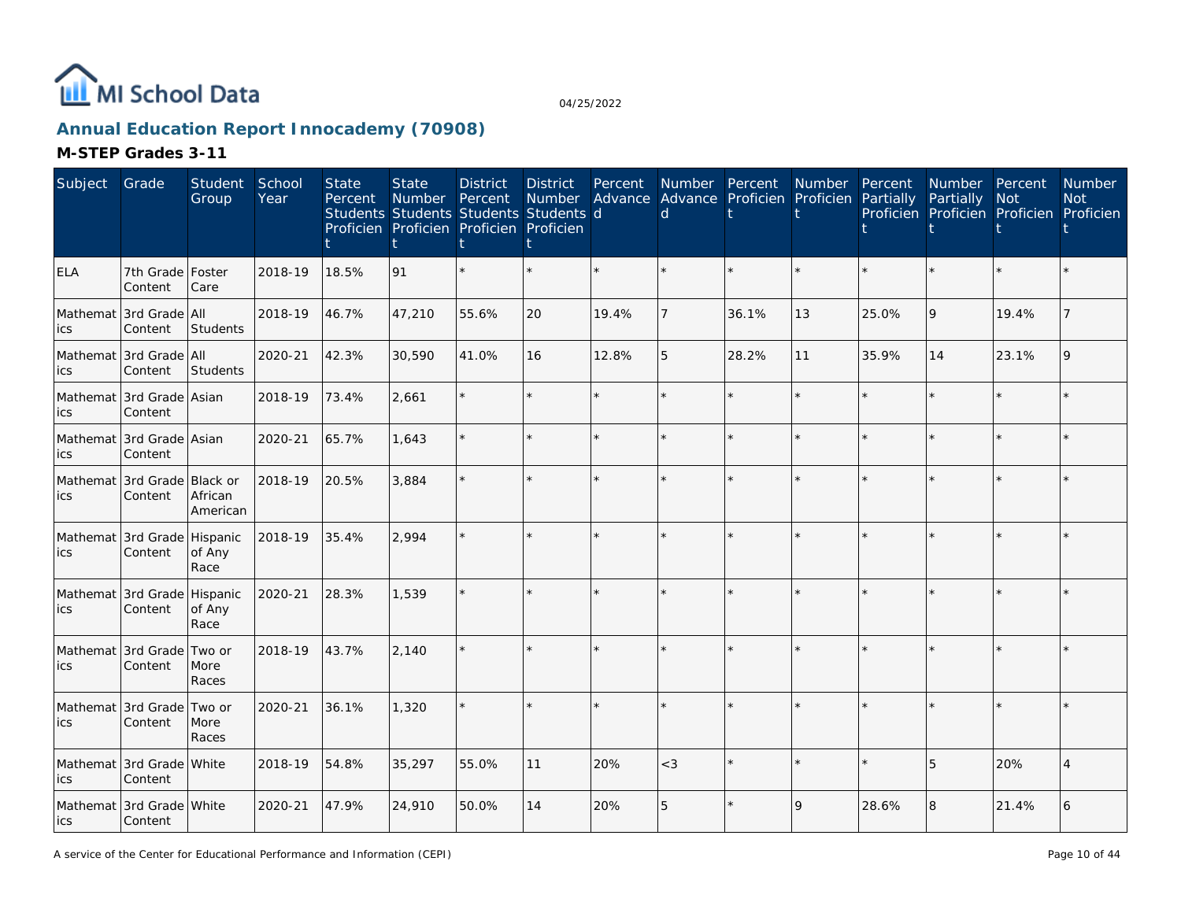MI School Data

04/25/2022

## Annual Education Report Innocademy (70908)

### M-STEP Grades 3-11

| Subject | Grade | Student Group | School Year | State Percent Students Proficient | State Number Students Proficient | District Percent Students Proficient | District Number Students Proficient | Percent Advanced | Number Advanced | Percent Proficient | Number Proficient | Percent Partially Proficient | Number Partially Proficient | Percent Not Proficient | Number Not Proficient |
|---|---|---|---|---|---|---|---|---|---|---|---|---|---|---|---|
| ELA | 7th Grade Content | Foster Care | 2018-19 | 18.5% | 91 | * | * | * | * | * | * | * | * | * | * |
| Mathematics | 3rd Grade Content | All Students | 2018-19 | 46.7% | 47,210 | 55.6% | 20 | 19.4% | 7 | 36.1% | 13 | 25.0% | 9 | 19.4% | 7 |
| Mathematics | 3rd Grade Content | All Students | 2020-21 | 42.3% | 30,590 | 41.0% | 16 | 12.8% | 5 | 28.2% | 11 | 35.9% | 14 | 23.1% | 9 |
| Mathematics | 3rd Grade Content | Asian | 2018-19 | 73.4% | 2,661 | * | * | * | * | * | * | * | * | * | * |
| Mathematics | 3rd Grade Content | Asian | 2020-21 | 65.7% | 1,643 | * | * | * | * | * | * | * | * | * | * |
| Mathematics | 3rd Grade Content | Black or African American | 2018-19 | 20.5% | 3,884 | * | * | * | * | * | * | * | * | * | * |
| Mathematics | 3rd Grade Content | Hispanic of Any Race | 2018-19 | 35.4% | 2,994 | * | * | * | * | * | * | * | * | * | * |
| Mathematics | 3rd Grade Content | Hispanic of Any Race | 2020-21 | 28.3% | 1,539 | * | * | * | * | * | * | * | * | * | * |
| Mathematics | 3rd Grade Content | Two or More Races | 2018-19 | 43.7% | 2,140 | * | * | * | * | * | * | * | * | * | * |
| Mathematics | 3rd Grade Content | Two or More Races | 2020-21 | 36.1% | 1,320 | * | * | * | * | * | * | * | * | * | * |
| Mathematics | 3rd Grade Content | White | 2018-19 | 54.8% | 35,297 | 55.0% | 11 | 20% | <3 | * | * | * | 5 | 20% | 4 |
| Mathematics | 3rd Grade Content | White | 2020-21 | 47.9% | 24,910 | 50.0% | 14 | 20% | 5 | * | 9 | 28.6% | 8 | 21.4% | 6 |

A service of the Center for Educational Performance and Information (CEPI)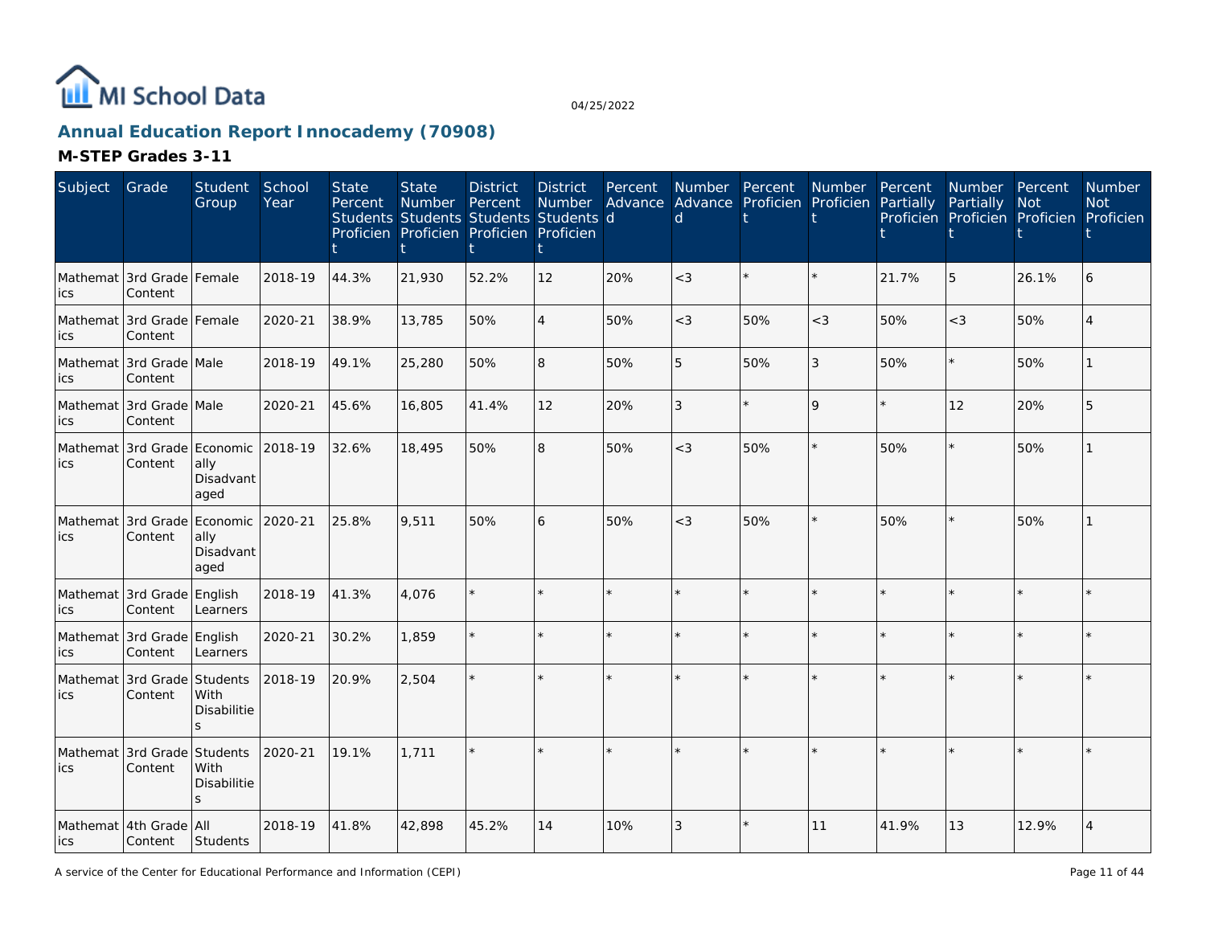# Annual Education Report Innocademy (70908)

04/25/2022

## M-STEP Grades 3-11

| Subject | Grade | Student Group | School Year | State Percent Students Proficient | State Number Students Proficient | District Percent Students Proficient | District Number Students Proficient | Percent Advanced | Number Advanced | Percent Proficient | Number Proficient | Percent Partially Proficient | Number Partially Proficient | Percent Not Proficient | Number Not Proficient |
|---|---|---|---|---|---|---|---|---|---|---|---|---|---|---|---|
| Mathematics | 3rd Grade Content | Female | 2018-19 | 44.3% | 21,930 | 52.2% | 12 | 20% | <3 | * | * | 21.7% | 5 | 26.1% | 6 |
| Mathematics | 3rd Grade Content | Female | 2020-21 | 38.9% | 13,785 | 50% | 4 | 50% | <3 | 50% | <3 | 50% | <3 | 50% | 4 |
| Mathematics | 3rd Grade Content | Male | 2018-19 | 49.1% | 25,280 | 50% | 8 | 50% | 5 | 50% | 3 | 50% | * | 50% | 1 |
| Mathematics | 3rd Grade Content | Male | 2020-21 | 45.6% | 16,805 | 41.4% | 12 | 20% | 3 | * | 9 | * | 12 | 20% | 5 |
| Mathematics | 3rd Grade Content | Economically Disadvantaged | 2018-19 | 32.6% | 18,495 | 50% | 8 | 50% | <3 | 50% | * | 50% | * | 50% | 1 |
| Mathematics | 3rd Grade Content | Economically Disadvantaged | 2020-21 | 25.8% | 9,511 | 50% | 6 | 50% | <3 | 50% | * | 50% | * | 50% | 1 |
| Mathematics | 3rd Grade Content | English Learners | 2018-19 | 41.3% | 4,076 | * | * | * | * | * | * | * | * | * | * |
| Mathematics | 3rd Grade Content | English Learners | 2020-21 | 30.2% | 1,859 | * | * | * | * | * | * | * | * | * | * |
| Mathematics | 3rd Grade Content | Students With Disabilities | 2018-19 | 20.9% | 2,504 | * | * | * | * | * | * | * | * | * | * |
| Mathematics | 3rd Grade Content | Students With Disabilities | 2020-21 | 19.1% | 1,711 | * | * | * | * | * | * | * | * | * | * |
| Mathematics | 4th Grade Content | All Students | 2018-19 | 41.8% | 42,898 | 45.2% | 14 | 10% | 3 | * | 11 | 41.9% | 13 | 12.9% | 4 |

A service of the Center for Educational Performance and Information (CEPI)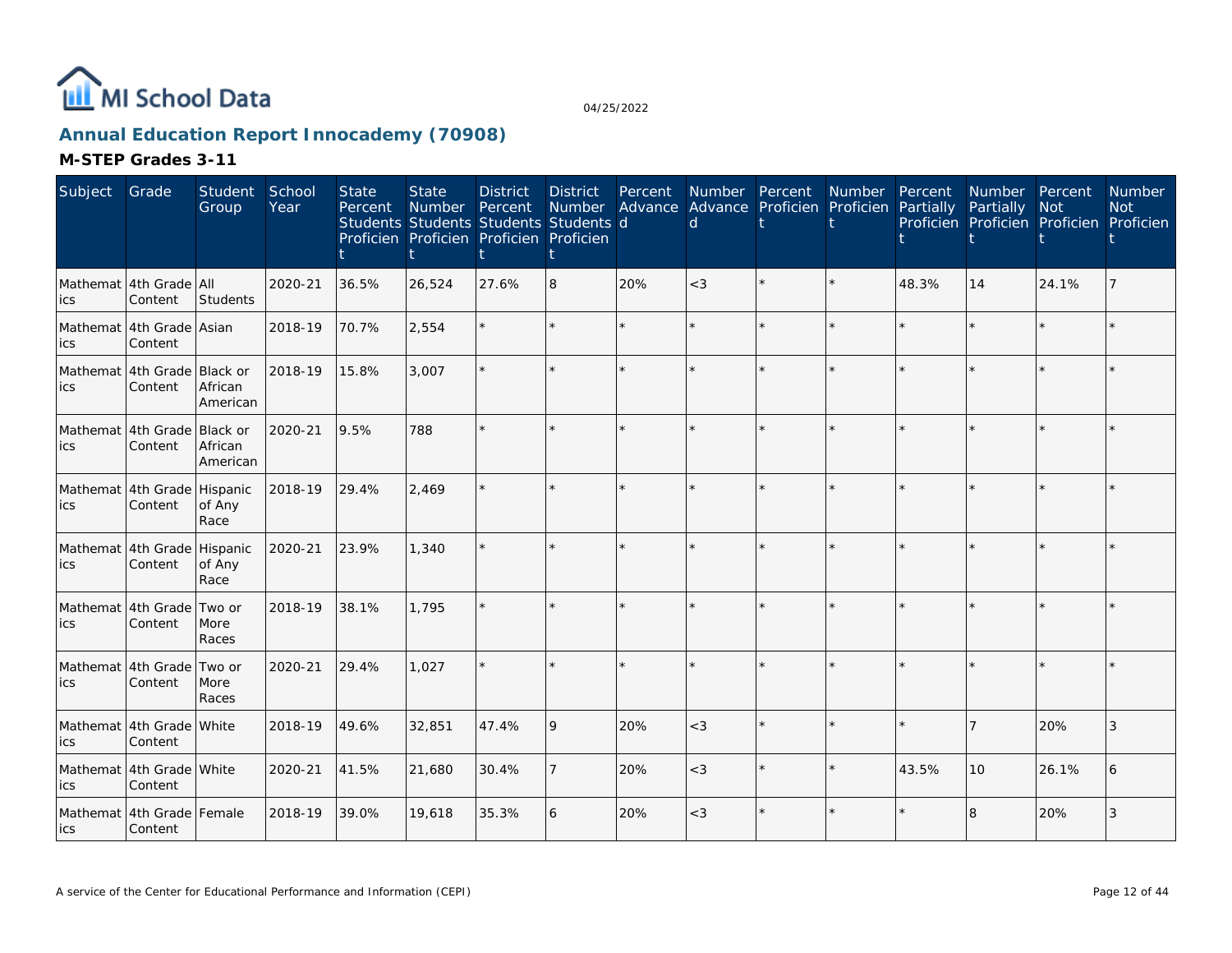MI School Data

04/25/2022

## Annual Education Report Innocademy (70908)

### M-STEP Grades 3-11

| Subject | Grade | Student Group | School Year | State Percent Students Proficient | State Number Students Proficient | District Percent Students Proficient | District Number Students Proficient | Percent Advanced | Number Advanced | Percent Proficient | Number Proficient | Percent Partially Proficient | Number Partially Proficient | Percent Not Proficient | Number Not Proficient |
|---|---|---|---|---|---|---|---|---|---|---|---|---|---|---|---|
| Mathematics | 4th Grade Content | All Students | 2020-21 | 36.5% | 26,524 | 27.6% | 8 | 20% | <3 | * | * | 48.3% | 14 | 24.1% | 7 |
| Mathematics | 4th Grade Content | Asian | 2018-19 | 70.7% | 2,554 | * | * | * | * | * | * | * | * | * | * |
| Mathematics | 4th Grade Content | Black or African American | 2018-19 | 15.8% | 3,007 | * | * | * | * | * | * | * | * | * | * |
| Mathematics | 4th Grade Content | Black or African American | 2020-21 | 9.5% | 788 | * | * | * | * | * | * | * | * | * | * |
| Mathematics | 4th Grade Content | Hispanic of Any Race | 2018-19 | 29.4% | 2,469 | * | * | * | * | * | * | * | * | * | * |
| Mathematics | 4th Grade Content | Hispanic of Any Race | 2020-21 | 23.9% | 1,340 | * | * | * | * | * | * | * | * | * | * |
| Mathematics | 4th Grade Content | Two or More Races | 2018-19 | 38.1% | 1,795 | * | * | * | * | * | * | * | * | * | * |
| Mathematics | 4th Grade Content | Two or More Races | 2020-21 | 29.4% | 1,027 | * | * | * | * | * | * | * | * | * | * |
| Mathematics | 4th Grade Content | White | 2018-19 | 49.6% | 32,851 | 47.4% | 9 | 20% | <3 | * | * | * | 7 | 20% | 3 |
| Mathematics | 4th Grade Content | White | 2020-21 | 41.5% | 21,680 | 30.4% | 7 | 20% | <3 | * | * | 43.5% | 10 | 26.1% | 6 |
| Mathematics | 4th Grade Content | Female | 2018-19 | 39.0% | 19,618 | 35.3% | 6 | 20% | <3 | * | * | * | 8 | 20% | 3 |

A service of the Center for Educational Performance and Information (CEPI)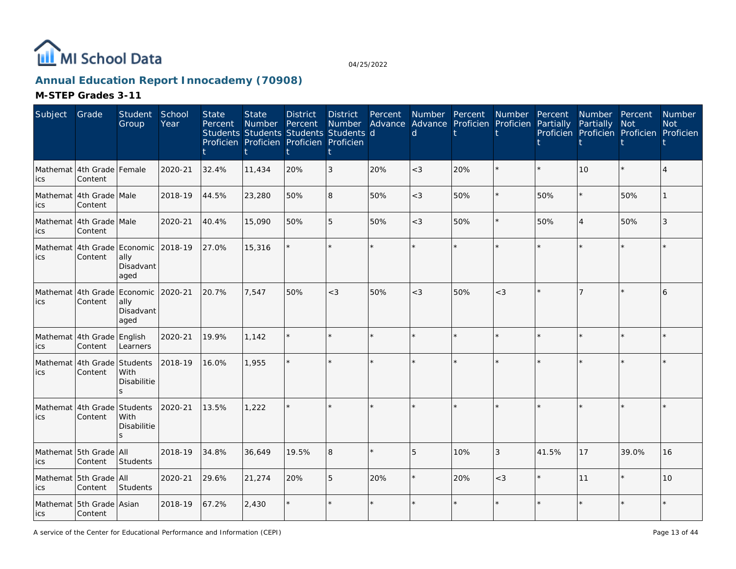MI School Data

04/25/2022

## Annual Education Report Innocademy (70908)

### M-STEP Grades 3-11

| Subject | Grade | Student Group | School Year | State Percent Students Proficient | State Number Students Proficient | District Percent Students Proficient | District Number Students Proficient | Percent Advanced | Number Advanced | Percent Proficient | Number Proficient | Percent Partially Proficient | Number Partially Proficient | Percent Not Proficient | Number Not Proficient |
|---|---|---|---|---|---|---|---|---|---|---|---|---|---|---|---|
| Mathematics | 4th Grade Content | Female | 2020-21 | 32.4% | 11,434 | 20% | 3 | 20% | <3 | 20% | * | * | 10 | * | 4 |
| Mathematics | 4th Grade Content | Male | 2018-19 | 44.5% | 23,280 | 50% | 8 | 50% | <3 | 50% | * | 50% | * | 50% | 1 |
| Mathematics | 4th Grade Content | Male | 2020-21 | 40.4% | 15,090 | 50% | 5 | 50% | <3 | 50% | * | 50% | 4 | 50% | 3 |
| Mathematics | 4th Grade Content | Economically Disadvantaged | 2018-19 | 27.0% | 15,316 | * | * | * | * | * | * | * | * | * | * |
| Mathematics | 4th Grade Content | Economically Disadvantaged | 2020-21 | 20.7% | 7,547 | 50% | <3 | 50% | <3 | 50% | <3 | * | 7 | * | 6 |
| Mathematics | 4th Grade Content | English Learners | 2020-21 | 19.9% | 1,142 | * | * | * | * | * | * | * | * | * | * |
| Mathematics | 4th Grade Content | Students With Disabilities | 2018-19 | 16.0% | 1,955 | * | * | * | * | * | * | * | * | * | * |
| Mathematics | 4th Grade Content | Students With Disabilities | 2020-21 | 13.5% | 1,222 | * | * | * | * | * | * | * | * | * | * |
| Mathematics | 5th Grade Content | All Students | 2018-19 | 34.8% | 36,649 | 19.5% | 8 | * | 5 | 10% | 3 | 41.5% | 17 | 39.0% | 16 |
| Mathematics | 5th Grade Content | All Students | 2020-21 | 29.6% | 21,274 | 20% | 5 | 20% | * | 20% | <3 | * | 11 | * | 10 |
| Mathematics | 5th Grade Content | Asian | 2018-19 | 67.2% | 2,430 | * | * | * | * | * | * | * | * | * | * |

A service of the Center for Educational Performance and Information (CEPI)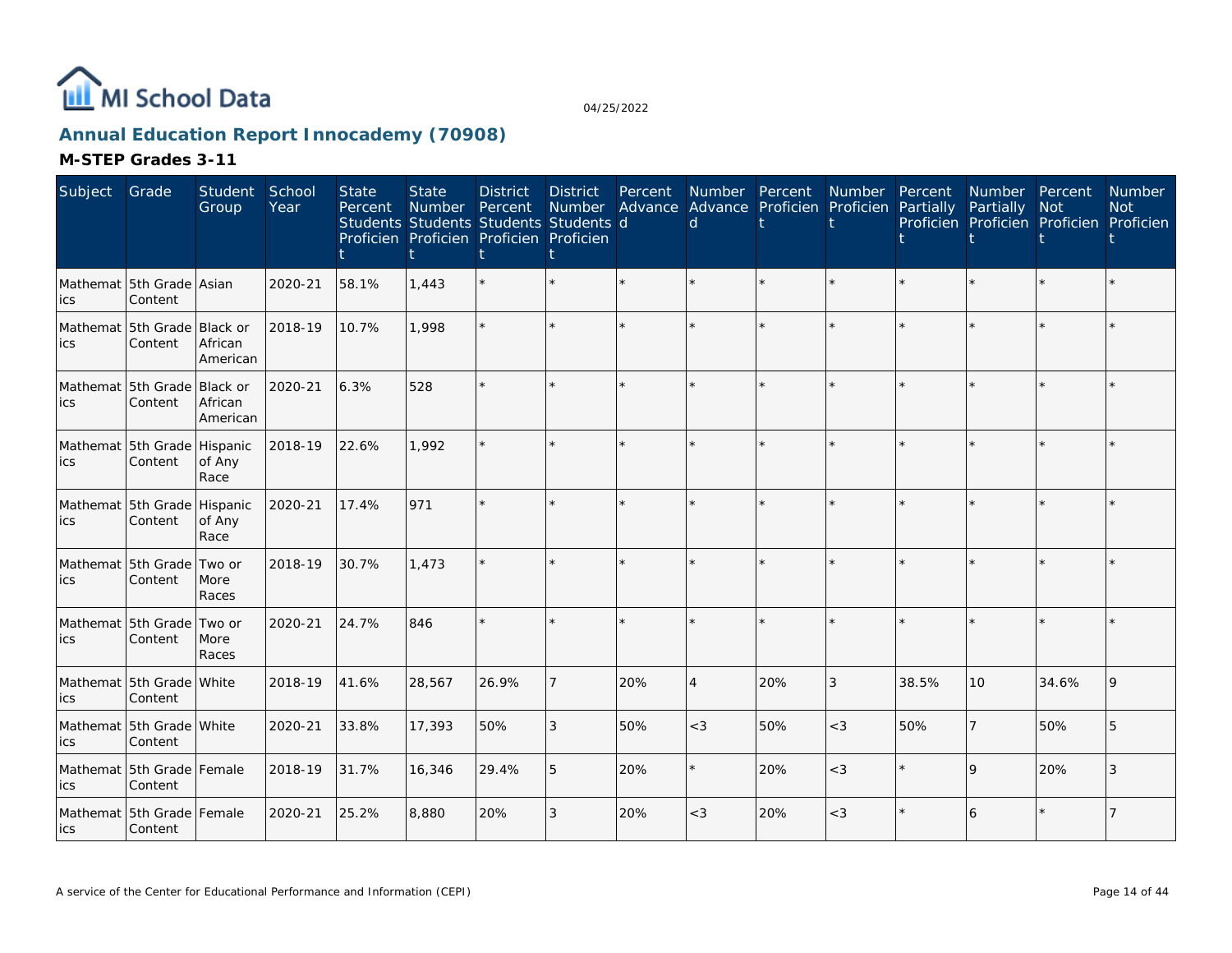# MI School Data

04/25/2022

## Annual Education Report Innocademy (70908)

### M-STEP Grades 3-11

| Subject | Grade | Student Group | School Year | State Percent Students Proficient | State Number Students Proficient | District Percent Students Proficient | District Number Students Proficient | Percent Advanced | Number Advanced | Percent Proficient | Number Proficient | Percent Partially Proficient | Number Partially Proficient | Percent Not Proficient | Number Not Proficient |
|---|---|---|---|---|---|---|---|---|---|---|---|---|---|---|---|
| Mathematics | 5th Grade Content | Asian | 2020-21 | 58.1% | 1,443 | * | * | * | * | * | * | * | * | * | * |
| Mathematics | 5th Grade Content | Black or African American | 2018-19 | 10.7% | 1,998 | * | * | * | * | * | * | * | * | * | * |
| Mathematics | 5th Grade Content | Black or African American | 2020-21 | 6.3% | 528 | * | * | * | * | * | * | * | * | * | * |
| Mathematics | 5th Grade Content | Hispanic of Any Race | 2018-19 | 22.6% | 1,992 | * | * | * | * | * | * | * | * | * | * |
| Mathematics | 5th Grade Content | Hispanic of Any Race | 2020-21 | 17.4% | 971 | * | * | * | * | * | * | * | * | * | * |
| Mathematics | 5th Grade Content | Two or More Races | 2018-19 | 30.7% | 1,473 | * | * | * | * | * | * | * | * | * | * |
| Mathematics | 5th Grade Content | Two or More Races | 2020-21 | 24.7% | 846 | * | * | * | * | * | * | * | * | * | * |
| Mathematics | 5th Grade Content | White | 2018-19 | 41.6% | 28,567 | 26.9% | 7 | 20% | 4 | 20% | 3 | 38.5% | 10 | 34.6% | 9 |
| Mathematics | 5th Grade Content | White | 2020-21 | 33.8% | 17,393 | 50% | 3 | 50% | <3 | 50% | <3 | 50% | 7 | 50% | 5 |
| Mathematics | 5th Grade Content | Female | 2018-19 | 31.7% | 16,346 | 29.4% | 5 | 20% | * | 20% | <3 | * | 9 | 20% | 3 |
| Mathematics | 5th Grade Content | Female | 2020-21 | 25.2% | 8,880 | 20% | 3 | 20% | <3 | 20% | <3 | * | 6 | * | 7 |

A service of the Center for Educational Performance and Information (CEPI)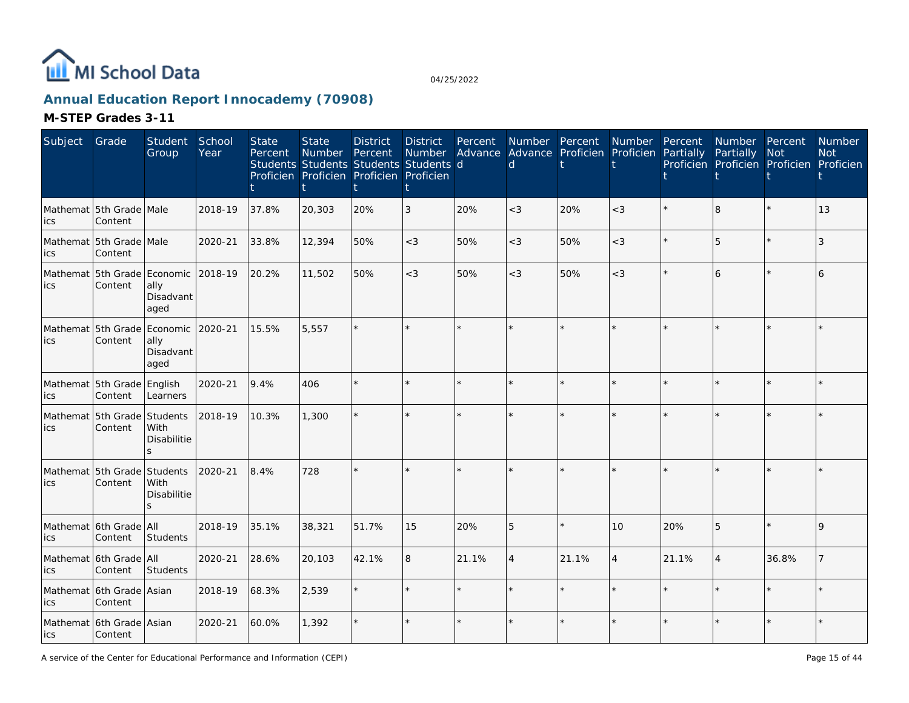# Annual Education Report Innocademy (70908)

## M-STEP Grades 3-11

| Subject | Grade | Student Group | School Year | State Percent Students Proficient | State Number Students Proficient | District Percent Students Proficient | District Number Students Proficient | Percent Advanced | Number Advanced | Percent Proficient | Number Proficient | Percent Partially Proficient | Number Partially Proficient | Percent Not Proficient | Number Not Proficient |
|---|---|---|---|---|---|---|---|---|---|---|---|---|---|---|---|
| Mathematics | 5th Grade Content | Male | 2018-19 | 37.8% | 20,303 | 20% | 3 | 20% | <3 | 20% | <3 | * | 8 | * | 13 |
| Mathematics | 5th Grade Content | Male | 2020-21 | 33.8% | 12,394 | 50% | <3 | 50% | <3 | 50% | <3 | * | 5 | * | 3 |
| Mathematics | 5th Grade Content | Economically Disadvantaged | 2018-19 | 20.2% | 11,502 | 50% | <3 | 50% | <3 | 50% | <3 | * | 6 | * | 6 |
| Mathematics | 5th Grade Content | Economically Disadvantaged | 2020-21 | 15.5% | 5,557 | * | * | * | * | * | * | * | * | * | * |
| Mathematics | 5th Grade Content | English Learners | 2020-21 | 9.4% | 406 | * | * | * | * | * | * | * | * | * | * |
| Mathematics | 5th Grade Content | Students With Disabilities | 2018-19 | 10.3% | 1,300 | * | * | * | * | * | * | * | * | * | * |
| Mathematics | 5th Grade Content | Students With Disabilities | 2020-21 | 8.4% | 728 | * | * | * | * | * | * | * | * | * | * |
| Mathematics | 6th Grade Content | All Students | 2018-19 | 35.1% | 38,321 | 51.7% | 15 | 20% | 5 | * | 10 | 20% | 5 | * | 9 |
| Mathematics | 6th Grade Content | All Students | 2020-21 | 28.6% | 20,103 | 42.1% | 8 | 21.1% | 4 | 21.1% | 4 | 21.1% | 4 | 36.8% | 7 |
| Mathematics | 6th Grade Content | Asian | 2018-19 | 68.3% | 2,539 | * | * | * | * | * | * | * | * | * | * |
| Mathematics | 6th Grade Content | Asian | 2020-21 | 60.0% | 1,392 | * | * | * | * | * | * | * | * | * | * |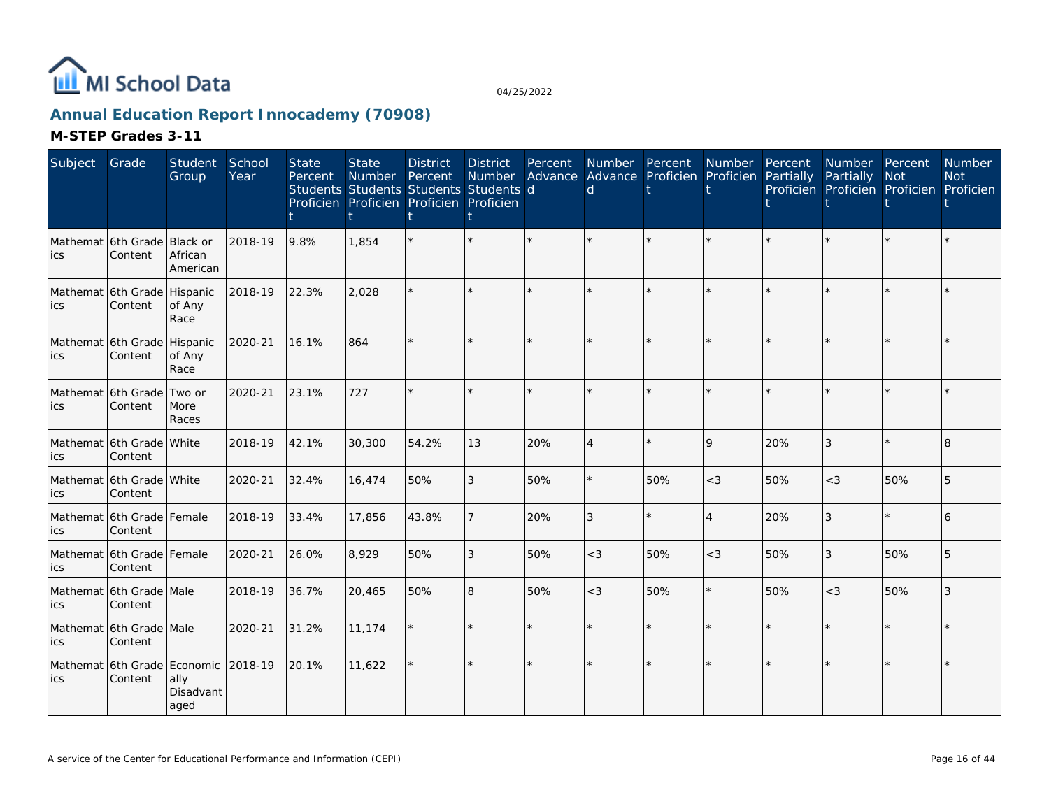MI School Data

04/25/2022

## Annual Education Report Innocademy (70908)

### M-STEP Grades 3-11

| Subject | Grade | Student Group | School Year | State Percent Students Proficient | State Number Students Proficient | District Percent Students Proficient | District Number Students Proficient | Percent Advanced | Number Advanced | Percent Proficient | Number Proficient | Percent Partially Proficient | Number Partially Proficient | Percent Not Proficient | Number Not Proficient |
|---|---|---|---|---|---|---|---|---|---|---|---|---|---|---|---|
| Mathematics | 6th Grade Content | Black or African American | 2018-19 | 9.8% | 1,854 | * | * | * | * | * | * | * | * | * | * |
| Mathematics | 6th Grade Content | Hispanic of Any Race | 2018-19 | 22.3% | 2,028 | * | * | * | * | * | * | * | * | * | * |
| Mathematics | 6th Grade Content | Hispanic of Any Race | 2020-21 | 16.1% | 864 | * | * | * | * | * | * | * | * | * | * |
| Mathematics | 6th Grade Content | Two or More Races | 2020-21 | 23.1% | 727 | * | * | * | * | * | * | * | * | * | * |
| Mathematics | 6th Grade Content | White | 2018-19 | 42.1% | 30,300 | 54.2% | 13 | 20% | 4 | * | 9 | 20% | 3 | * | 8 |
| Mathematics | 6th Grade Content | White | 2020-21 | 32.4% | 16,474 | 50% | 3 | 50% | * | 50% | <3 | 50% | <3 | 50% | 5 |
| Mathematics | 6th Grade Content | Female | 2018-19 | 33.4% | 17,856 | 43.8% | 7 | 20% | 3 | * | 4 | 20% | 3 | * | 6 |
| Mathematics | 6th Grade Content | Female | 2020-21 | 26.0% | 8,929 | 50% | 3 | 50% | <3 | 50% | <3 | 50% | 3 | 50% | 5 |
| Mathematics | 6th Grade Content | Male | 2018-19 | 36.7% | 20,465 | 50% | 8 | 50% | <3 | 50% | * | 50% | <3 | 50% | 3 |
| Mathematics | 6th Grade Content | Male | 2020-21 | 31.2% | 11,174 | * | * | * | * | * | * | * | * | * | * |
| Mathematics | 6th Grade Content | Economically Disadvantaged | 2018-19 | 20.1% | 11,622 | * | * | * | * | * | * | * | * | * | * |

A service of the Center for Educational Performance and Information (CEPI)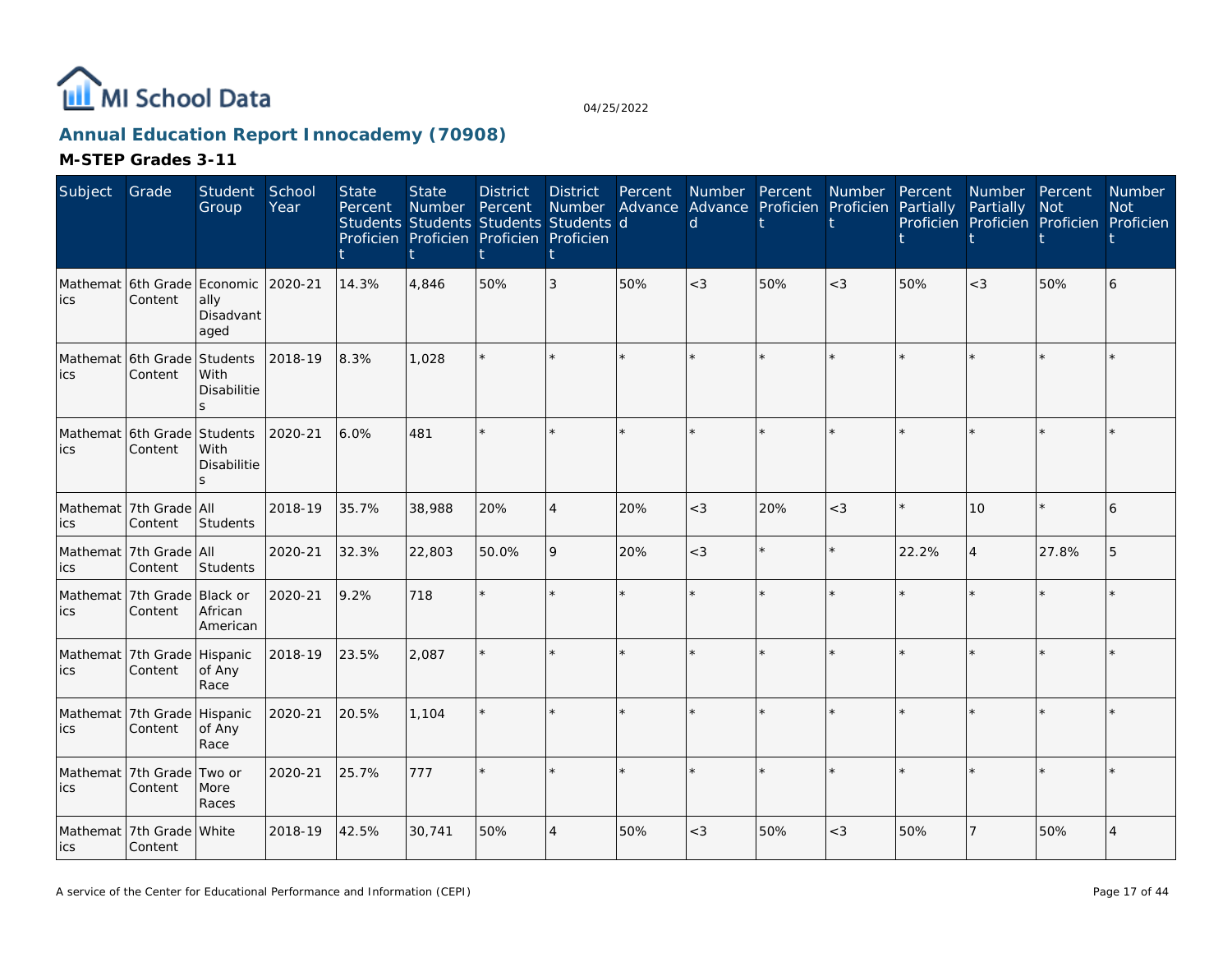# Annual Education Report Innocademy (70908)

04/25/2022

## M-STEP Grades 3-11

| Subject | Grade | Student Group | School Year | State Percent Students Proficient | State Number Students Proficient | District Percent Students Proficient | District Number Students Proficient | Percent Advanced | Number Advanced | Percent Proficient | Number Proficient | Percent Partially Proficient | Number Partially Proficient | Percent Not Proficient | Number Not Proficient |
|---|---|---|---|---|---|---|---|---|---|---|---|---|---|---|---|
| Mathematics | 6th Grade Content | Economically Disadvantaged | 2020-21 | 14.3% | 4,846 | 50% | 3 | 50% | <3 | 50% | <3 | 50% | <3 | 50% | 6 |
| Mathematics | 6th Grade Content | Students With Disabilities | 2018-19 | 8.3% | 1,028 | * | * | * | * | * | * | * | * | * | * |
| Mathematics | 6th Grade Content | Students With Disabilities | 2020-21 | 6.0% | 481 | * | * | * | * | * | * | * | * | * | * |
| Mathematics | 7th Grade Content | All Students | 2018-19 | 35.7% | 38,988 | 20% | 4 | 20% | <3 | 20% | <3 | * | 10 | * | 6 |
| Mathematics | 7th Grade Content | All Students | 2020-21 | 32.3% | 22,803 | 50.0% | 9 | 20% | <3 | * | * | 22.2% | 4 | 27.8% | 5 |
| Mathematics | 7th Grade Content | Black or African American | 2020-21 | 9.2% | 718 | * | * | * | * | * | * | * | * | * | * |
| Mathematics | 7th Grade Content | Hispanic of Any Race | 2018-19 | 23.5% | 2,087 | * | * | * | * | * | * | * | * | * | * |
| Mathematics | 7th Grade Content | Hispanic of Any Race | 2020-21 | 20.5% | 1,104 | * | * | * | * | * | * | * | * | * | * |
| Mathematics | 7th Grade Content | Two or More Races | 2020-21 | 25.7% | 777 | * | * | * | * | * | * | * | * | * | * |
| Mathematics | 7th Grade Content | White | 2018-19 | 42.5% | 30,741 | 50% | 4 | 50% | <3 | 50% | <3 | 50% | 7 | 50% | 4 |

A service of the Center for Educational Performance and Information (CEPI)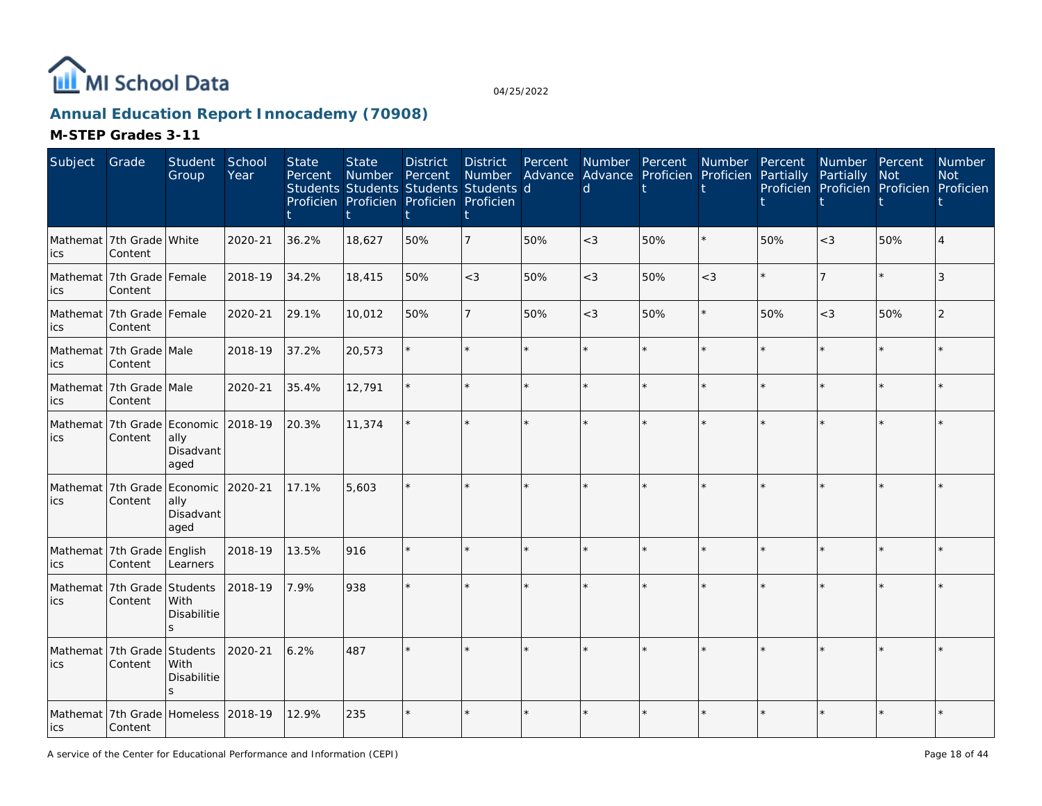MI School Data

04/25/2022

## Annual Education Report Innocademy (70908)

### M-STEP Grades 3-11

| Subject | Grade | Student Group | School Year | State Percent Students Proficient | State Number Students Proficient | District Percent Students Proficient | District Number Students Proficient | Percent Advanced | Number Advanced | Percent Proficient | Number Proficient | Percent Partially Proficient | Number Partially Proficient | Percent Not Proficient | Number Not Proficient |
|---|---|---|---|---|---|---|---|---|---|---|---|---|---|---|---|
| Mathematics | 7th Grade Content | White | 2020-21 | 36.2% | 18,627 | 50% | 7 | 50% | <3 | 50% | * | 50% | <3 | 50% | 4 |
| Mathematics | 7th Grade Content | Female | 2018-19 | 34.2% | 18,415 | 50% | <3 | 50% | <3 | 50% | <3 | * | 7 | * | 3 |
| Mathematics | 7th Grade Content | Female | 2020-21 | 29.1% | 10,012 | 50% | 7 | 50% | <3 | 50% | * | 50% | <3 | 50% | 2 |
| Mathematics | 7th Grade Content | Male | 2018-19 | 37.2% | 20,573 | * | * | * | * | * | * | * | * | * | * |
| Mathematics | 7th Grade Content | Male | 2020-21 | 35.4% | 12,791 | * | * | * | * | * | * | * | * | * | * |
| Mathematics | 7th Grade Content | Economically Disadvantaged | 2018-19 | 20.3% | 11,374 | * | * | * | * | * | * | * | * | * | * |
| Mathematics | 7th Grade Content | Economically Disadvantaged | 2020-21 | 17.1% | 5,603 | * | * | * | * | * | * | * | * | * | * |
| Mathematics | 7th Grade Content | English Learners | 2018-19 | 13.5% | 916 | * | * | * | * | * | * | * | * | * | * |
| Mathematics | 7th Grade Content | Students With Disabilities | 2018-19 | 7.9% | 938 | * | * | * | * | * | * | * | * | * | * |
| Mathematics | 7th Grade Content | Students With Disabilities | 2020-21 | 6.2% | 487 | * | * | * | * | * | * | * | * | * | * |
| Mathematics | 7th Grade Content | Homeless | 2018-19 | 12.9% | 235 | * | * | * | * | * | * | * | * | * | * |

A service of the Center for Educational Performance and Information (CEPI)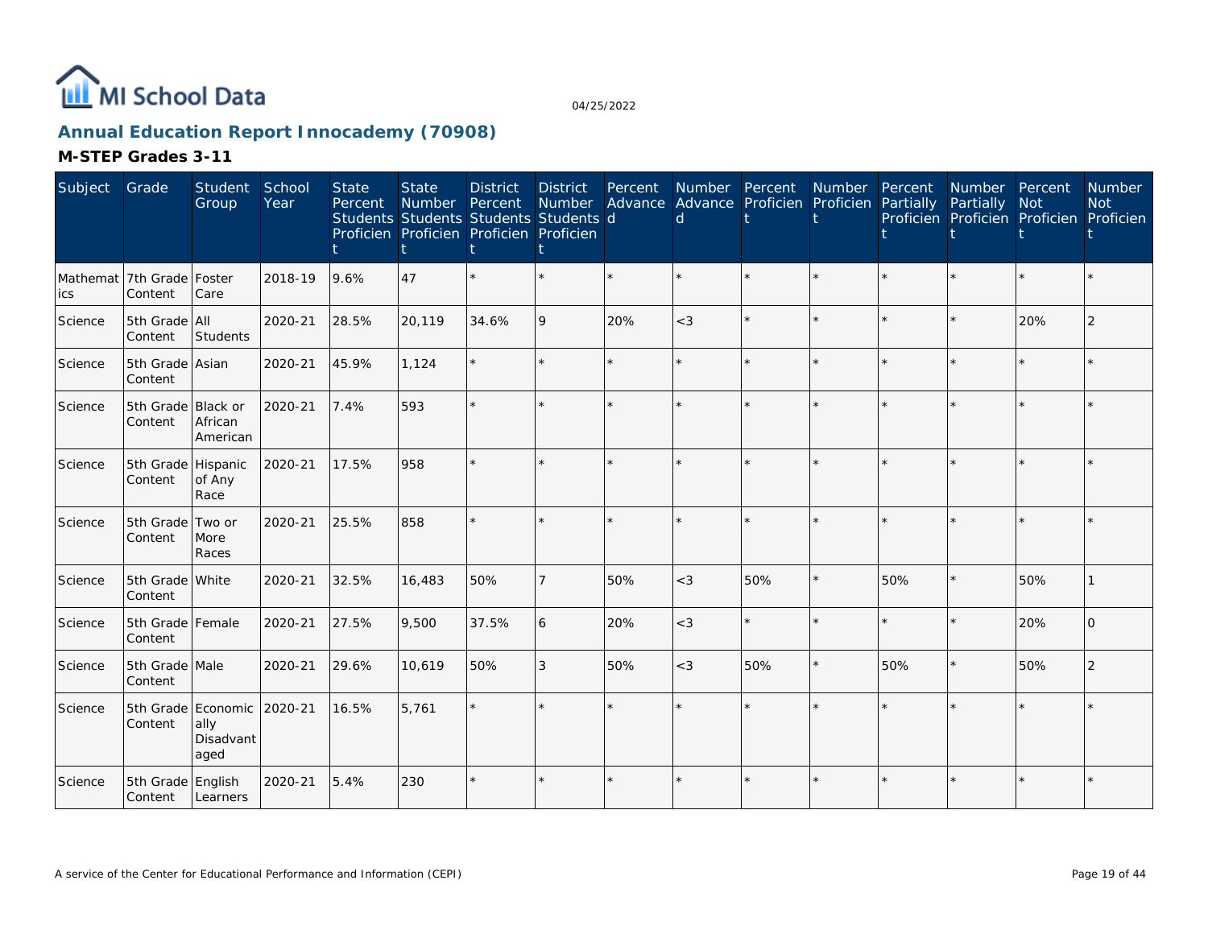MI School Data

04/25/2022

## Annual Education Report Innocademy (70908)

### M-STEP Grades 3-11

| Subject | Grade | Student Group | School Year | State Percent Students Proficient | State Number Students Proficient | District Percent Students Proficient | District Number Students Proficient | Percent Advanced | Number Advanced | Percent Proficient | Number Proficient | Percent Partially Proficient | Number Partially Proficient | Percent Not Proficient | Number Not Proficient |
|---|---|---|---|---|---|---|---|---|---|---|---|---|---|---|---|
| Mathematics | 7th Grade Content | Foster Care | 2018-19 | 9.6% | 47 | * | * | * | * | * | * | * | * | * | * |
| Science | 5th Grade Content | All Students | 2020-21 | 28.5% | 20,119 | 34.6% | 9 | 20% | <3 | * | * | * | * | 20% | 2 |
| Science | 5th Grade Content | Asian | 2020-21 | 45.9% | 1,124 | * | * | * | * | * | * | * | * | * | * |
| Science | 5th Grade Content | Black or African American | 2020-21 | 7.4% | 593 | * | * | * | * | * | * | * | * | * | * |
| Science | 5th Grade Content | Hispanic of Any Race | 2020-21 | 17.5% | 958 | * | * | * | * | * | * | * | * | * | * |
| Science | 5th Grade Content | Two or More Races | 2020-21 | 25.5% | 858 | * | * | * | * | * | * | * | * | * | * |
| Science | 5th Grade Content | White | 2020-21 | 32.5% | 16,483 | 50% | 7 | 50% | <3 | 50% | * | 50% | * | 50% | 1 |
| Science | 5th Grade Content | Female | 2020-21 | 27.5% | 9,500 | 37.5% | 6 | 20% | <3 | * | * | * | * | 20% | 0 |
| Science | 5th Grade Content | Male | 2020-21 | 29.6% | 10,619 | 50% | 3 | 50% | <3 | 50% | * | 50% | * | 50% | 2 |
| Science | 5th Grade Content | Economically Disadvantaged | 2020-21 | 16.5% | 5,761 | * | * | * | * | * | * | * | * | * | * |
| Science | 5th Grade Content | English Learners | 2020-21 | 5.4% | 230 | * | * | * | * | * | * | * | * | * | * |

A service of the Center for Educational Performance and Information (CEPI)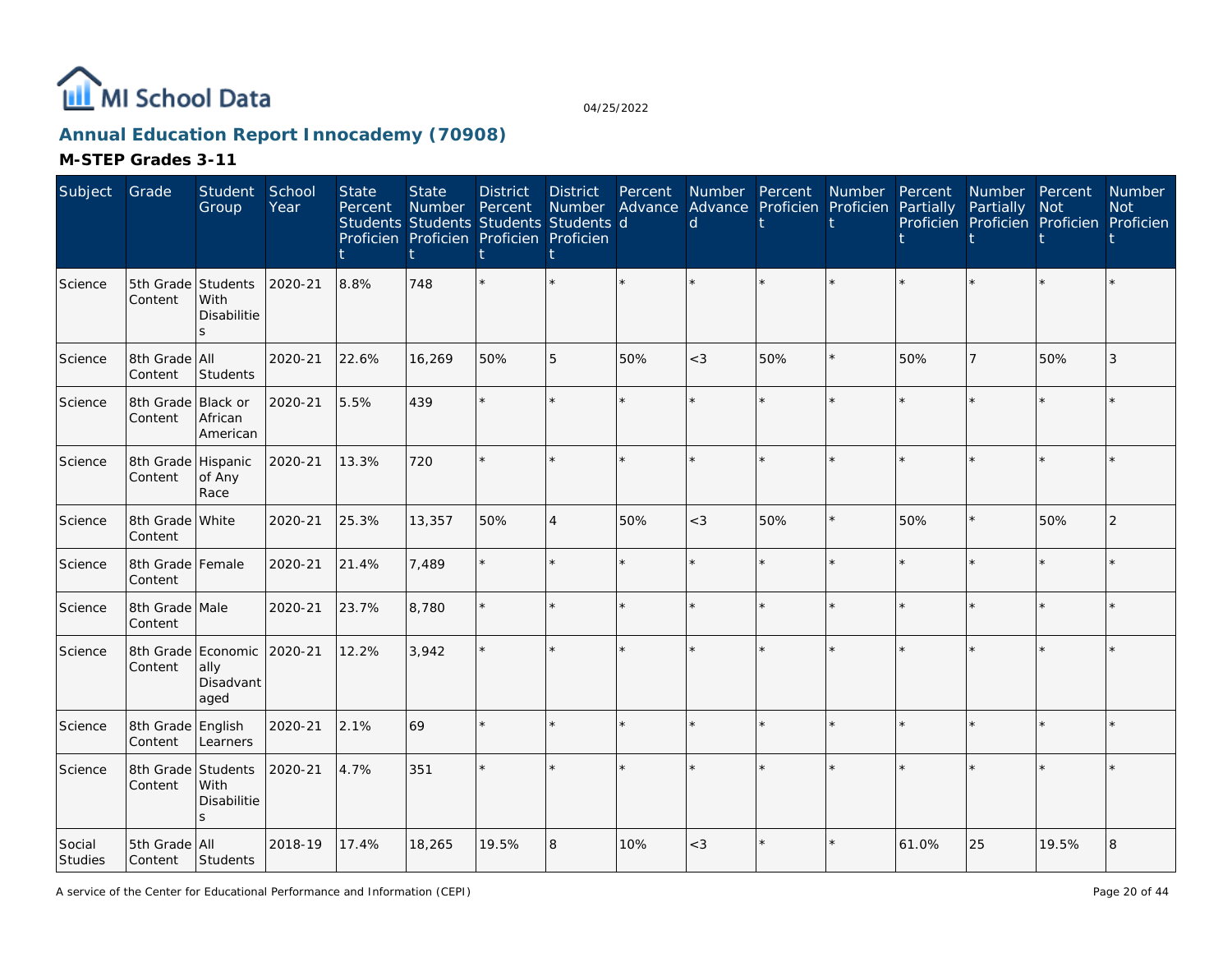# Annual Education Report Innocademy (70908)

## M-STEP Grades 3-11

| Subject | Grade | Student Group | School Year | State Percent Students Proficient | State Number Students Proficient | District Percent Students Proficient | District Number Students Proficient | Percent Advanced | Number Advanced | Percent Proficient | Number Proficient | Percent Partially Proficient | Number Partially Proficient | Percent Not Proficient | Number Not Proficient |
|---|---|---|---|---|---|---|---|---|---|---|---|---|---|---|---|
| Science | 5th Grade Content | Students With Disabilities | 2020-21 | 8.8% | 748 | * | * | * | * | * | * | * | * | * | * |
| Science | 8th Grade Content | All Students | 2020-21 | 22.6% | 16,269 | 50% | 5 | 50% | <3 | 50% | * | 50% | 7 | 50% | 3 |
| Science | 8th Grade Content | Black or African American | 2020-21 | 5.5% | 439 | * | * | * | * | * | * | * | * | * | * |
| Science | 8th Grade Content | Hispanic of Any Race | 2020-21 | 13.3% | 720 | * | * | * | * | * | * | * | * | * | * |
| Science | 8th Grade Content | White | 2020-21 | 25.3% | 13,357 | 50% | 4 | 50% | <3 | 50% | * | 50% | * | 50% | 2 |
| Science | 8th Grade Content | Female | 2020-21 | 21.4% | 7,489 | * | * | * | * | * | * | * | * | * | * |
| Science | 8th Grade Content | Male | 2020-21 | 23.7% | 8,780 | * | * | * | * | * | * | * | * | * | * |
| Science | 8th Grade Content | Economically Disadvantaged | 2020-21 | 12.2% | 3,942 | * | * | * | * | * | * | * | * | * | * |
| Science | 8th Grade Content | English Learners | 2020-21 | 2.1% | 69 | * | * | * | * | * | * | * | * | * | * |
| Science | 8th Grade Content | Students With Disabilities | 2020-21 | 4.7% | 351 | * | * | * | * | * | * | * | * | * | * |
| Social Studies | 5th Grade Content | All Students | 2018-19 | 17.4% | 18,265 | 19.5% | 8 | 10% | <3 | * | * | 61.0% | 25 | 19.5% | 8 |

A service of the Center for Educational Performance and Information (CEPI)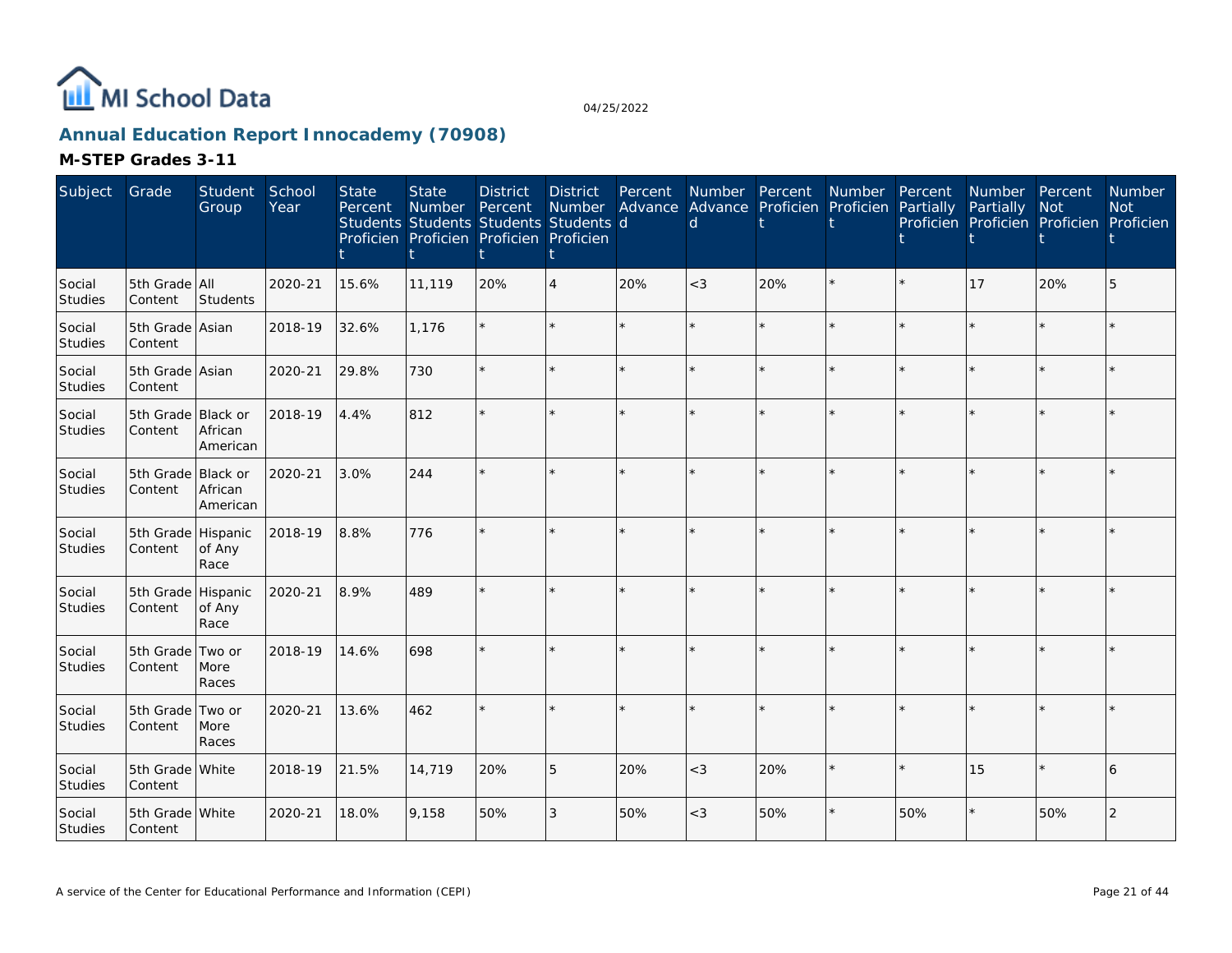# Annual Education Report Innocademy (70908)

04/25/2022

## M-STEP Grades 3-11

| Subject | Grade | Student Group | School Year | State Percent Students Proficient | State Number Students Proficient | District Percent Students Proficient | District Number Students Proficient | Percent Advanced | Number Advanced | Percent Proficient | Number Proficient | Percent Partially Proficient | Number Partially Proficient | Percent Not Proficient | Number Not Proficient |
|---|---|---|---|---|---|---|---|---|---|---|---|---|---|---|---|
| Social Studies | 5th Grade Content | All Students | 2020-21 | 15.6% | 11,119 | 20% | 4 | 20% | <3 | 20% | * | * | 17 | 20% | 5 |
| Social Studies | 5th Grade Content | Asian | 2018-19 | 32.6% | 1,176 | * | * | * | * | * | * | * | * | * | * |
| Social Studies | 5th Grade Content | Asian | 2020-21 | 29.8% | 730 | * | * | * | * | * | * | * | * | * | * |
| Social Studies | 5th Grade Content | Black or African American | 2018-19 | 4.4% | 812 | * | * | * | * | * | * | * | * | * | * |
| Social Studies | 5th Grade Content | Black or African American | 2020-21 | 3.0% | 244 | * | * | * | * | * | * | * | * | * | * |
| Social Studies | 5th Grade Content | Hispanic of Any Race | 2018-19 | 8.8% | 776 | * | * | * | * | * | * | * | * | * | * |
| Social Studies | 5th Grade Content | Hispanic of Any Race | 2020-21 | 8.9% | 489 | * | * | * | * | * | * | * | * | * | * |
| Social Studies | 5th Grade Content | Two or More Races | 2018-19 | 14.6% | 698 | * | * | * | * | * | * | * | * | * | * |
| Social Studies | 5th Grade Content | Two or More Races | 2020-21 | 13.6% | 462 | * | * | * | * | * | * | * | * | * | * |
| Social Studies | 5th Grade Content | White | 2018-19 | 21.5% | 14,719 | 20% | 5 | 20% | <3 | 20% | * | * | 15 | * | 6 |
| Social Studies | 5th Grade Content | White | 2020-21 | 18.0% | 9,158 | 50% | 3 | 50% | <3 | 50% | * | 50% | * | 50% | 2 |

A service of the Center for Educational Performance and Information (CEPI)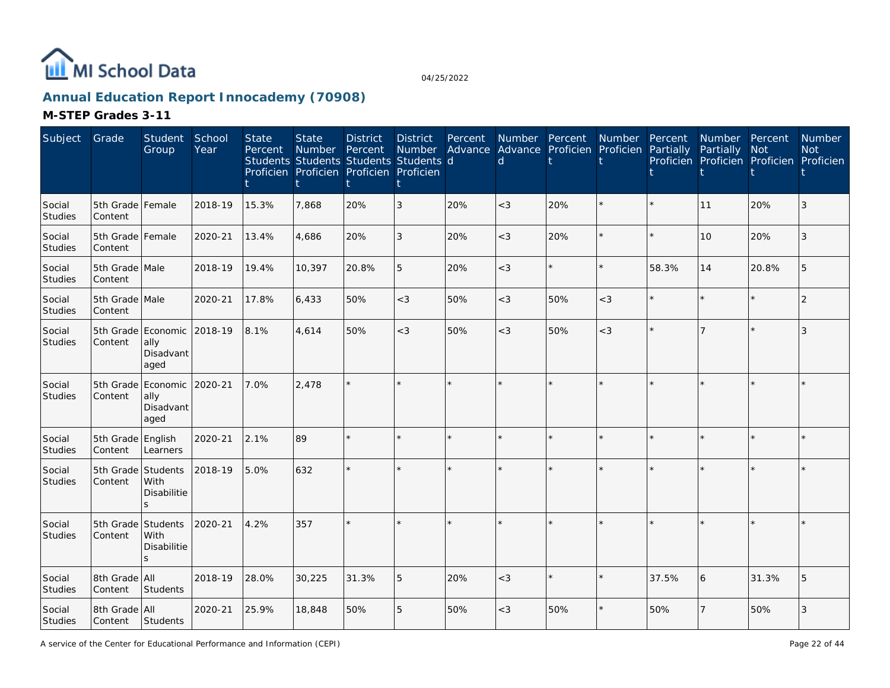# Annual Education Report Innocademy (70908)

04/25/2022

## M-STEP Grades 3-11

| Subject | Grade | Student Group | School Year | State Percent Students Proficient | State Number Students Proficient | District Percent Students Proficient | District Number Students Proficient | Percent Advanced | Number Advanced | Percent Proficient | Number Proficient | Percent Partially Proficient | Number Partially Proficient | Percent Not Proficient | Number Not Proficient |
|---|---|---|---|---|---|---|---|---|---|---|---|---|---|---|---|
| Social Studies | 5th Grade Content | Female | 2018-19 | 15.3% | 7,868 | 20% | 3 | 20% | <3 | 20% | * | * | 11 | 20% | 3 |
| Social Studies | 5th Grade Content | Female | 2020-21 | 13.4% | 4,686 | 20% | 3 | 20% | <3 | 20% | * | * | 10 | 20% | 3 |
| Social Studies | 5th Grade Content | Male | 2018-19 | 19.4% | 10,397 | 20.8% | 5 | 20% | <3 | * | * | 58.3% | 14 | 20.8% | 5 |
| Social Studies | 5th Grade Content | Male | 2020-21 | 17.8% | 6,433 | 50% | <3 | 50% | <3 | 50% | <3 | * | * | * | 2 |
| Social Studies | 5th Grade Content | Economically Disadvantaged | 2018-19 | 8.1% | 4,614 | 50% | <3 | 50% | <3 | 50% | <3 | * | 7 | * | 3 |
| Social Studies | 5th Grade Content | Economically Disadvantaged | 2020-21 | 7.0% | 2,478 | * | * | * | * | * | * | * | * | * | * |
| Social Studies | 5th Grade Content | English Learners | 2020-21 | 2.1% | 89 | * | * | * | * | * | * | * | * | * | * |
| Social Studies | 5th Grade Content | Students With Disabilities | 2018-19 | 5.0% | 632 | * | * | * | * | * | * | * | * | * | * |
| Social Studies | 5th Grade Content | Students With Disabilities | 2020-21 | 4.2% | 357 | * | * | * | * | * | * | * | * | * | * |
| Social Studies | 8th Grade Content | All Students | 2018-19 | 28.0% | 30,225 | 31.3% | 5 | 20% | <3 | * | * | 37.5% | 6 | 31.3% | 5 |
| Social Studies | 8th Grade Content | All Students | 2020-21 | 25.9% | 18,848 | 50% | 5 | 50% | <3 | 50% | * | 50% | 7 | 50% | 3 |

A service of the Center for Educational Performance and Information (CEPI)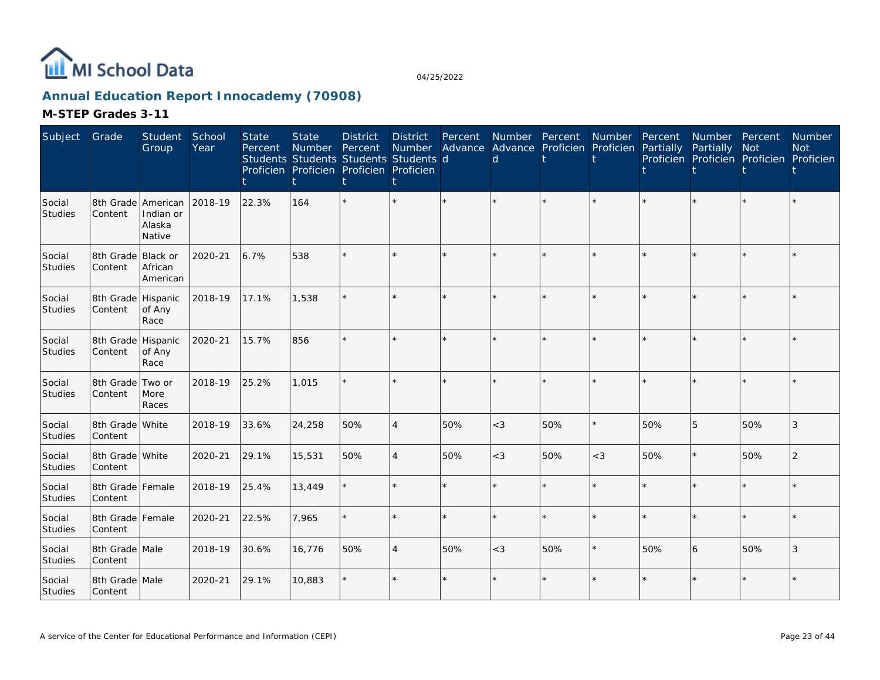# MI School Data

04/25/2022

## Annual Education Report Innocademy (70908)

### M-STEP Grades 3-11

| Subject | Grade | Student Group | School Year | State Percent Students Proficient | State Number Students Proficient | District Percent Students Proficient | District Number Students Proficient | Percent Advanced | Number Advanced | Percent Proficient | Number Proficient | Percent Partially Proficient | Number Partially Proficient | Percent Not Proficient | Number Not Proficient |
|---|---|---|---|---|---|---|---|---|---|---|---|---|---|---|---|
| Social Studies | 8th Grade Content | American Indian or Alaska Native | 2018-19 | 22.3% | 164 | * | * | * | * | * | * | * | * | * | * |
| Social Studies | 8th Grade Content | Black or African American | 2020-21 | 6.7% | 538 | * | * | * | * | * | * | * | * | * | * |
| Social Studies | 8th Grade Content | Hispanic of Any Race | 2018-19 | 17.1% | 1,538 | * | * | * | * | * | * | * | * | * | * |
| Social Studies | 8th Grade Content | Hispanic of Any Race | 2020-21 | 15.7% | 856 | * | * | * | * | * | * | * | * | * | * |
| Social Studies | 8th Grade Content | Two or More Races | 2018-19 | 25.2% | 1,015 | * | * | * | * | * | * | * | * | * | * |
| Social Studies | 8th Grade Content | White | 2018-19 | 33.6% | 24,258 | 50% | 4 | 50% | <3 | 50% | * | 50% | 5 | 50% | 3 |
| Social Studies | 8th Grade Content | White | 2020-21 | 29.1% | 15,531 | 50% | 4 | 50% | <3 | 50% | <3 | 50% | * | 50% | 2 |
| Social Studies | 8th Grade Content | Female | 2018-19 | 25.4% | 13,449 | * | * | * | * | * | * | * | * | * | * |
| Social Studies | 8th Grade Content | Female | 2020-21 | 22.5% | 7,965 | * | * | * | * | * | * | * | * | * | * |
| Social Studies | 8th Grade Content | Male | 2018-19 | 30.6% | 16,776 | 50% | 4 | 50% | <3 | 50% | * | 50% | 6 | 50% | 3 |
| Social Studies | 8th Grade Content | Male | 2020-21 | 29.1% | 10,883 | * | * | * | * | * | * | * | * | * | * |

A service of the Center for Educational Performance and Information (CEPI)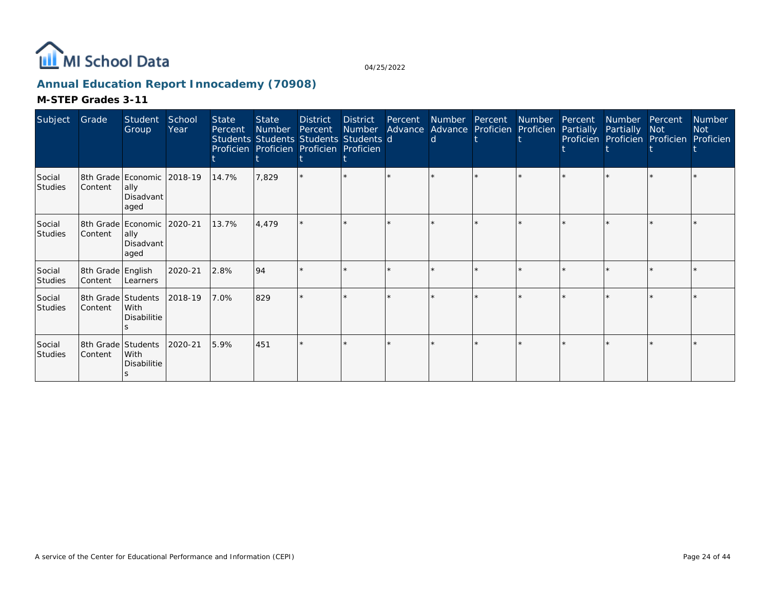## Annual Education Report Innocademy (70908)

### M-STEP Grades 3-11

| Subject | Grade | Student Group | School Year | State Percent Students Proficient | State Number Students Proficient | District Percent Students Proficient | District Number Students Proficient | Percent Advanced | Number Advanced | Percent Proficient | Number Proficient | Percent Partially Proficient | Number Partially Proficient | Percent Not Proficient | Number Not Proficient |
|---|---|---|---|---|---|---|---|---|---|---|---|---|---|---|---|
| Social Studies | 8th Grade Content | Economically Disadvantaged | 2018-19 | 14.7% | 7,829 | * | * | * | * | * | * | * | * | * | * |
| Social Studies | 8th Grade Content | Economically Disadvantaged | 2020-21 | 13.7% | 4,479 | * | * | * | * | * | * | * | * | * | * |
| Social Studies | 8th Grade Content | English Learners | 2020-21 | 2.8% | 94 | * | * | * | * | * | * | * | * | * | * |
| Social Studies | 8th Grade Content | Students With Disabilities | 2018-19 | 7.0% | 829 | * | * | * | * | * | * | * | * | * | * |
| Social Studies | 8th Grade Content | Students With Disabilities | 2020-21 | 5.9% | 451 | * | * | * | * | * | * | * | * | * | * |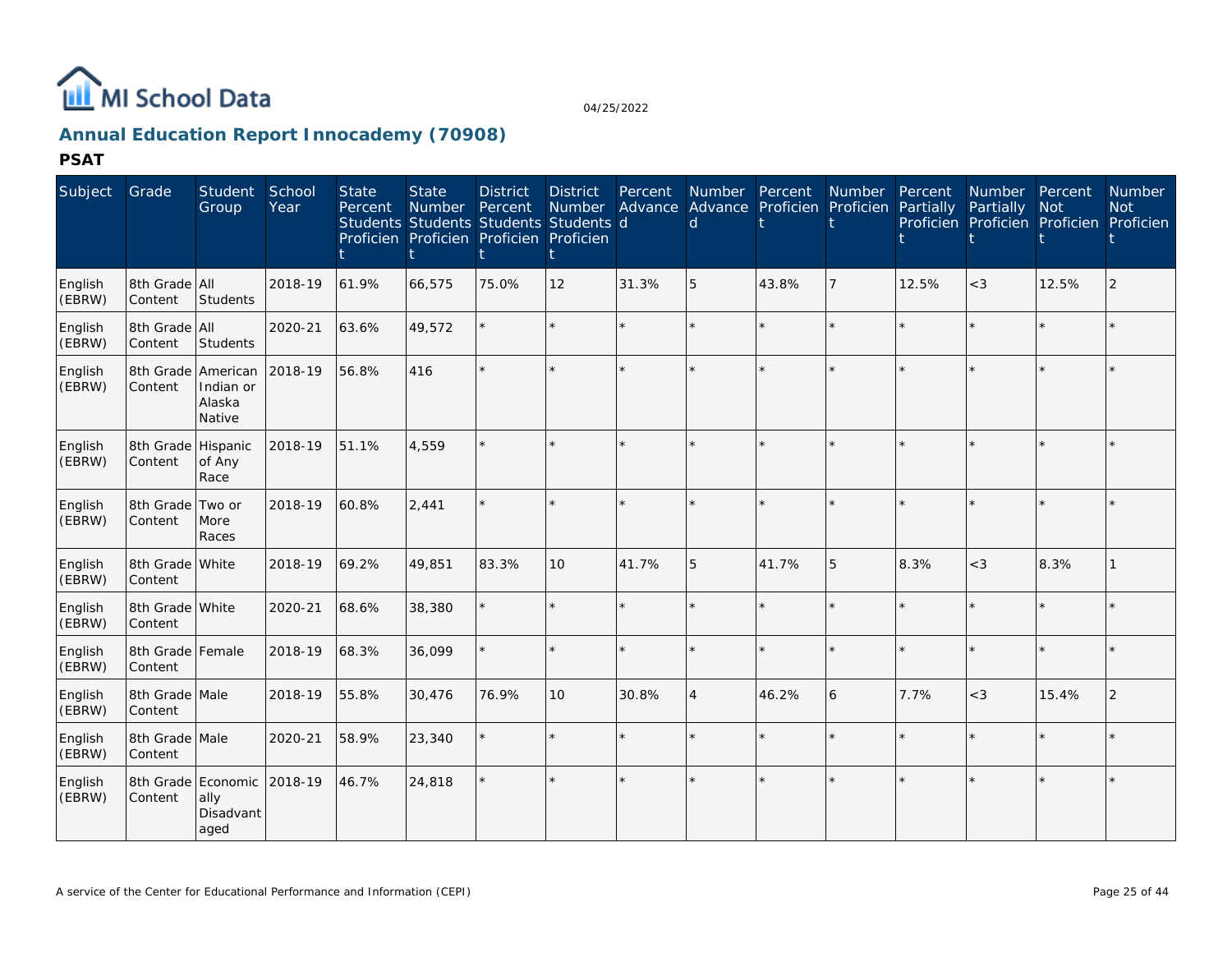MI School Data

04/25/2022

## Annual Education Report Innocademy (70908)

### PSAT

| Subject | Grade | Student Group | School Year | State Percent Students Proficient | State Number Students Proficient | District Percent Students Proficient | District Number Students Proficient | Percent Advanced | Number Advanced | Percent Proficient | Number Proficient | Percent Partially Proficient | Number Partially Proficient | Percent Not Proficient | Number Not Proficient |
|---|---|---|---|---|---|---|---|---|---|---|---|---|---|---|---|
| English (EBRW) | 8th Grade Content | All Students | 2018-19 | 61.9% | 66,575 | 75.0% | 12 | 31.3% | 5 | 43.8% | 7 | 12.5% | <3 | 12.5% | 2 |
| English (EBRW) | 8th Grade Content | All Students | 2020-21 | 63.6% | 49,572 | * | * | * | * | * | * | * | * | * | * |
| English (EBRW) | 8th Grade Content | American Indian or Alaska Native | 2018-19 | 56.8% | 416 | * | * | * | * | * | * | * | * | * | * |
| English (EBRW) | 8th Grade Content | Hispanic of Any Race | 2018-19 | 51.1% | 4,559 | * | * | * | * | * | * | * | * | * | * |
| English (EBRW) | 8th Grade Content | Two or More Races | 2018-19 | 60.8% | 2,441 | * | * | * | * | * | * | * | * | * | * |
| English (EBRW) | 8th Grade Content | White | 2018-19 | 69.2% | 49,851 | 83.3% | 10 | 41.7% | 5 | 41.7% | 5 | 8.3% | <3 | 8.3% | 1 |
| English (EBRW) | 8th Grade Content | White | 2020-21 | 68.6% | 38,380 | * | * | * | * | * | * | * | * | * | * |
| English (EBRW) | 8th Grade Content | Female | 2018-19 | 68.3% | 36,099 | * | * | * | * | * | * | * | * | * | * |
| English (EBRW) | 8th Grade Content | Male | 2018-19 | 55.8% | 30,476 | 76.9% | 10 | 30.8% | 4 | 46.2% | 6 | 7.7% | <3 | 15.4% | 2 |
| English (EBRW) | 8th Grade Content | Male | 2020-21 | 58.9% | 23,340 | * | * | * | * | * | * | * | * | * | * |
| English (EBRW) | 8th Grade Content | Economically Disadvantaged | 2018-19 | 46.7% | 24,818 | * | * | * | * | * | * | * | * | * | * |

A service of the Center for Educational Performance and Information (CEPI)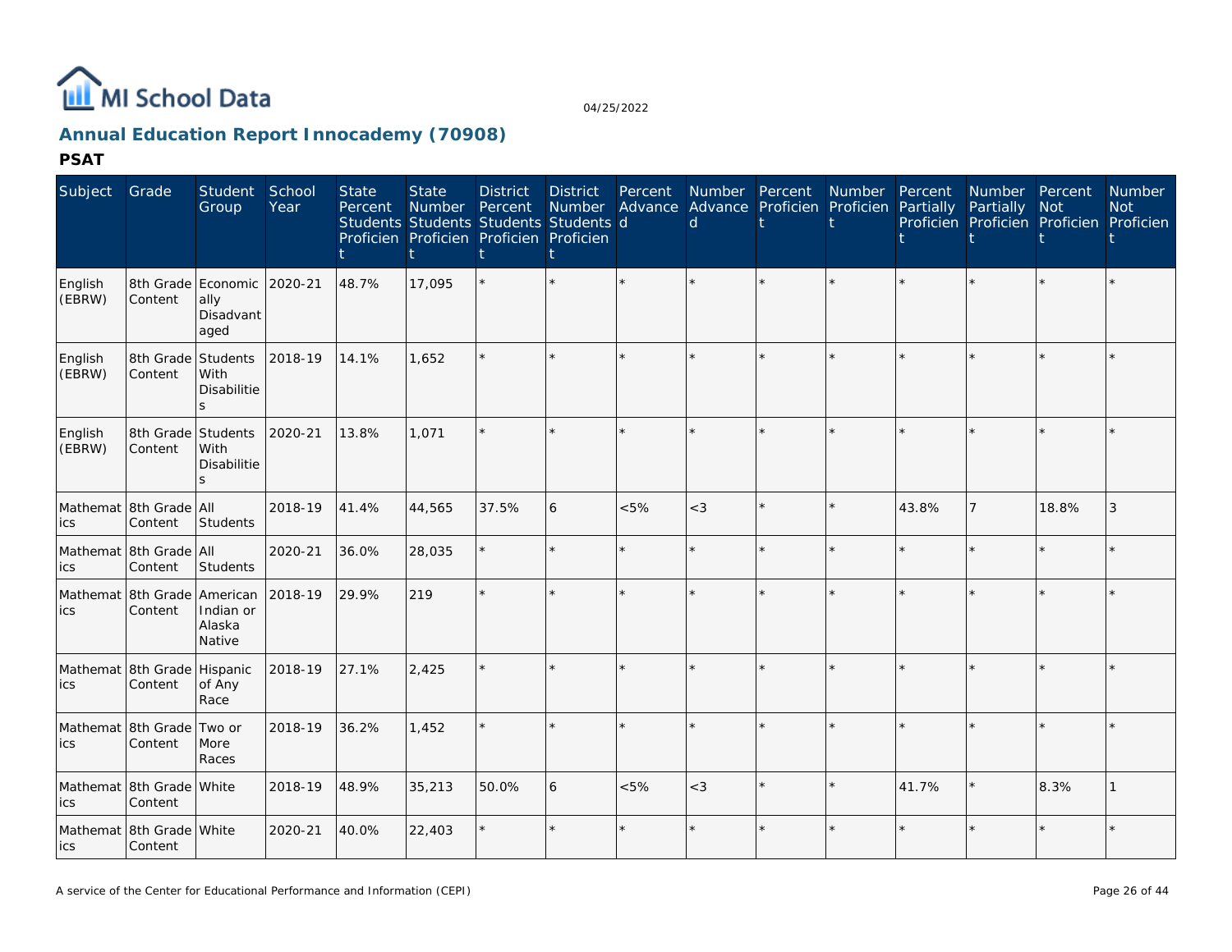# Annual Education Report Innocademy (70908)

04/25/2022

## PSAT

| Subject | Grade | Student Group | School Year | State Percent Students Proficient | State Number Students Proficient | District Percent Students Proficient | District Number Students Proficient | Percent Advanced | Number Advanced | Percent Proficient | Number Proficient | Percent Partially Proficient | Number Partially Proficient | Percent Not Proficient | Number Not Proficient |
|---|---|---|---|---|---|---|---|---|---|---|---|---|---|---|---|
| English (EBRW) | 8th Grade Content | Economically Disadvantaged | 2020-21 | 48.7% | 17,095 | * | * | * | * | * | * | * | * | * | * |
| English (EBRW) | 8th Grade Content | Students With Disabilities | 2018-19 | 14.1% | 1,652 | * | * | * | * | * | * | * | * | * | * |
| English (EBRW) | 8th Grade Content | Students With Disabilities | 2020-21 | 13.8% | 1,071 | * | * | * | * | * | * | * | * | * | * |
| Mathematics | 8th Grade Content | All Students | 2018-19 | 41.4% | 44,565 | 37.5% | 6 | <5% | <3 | * | * | 43.8% | 7 | 18.8% | 3 |
| Mathematics | 8th Grade Content | All Students | 2020-21 | 36.0% | 28,035 | * | * | * | * | * | * | * | * | * | * |
| Mathematics | 8th Grade Content | American Indian or Alaska Native | 2018-19 | 29.9% | 219 | * | * | * | * | * | * | * | * | * | * |
| Mathematics | 8th Grade Content | Hispanic of Any Race | 2018-19 | 27.1% | 2,425 | * | * | * | * | * | * | * | * | * | * |
| Mathematics | 8th Grade Content | Two or More Races | 2018-19 | 36.2% | 1,452 | * | * | * | * | * | * | * | * | * | * |
| Mathematics | 8th Grade Content | White | 2018-19 | 48.9% | 35,213 | 50.0% | 6 | <5% | <3 | * | * | 41.7% | * | 8.3% | 1 |
| Mathematics | 8th Grade Content | White | 2020-21 | 40.0% | 22,403 | * | * | * | * | * | * | * | * | * | * |

A service of the Center for Educational Performance and Information (CEPI)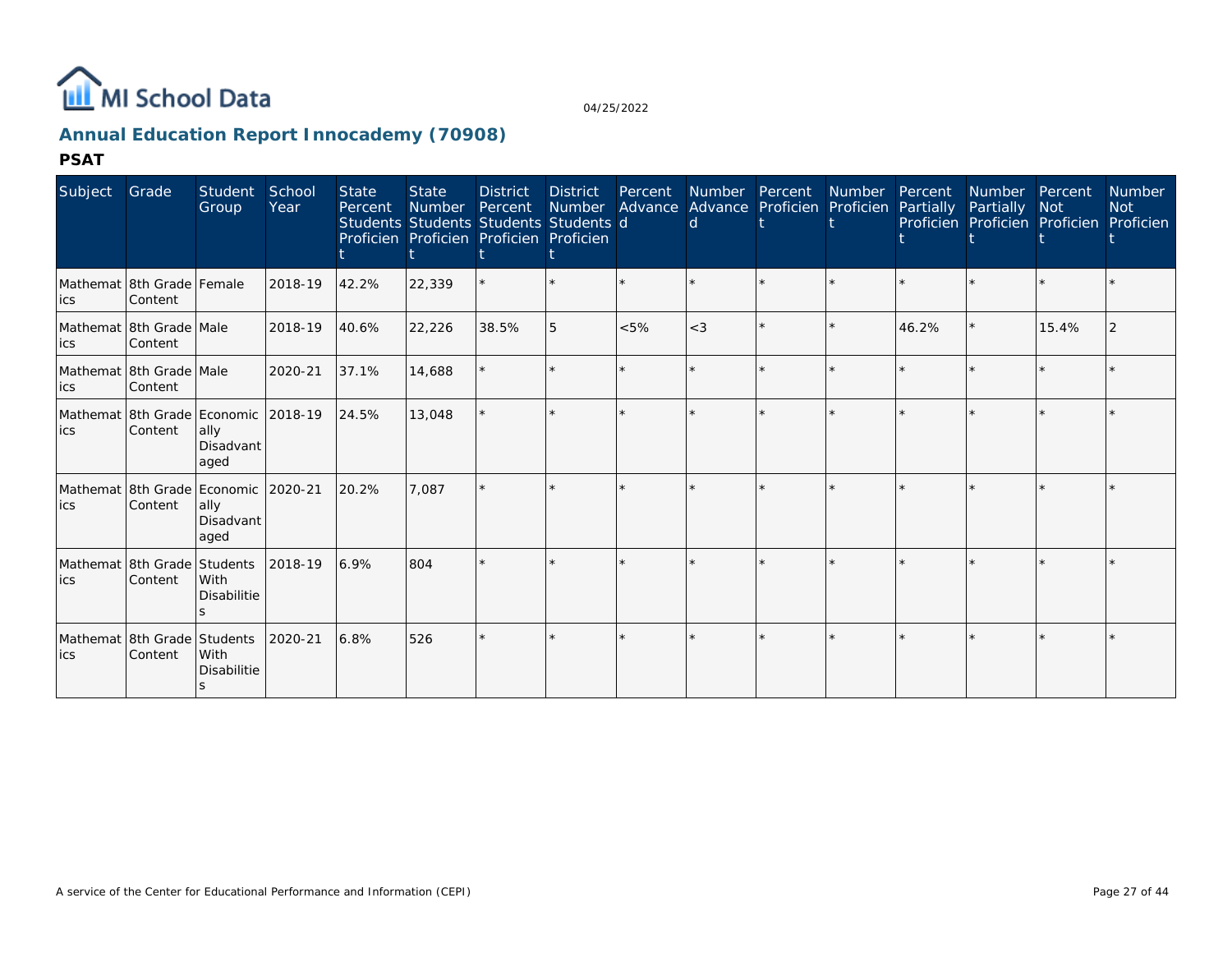## Annual Education Report Innocademy (70908)

### PSAT

| Subject | Grade | Student Group | School Year | State Percent Students Proficient | State Number Students Proficient | District Percent Students Proficient | District Number Students Proficient | Percent Advanced | Number Advanced | Percent Proficient | Number Proficient | Percent Partially Proficient | Number Partially Proficient | Percent Not Proficient | Number Not Proficient |
|---|---|---|---|---|---|---|---|---|---|---|---|---|---|---|---|
| Mathematics | 8th Grade Content | Female | 2018-19 | 42.2% | 22,339 | * | * | * | * | * | * | * | * | * | * |
| Mathematics | 8th Grade Content | Male | 2018-19 | 40.6% | 22,226 | 38.5% | 5 | <5% | <3 | * | * | 46.2% | * | 15.4% | 2 |
| Mathematics | 8th Grade Content | Male | 2020-21 | 37.1% | 14,688 | * | * | * | * | * | * | * | * | * | * |
| Mathematics | 8th Grade Content | Economically Disadvantaged | 2018-19 | 24.5% | 13,048 | * | * | * | * | * | * | * | * | * | * |
| Mathematics | 8th Grade Content | Economically Disadvantaged | 2020-21 | 20.2% | 7,087 | * | * | * | * | * | * | * | * | * | * |
| Mathematics | 8th Grade Content | Students With Disabilities | 2018-19 | 6.9% | 804 | * | * | * | * | * | * | * | * | * | * |
| Mathematics | 8th Grade Content | Students With Disabilities | 2020-21 | 6.8% | 526 | * | * | * | * | * | * | * | * | * | * |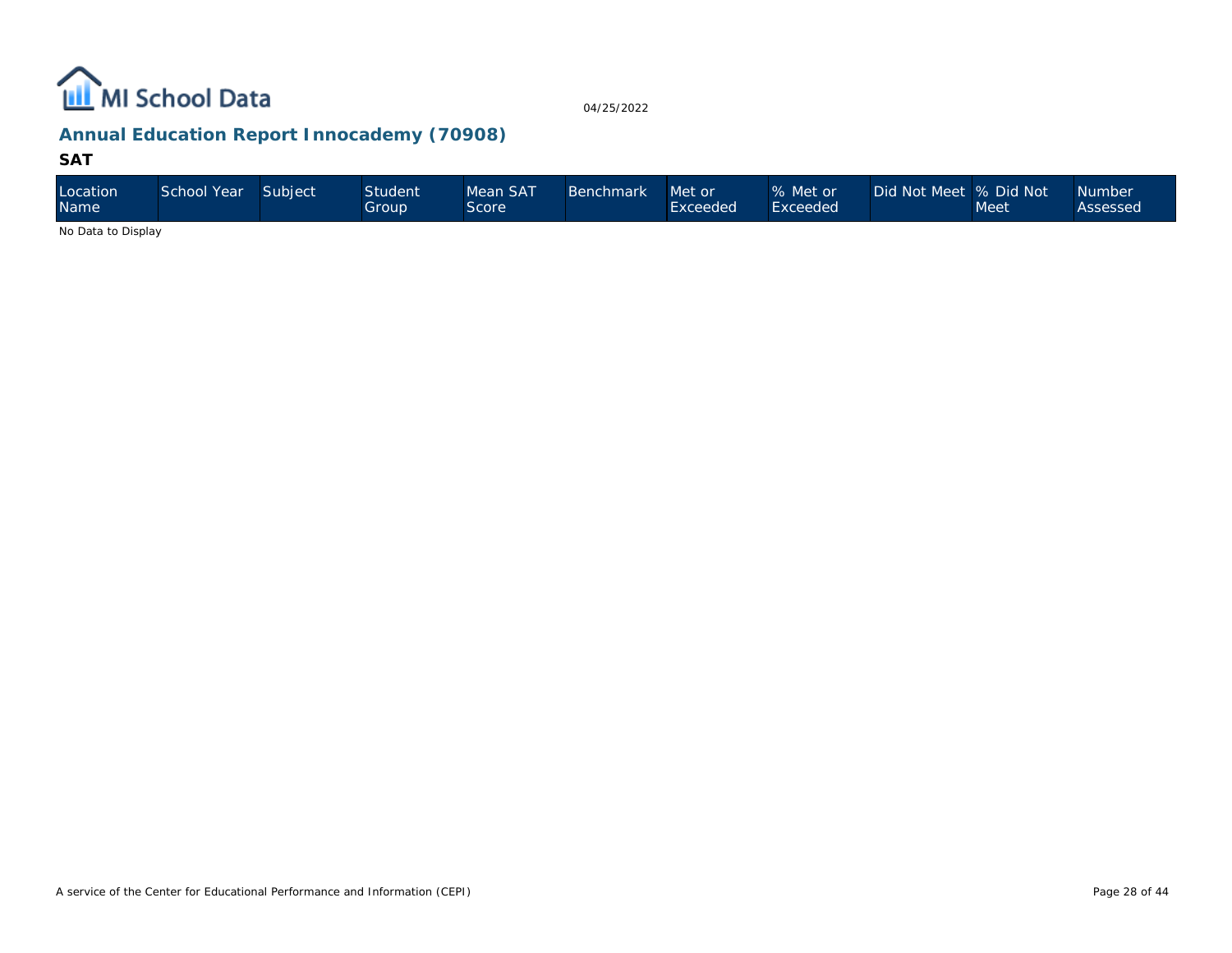## Annual Education Report Innocademy (70908)

### SAT

| Location Name | School Year | Subject | Student Group | Mean SAT Score | Benchmark | Met or Exceeded | % Met or Exceeded | Did Not Meet | % Did Not Meet | Number Assessed |
|---|---|---|---|---|---|---|---|---|---|---|

No Data to Display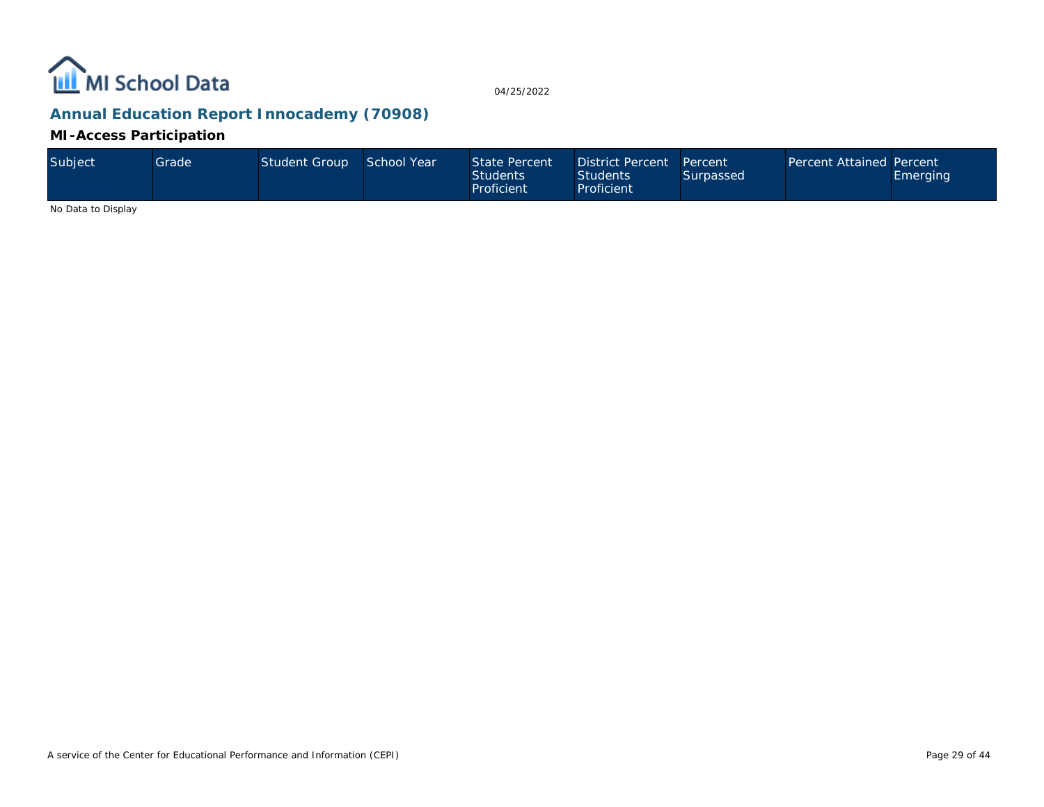04/25/2022

## Annual Education Report Innocademy (70908)

### MI-Access Participation

| Subject | Grade | Student Group | School Year | State Percent Students Proficient | District Percent Students Proficient | Percent Surpassed | Percent Attained | Percent Emerging |
|---|---|---|---|---|---|---|---|---|

No Data to Display

A service of the Center for Educational Performance and Information (CEPI)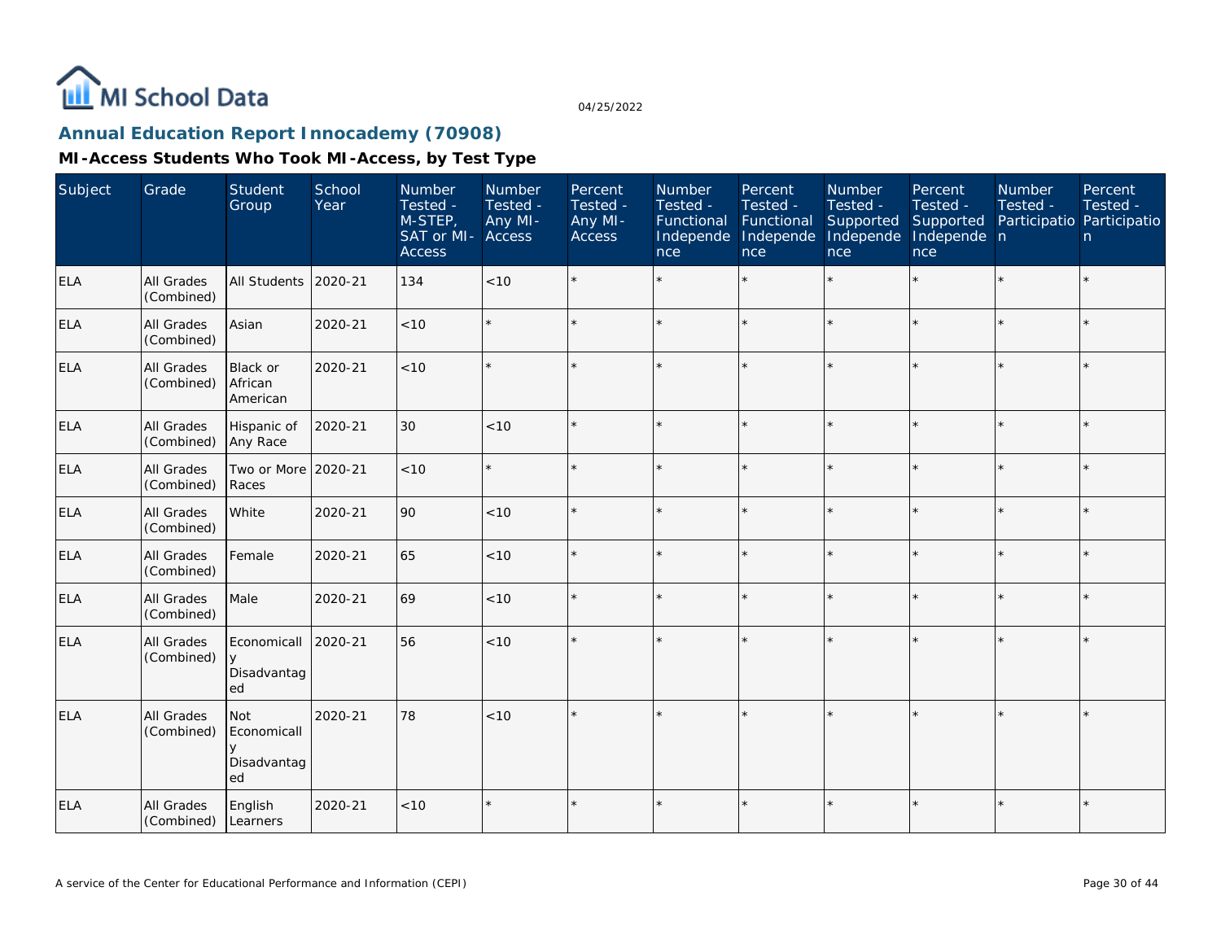MI School Data

04/25/2022

## Annual Education Report Innocademy (70908)

### MI-Access Students Who Took MI-Access, by Test Type

| Subject | Grade | Student Group | School Year | Number Tested - M-STEP, SAT or MI-Access | Number Tested - Any MI-Access | Percent Tested - Any MI-Access | Number Tested - Functional Independence | Percent Tested - Functional Independence | Number Tested - Supported Independence | Percent Tested - Supported Independence | Number Tested - Participation | Percent Tested - Participation |
|---|---|---|---|---|---|---|---|---|---|---|---|---|
| ELA | All Grades (Combined) | All Students | 2020-21 | 134 | <10 | * | * | * | * | * | * | * |
| ELA | All Grades (Combined) | Asian | 2020-21 | <10 | * | * | * | * | * | * | * | * |
| ELA | All Grades (Combined) | Black or African American | 2020-21 | <10 | * | * | * | * | * | * | * | * |
| ELA | All Grades (Combined) | Hispanic of Any Race | 2020-21 | 30 | <10 | * | * | * | * | * | * | * |
| ELA | All Grades (Combined) | Two or More Races | 2020-21 | <10 | * | * | * | * | * | * | * | * |
| ELA | All Grades (Combined) | White | 2020-21 | 90 | <10 | * | * | * | * | * | * | * |
| ELA | All Grades (Combined) | Female | 2020-21 | 65 | <10 | * | * | * | * | * | * | * |
| ELA | All Grades (Combined) | Male | 2020-21 | 69 | <10 | * | * | * | * | * | * | * |
| ELA | All Grades (Combined) | Economically Disadvantaged | 2020-21 | 56 | <10 | * | * | * | * | * | * | * |
| ELA | All Grades (Combined) | Not Economically Disadvantaged | 2020-21 | 78 | <10 | * | * | * | * | * | * | * |
| ELA | All Grades (Combined) | English Learners | 2020-21 | <10 | * | * | * | * | * | * | * | * |

A service of the Center for Educational Performance and Information (CEPI)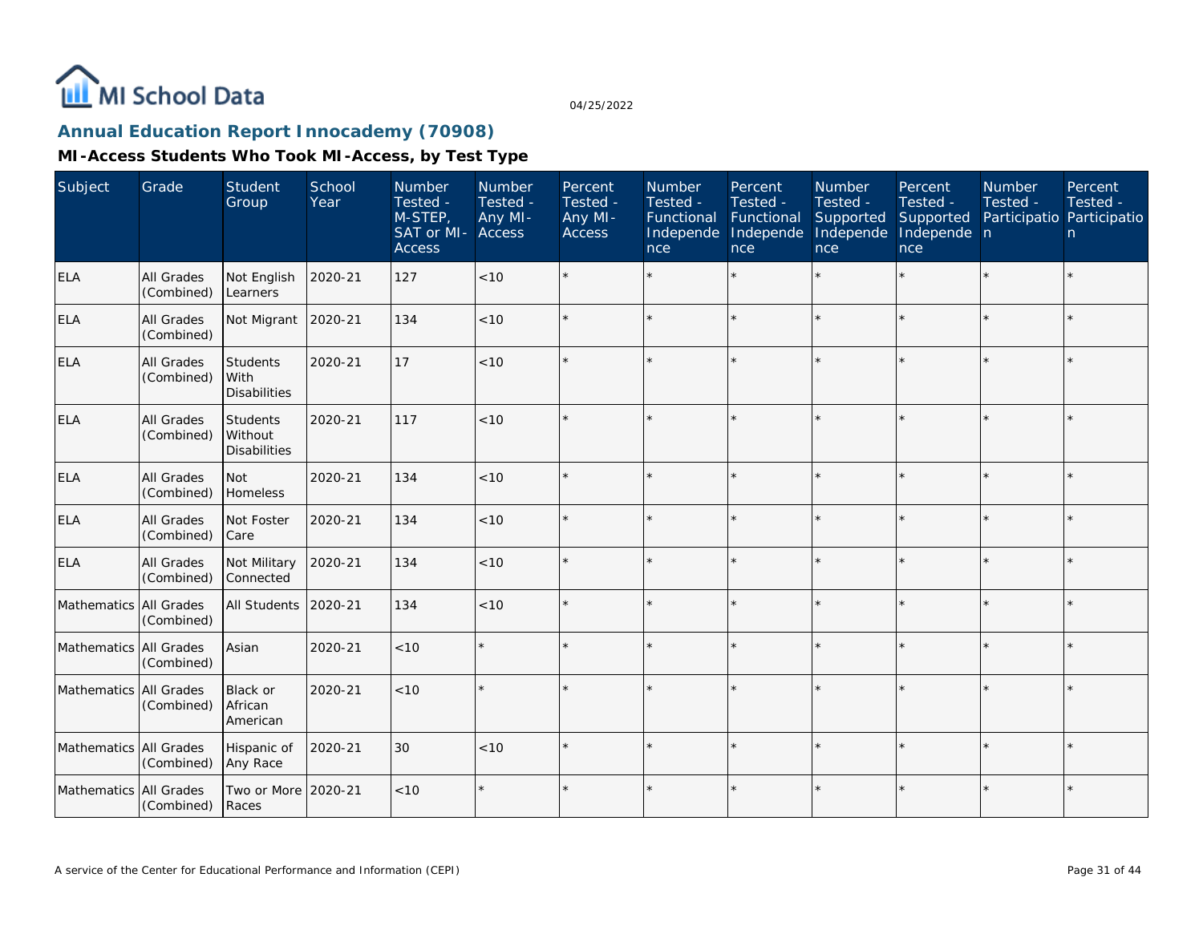MI School Data

04/25/2022

## Annual Education Report Innocademy (70908)

### MI-Access Students Who Took MI-Access, by Test Type

| Subject | Grade | Student Group | School Year | Number Tested - M-STEP, SAT or MI-Access | Number Tested - Any MI-Access | Percent Tested - Any MI-Access | Number Tested - Functional Independence | Percent Tested - Functional Independence | Number Tested - Supported Independence | Percent Tested - Supported Independence | Number Tested - Participation | Percent Tested - Participation |
|---|---|---|---|---|---|---|---|---|---|---|---|---|
| ELA | All Grades (Combined) | Not English Learners | 2020-21 | 127 | <10 | * | * | * | * | * | * | * |
| ELA | All Grades (Combined) | Not Migrant | 2020-21 | 134 | <10 | * | * | * | * | * | * | * |
| ELA | All Grades (Combined) | Students With Disabilities | 2020-21 | 17 | <10 | * | * | * | * | * | * | * |
| ELA | All Grades (Combined) | Students Without Disabilities | 2020-21 | 117 | <10 | * | * | * | * | * | * | * |
| ELA | All Grades (Combined) | Not Homeless | 2020-21 | 134 | <10 | * | * | * | * | * | * | * |
| ELA | All Grades (Combined) | Not Foster Care | 2020-21 | 134 | <10 | * | * | * | * | * | * | * |
| ELA | All Grades (Combined) | Not Military Connected | 2020-21 | 134 | <10 | * | * | * | * | * | * | * |
| Mathematics | All Grades (Combined) | All Students | 2020-21 | 134 | <10 | * | * | * | * | * | * | * |
| Mathematics | All Grades (Combined) | Asian | 2020-21 | <10 | * | * | * | * | * | * | * | * |
| Mathematics | All Grades (Combined) | Black or African American | 2020-21 | <10 | * | * | * | * | * | * | * | * |
| Mathematics | All Grades (Combined) | Hispanic of Any Race | 2020-21 | 30 | <10 | * | * | * | * | * | * | * |
| Mathematics | All Grades (Combined) | Two or More Races | 2020-21 | <10 | * | * | * | * | * | * | * | * |

A service of the Center for Educational Performance and Information (CEPI)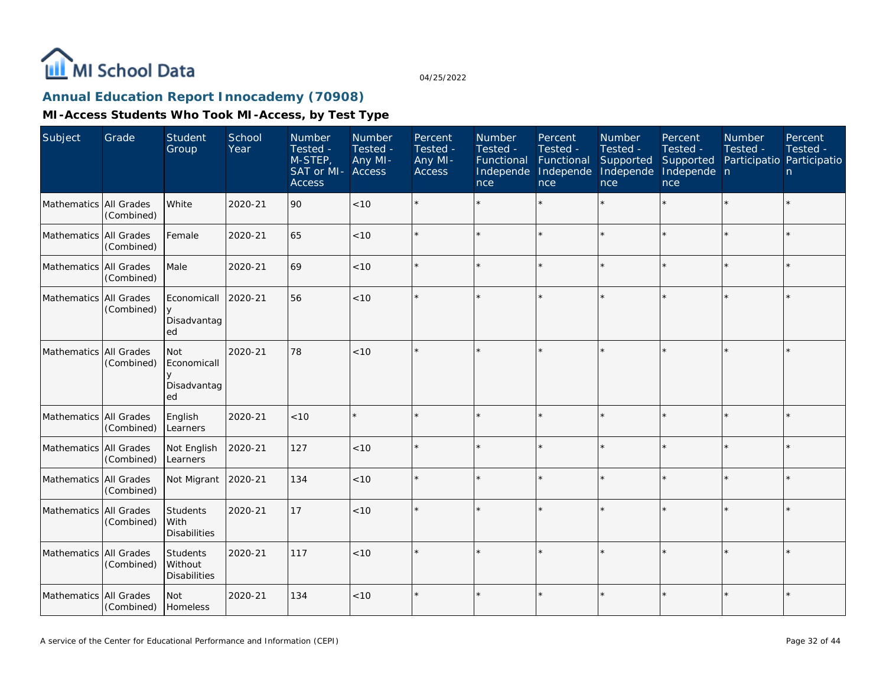MI School Data

04/25/2022

## Annual Education Report Innocademy (70908)

### MI-Access Students Who Took MI-Access, by Test Type

| Subject | Grade | Student Group | School Year | Number Tested - M-STEP, SAT or MI-Access | Number Tested - Any MI-Access | Percent Tested - Any MI-Access | Number Tested - Functional Independence | Percent Tested - Functional Independence | Number Tested - Supported Independence | Percent Tested - Supported Independence | Number Tested - Participation | Percent Tested - Participation |
|---|---|---|---|---|---|---|---|---|---|---|---|---|
| Mathematics | All Grades (Combined) | White | 2020-21 | 90 | <10 | * | * | * | * | * | * | * |
| Mathematics | All Grades (Combined) | Female | 2020-21 | 65 | <10 | * | * | * | * | * | * | * |
| Mathematics | All Grades (Combined) | Male | 2020-21 | 69 | <10 | * | * | * | * | * | * | * |
| Mathematics | All Grades (Combined) | Economically Disadvantaged | 2020-21 | 56 | <10 | * | * | * | * | * | * | * |
| Mathematics | All Grades (Combined) | Not Economically Disadvantaged | 2020-21 | 78 | <10 | * | * | * | * | * | * | * |
| Mathematics | All Grades (Combined) | English Learners | 2020-21 | <10 | * | * | * | * | * | * | * | * |
| Mathematics | All Grades (Combined) | Not English Learners | 2020-21 | 127 | <10 | * | * | * | * | * | * | * |
| Mathematics | All Grades (Combined) | Not Migrant | 2020-21 | 134 | <10 | * | * | * | * | * | * | * |
| Mathematics | All Grades (Combined) | Students With Disabilities | 2020-21 | 17 | <10 | * | * | * | * | * | * | * |
| Mathematics | All Grades (Combined) | Students Without Disabilities | 2020-21 | 117 | <10 | * | * | * | * | * | * | * |
| Mathematics | All Grades (Combined) | Not Homeless | 2020-21 | 134 | <10 | * | * | * | * | * | * | * |

A service of the Center for Educational Performance and Information (CEPI)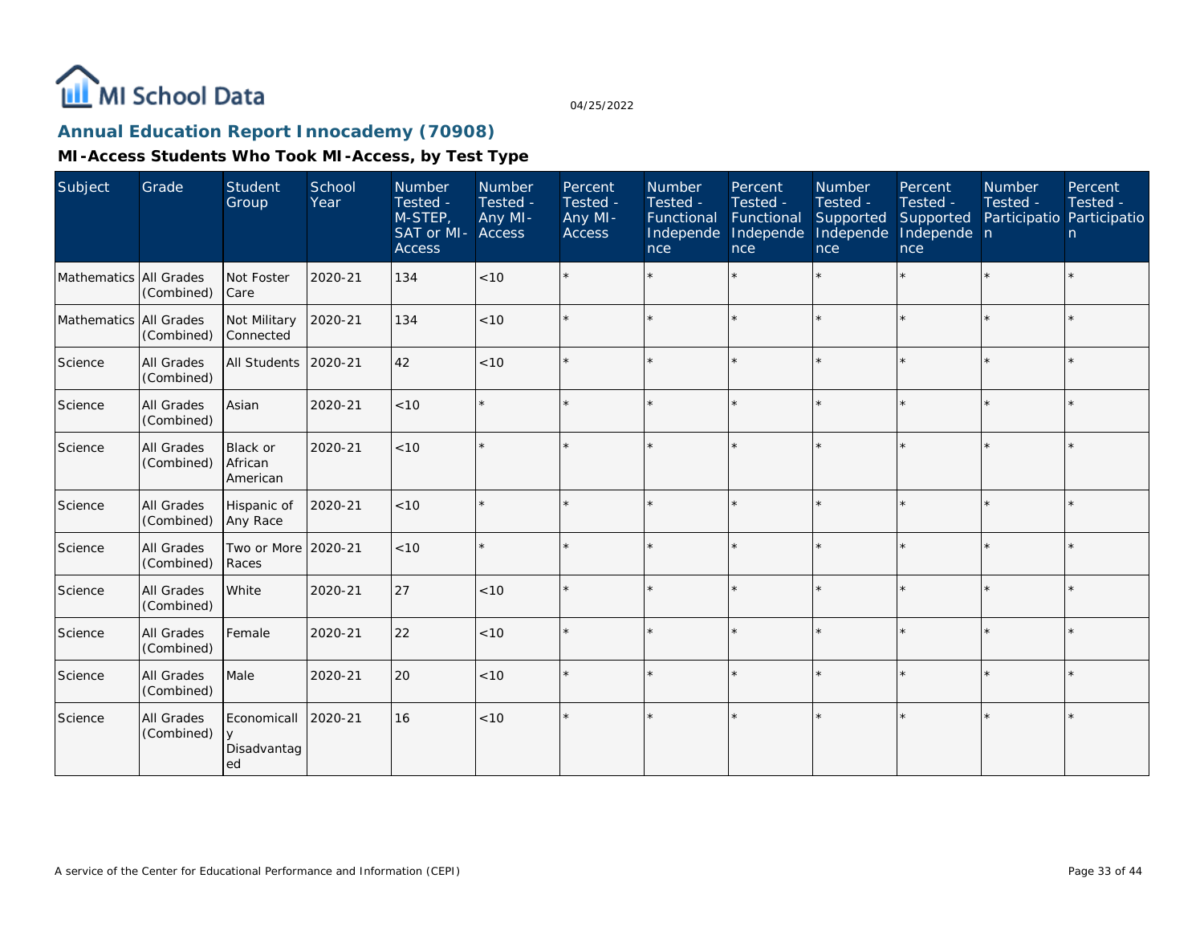MI School Data

04/25/2022

## Annual Education Report Innocademy (70908)

### MI-Access Students Who Took MI-Access, by Test Type

| Subject | Grade | Student Group | School Year | Number Tested - M-STEP, SAT or MI-Access | Number Tested - Any MI-Access | Percent Tested - Any MI-Access | Number Tested - Functional Independence | Percent Tested - Functional Independence | Number Tested - Supported Independence | Percent Tested - Supported Independence | Number Tested - Participation | Percent Tested - Participation |
|---|---|---|---|---|---|---|---|---|---|---|---|---|
| Mathematics | All Grades (Combined) | Not Foster Care | 2020-21 | 134 | <10 | * | * | * | * | * | * | * |
| Mathematics | All Grades (Combined) | Not Military Connected | 2020-21 | 134 | <10 | * | * | * | * | * | * | * |
| Science | All Grades (Combined) | All Students | 2020-21 | 42 | <10 | * | * | * | * | * | * | * |
| Science | All Grades (Combined) | Asian | 2020-21 | <10 | * | * | * | * | * | * | * | * |
| Science | All Grades (Combined) | Black or African American | 2020-21 | <10 | * | * | * | * | * | * | * | * |
| Science | All Grades (Combined) | Hispanic of Any Race | 2020-21 | <10 | * | * | * | * | * | * | * | * |
| Science | All Grades (Combined) | Two or More Races | 2020-21 | <10 | * | * | * | * | * | * | * | * |
| Science | All Grades (Combined) | White | 2020-21 | 27 | <10 | * | * | * | * | * | * | * |
| Science | All Grades (Combined) | Female | 2020-21 | 22 | <10 | * | * | * | * | * | * | * |
| Science | All Grades (Combined) | Male | 2020-21 | 20 | <10 | * | * | * | * | * | * | * |
| Science | All Grades (Combined) | Economically Disadvantaged | 2020-21 | 16 | <10 | * | * | * | * | * | * | * |

A service of the Center for Educational Performance and Information (CEPI)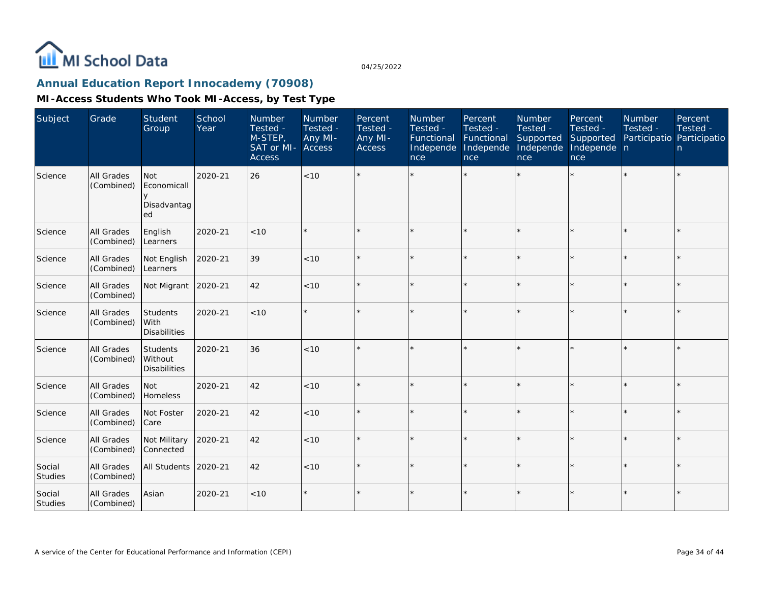## Annual Education Report Innocademy (70908)

### MI-Access Students Who Took MI-Access, by Test Type

| Subject | Grade | Student Group | School Year | Number Tested - M-STEP, SAT or MI-Access | Number Tested - Any MI-Access | Percent Tested - Any MI-Access | Number Tested - Functional Independence | Percent Tested - Functional Independence | Number Tested - Supported Independence | Percent Tested - Supported Independence | Number Tested - Participation | Percent Tested - Participation |
|---|---|---|---|---|---|---|---|---|---|---|---|---|
| Science | All Grades (Combined) | Not Economically Disadvantaged | 2020-21 | 26 | <10 | * | * | * | * | * | * | * |
| Science | All Grades (Combined) | English Learners | 2020-21 | <10 | * | * | * | * | * | * | * | * |
| Science | All Grades (Combined) | Not English Learners | 2020-21 | 39 | <10 | * | * | * | * | * | * | * |
| Science | All Grades (Combined) | Not Migrant | 2020-21 | 42 | <10 | * | * | * | * | * | * | * |
| Science | All Grades (Combined) | Students With Disabilities | 2020-21 | <10 | * | * | * | * | * | * | * | * |
| Science | All Grades (Combined) | Students Without Disabilities | 2020-21 | 36 | <10 | * | * | * | * | * | * | * |
| Science | All Grades (Combined) | Not Homeless | 2020-21 | 42 | <10 | * | * | * | * | * | * | * |
| Science | All Grades (Combined) | Not Foster Care | 2020-21 | 42 | <10 | * | * | * | * | * | * | * |
| Science | All Grades (Combined) | Not Military Connected | 2020-21 | 42 | <10 | * | * | * | * | * | * | * |
| Social Studies | All Grades (Combined) | All Students | 2020-21 | 42 | <10 | * | * | * | * | * | * | * |
| Social Studies | All Grades (Combined) | Asian | 2020-21 | <10 | * | * | * | * | * | * | * | * |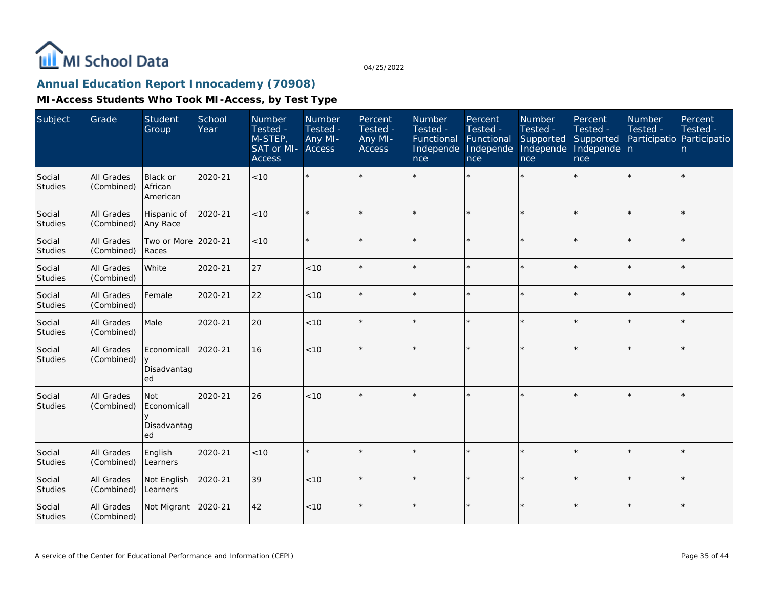MI School Data

04/25/2022

## Annual Education Report Innocademy (70908)

### MI-Access Students Who Took MI-Access, by Test Type

| Subject | Grade | Student Group | School Year | Number Tested - M-STEP, SAT or MI-Access | Number Tested - Any MI-Access | Percent Tested - Any MI-Access | Number Tested - Functional Independence | Percent Tested - Functional Independence | Number Tested - Supported Independence | Percent Tested - Supported Independence | Number Tested - Participation | Percent Tested - Participation |
|---|---|---|---|---|---|---|---|---|---|---|---|---|
| Social Studies | All Grades (Combined) | Black or African American | 2020-21 | <10 | * | * | * | * | * | * | * | * |
| Social Studies | All Grades (Combined) | Hispanic of Any Race | 2020-21 | <10 | * | * | * | * | * | * | * | * |
| Social Studies | All Grades (Combined) | Two or More Races | 2020-21 | <10 | * | * | * | * | * | * | * | * |
| Social Studies | All Grades (Combined) | White | 2020-21 | 27 | <10 | * | * | * | * | * | * | * |
| Social Studies | All Grades (Combined) | Female | 2020-21 | 22 | <10 | * | * | * | * | * | * | * |
| Social Studies | All Grades (Combined) | Male | 2020-21 | 20 | <10 | * | * | * | * | * | * | * |
| Social Studies | All Grades (Combined) | Economically Disadvantaged | 2020-21 | 16 | <10 | * | * | * | * | * | * | * |
| Social Studies | All Grades (Combined) | Not Economically Disadvantaged | 2020-21 | 26 | <10 | * | * | * | * | * | * | * |
| Social Studies | All Grades (Combined) | English Learners | 2020-21 | <10 | * | * | * | * | * | * | * | * |
| Social Studies | All Grades (Combined) | Not English Learners | 2020-21 | 39 | <10 | * | * | * | * | * | * | * |
| Social Studies | All Grades (Combined) | Not Migrant | 2020-21 | 42 | <10 | * | * | * | * | * | * | * |

A service of the Center for Educational Performance and Information (CEPI)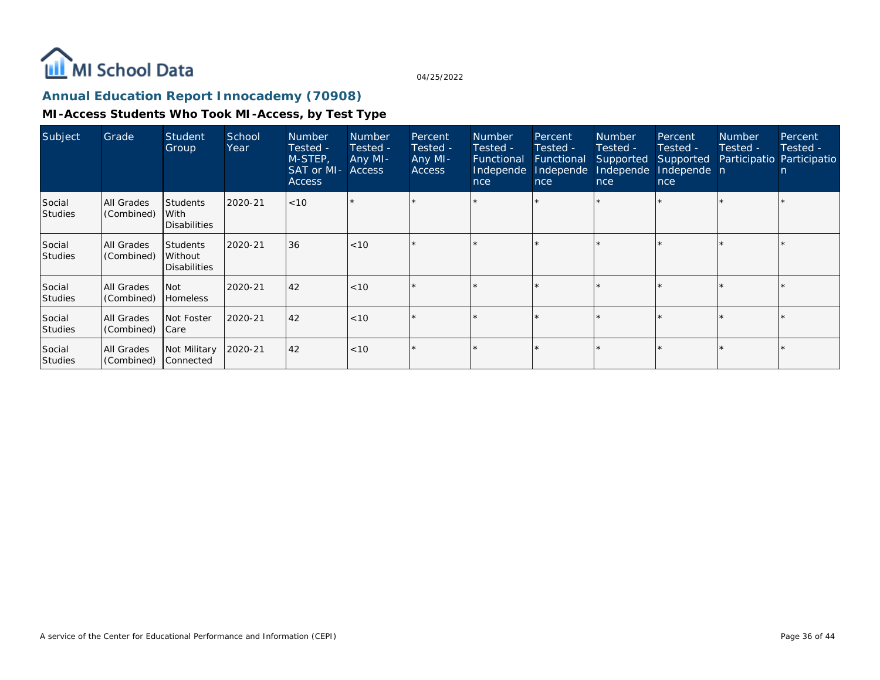MI School Data

04/25/2022

## Annual Education Report Innocademy (70908)

### MI-Access Students Who Took MI-Access, by Test Type

| Subject | Grade | Student Group | School Year | Number Tested - M-STEP, SAT or MI-Access | Number Tested - Any MI-Access | Percent Tested - Any MI-Access | Number Tested - Functional Independence | Percent Tested - Functional Independence | Number Tested - Supported Independence | Percent Tested - Supported Independence | Number Tested - Participation | Percent Tested - Participation |
|---|---|---|---|---|---|---|---|---|---|---|---|---|
| Social Studies | All Grades (Combined) | Students With Disabilities | 2020-21 | <10 | * | * | * | * | * | * | * | * |
| Social Studies | All Grades (Combined) | Students Without Disabilities | 2020-21 | 36 | <10 | * | * | * | * | * | * | * |
| Social Studies | All Grades (Combined) | Not Homeless | 2020-21 | 42 | <10 | * | * | * | * | * | * | * |
| Social Studies | All Grades (Combined) | Not Foster Care | 2020-21 | 42 | <10 | * | * | * | * | * | * | * |
| Social Studies | All Grades (Combined) | Not Military Connected | 2020-21 | 42 | <10 | * | * | * | * | * | * | * |

A service of the Center for Educational Performance and Information (CEPI)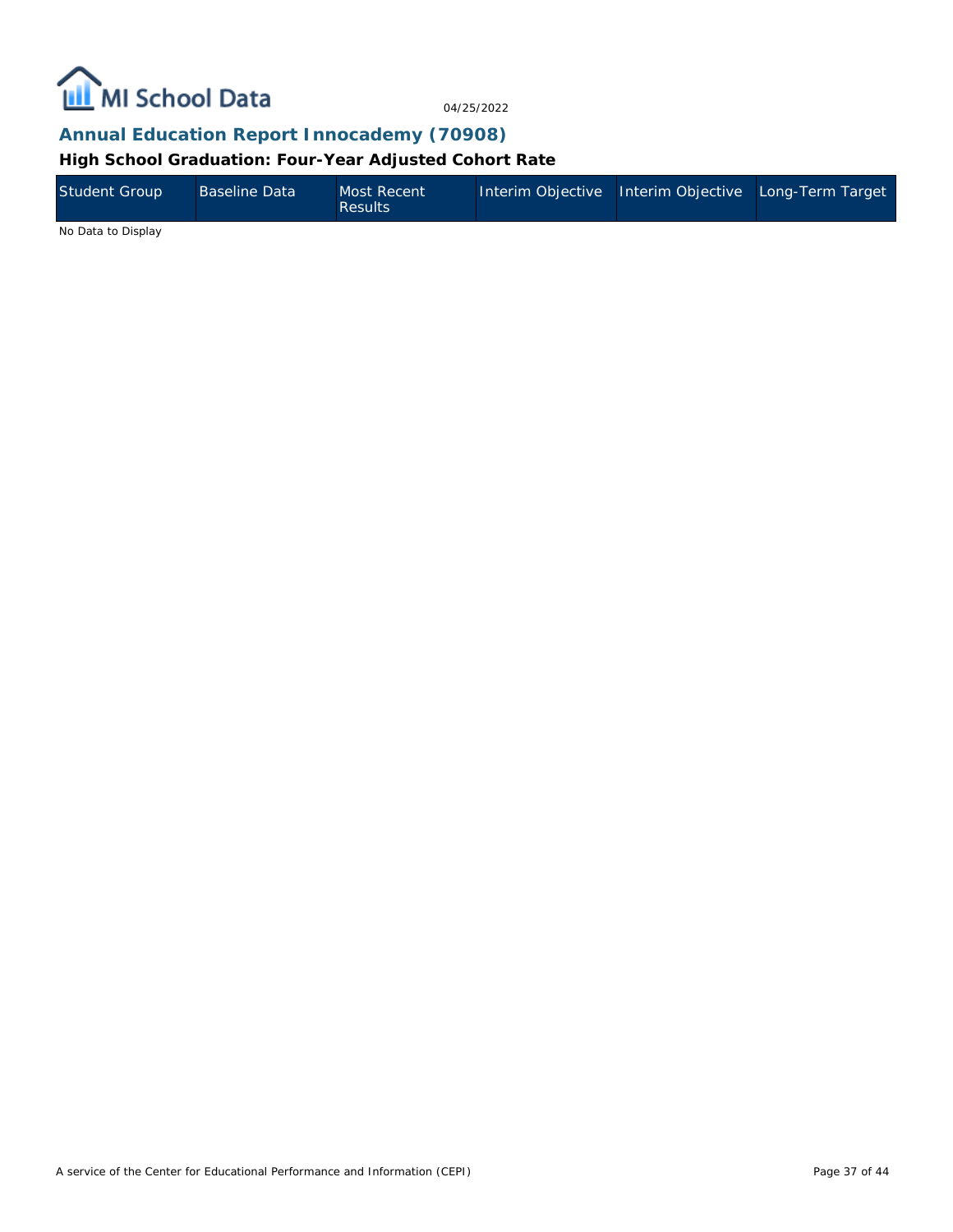## Annual Education Report Innocademy (70908)

### High School Graduation: Four-Year Adjusted Cohort Rate

| Student Group | Baseline Data | Most Recent Results | Interim Objective | Interim Objective | Long-Term Target |
|---|---|---|---|---|---|

No Data to Display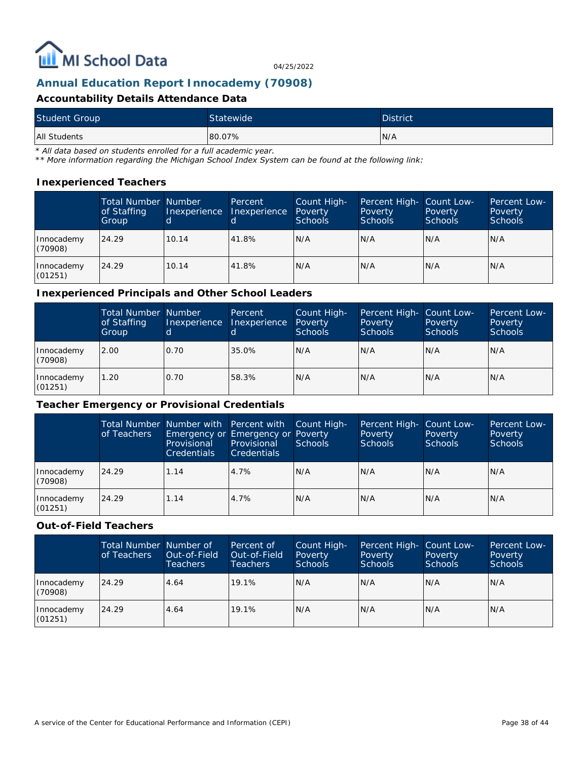MI School Data

04/25/2022

## Annual Education Report Innocademy (70908)

### Accountability Details Attendance Data

| Student Group | Statewide | District |
|---|---|---|
| All Students | 80.07% | N/A |

*\* All data based on students enrolled for a full academic year.*
*\*\* More information regarding the Michigan School Index System can be found at the following link:*

### Inexperienced Teachers

| | Total Number of Staffing Group | Number Inexperienced | Percent Inexperienced | Count High-Poverty Schools | Percent High-Poverty Schools | Count Low-Poverty Schools | Percent Low-Poverty Schools |
|---|---|---|---|---|---|---|---|
| Innocademy (70908) | 24.29 | 10.14 | 41.8% | N/A | N/A | N/A | N/A |
| Innocademy (01251) | 24.29 | 10.14 | 41.8% | N/A | N/A | N/A | N/A |

### Inexperienced Principals and Other School Leaders

| | Total Number of Staffing Group | Number Inexperienced | Percent Inexperienced | Count High-Poverty Schools | Percent High-Poverty Schools | Count Low-Poverty Schools | Percent Low-Poverty Schools |
|---|---|---|---|---|---|---|---|
| Innocademy (70908) | 2.00 | 0.70 | 35.0% | N/A | N/A | N/A | N/A |
| Innocademy (01251) | 1.20 | 0.70 | 58.3% | N/A | N/A | N/A | N/A |

### Teacher Emergency or Provisional Credentials

| | Total Number of Teachers | Number with Emergency or Provisional Credentials | Percent with Emergency or Provisional Credentials | Count High-Poverty Schools | Percent High-Poverty Schools | Count Low-Poverty Schools | Percent Low-Poverty Schools |
|---|---|---|---|---|---|---|---|
| Innocademy (70908) | 24.29 | 1.14 | 4.7% | N/A | N/A | N/A | N/A |
| Innocademy (01251) | 24.29 | 1.14 | 4.7% | N/A | N/A | N/A | N/A |

### Out-of-Field Teachers

| | Total Number of Teachers | Number of Out-of-Field Teachers | Percent of Out-of-Field Teachers | Count High-Poverty Schools | Percent High-Poverty Schools | Count Low-Poverty Schools | Percent Low-Poverty Schools |
|---|---|---|---|---|---|---|---|
| Innocademy (70908) | 24.29 | 4.64 | 19.1% | N/A | N/A | N/A | N/A |
| Innocademy (01251) | 24.29 | 4.64 | 19.1% | N/A | N/A | N/A | N/A |

A service of the Center for Educational Performance and Information (CEPI)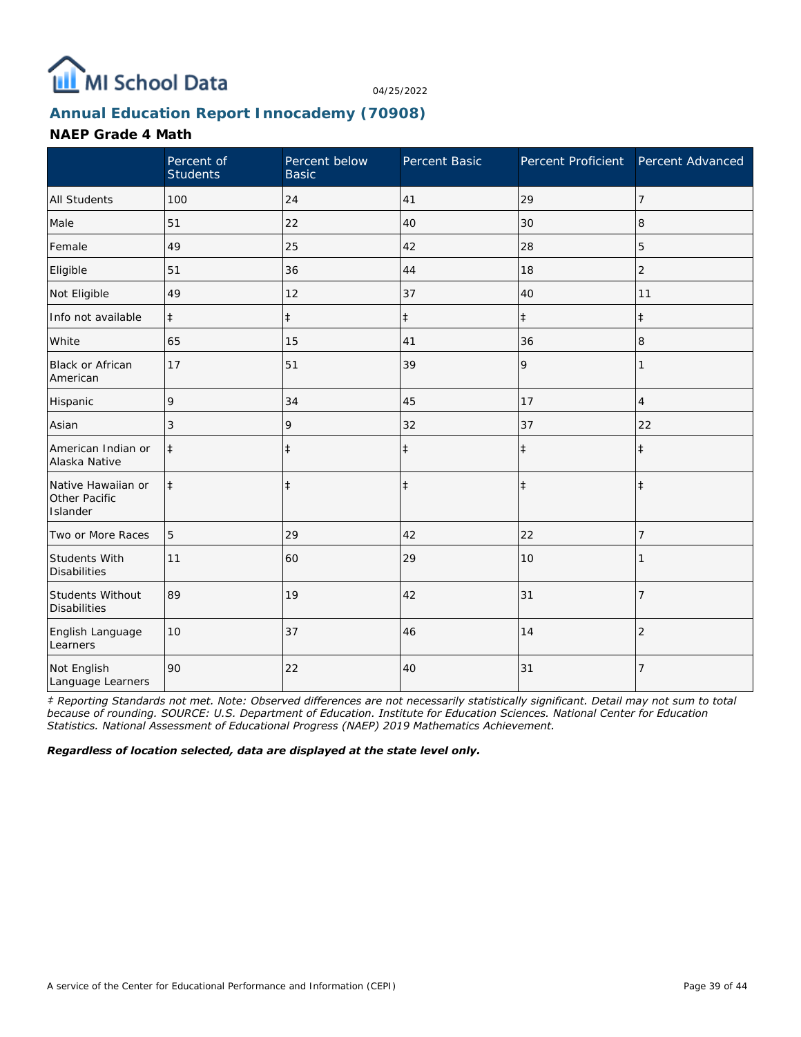## Annual Education Report Innocademy (70908)

### NAEP Grade 4 Math

| | Percent of Students | Percent below Basic | Percent Basic | Percent Proficient | Percent Advanced |
|---|---|---|---|---|---|
| All Students | 100 | 24 | 41 | 29 | 7 |
| Male | 51 | 22 | 40 | 30 | 8 |
| Female | 49 | 25 | 42 | 28 | 5 |
| Eligible | 51 | 36 | 44 | 18 | 2 |
| Not Eligible | 49 | 12 | 37 | 40 | 11 |
| Info not available | ‡ | ‡ | ‡ | ‡ | ‡ |
| White | 65 | 15 | 41 | 36 | 8 |
| Black or African American | 17 | 51 | 39 | 9 | 1 |
| Hispanic | 9 | 34 | 45 | 17 | 4 |
| Asian | 3 | 9 | 32 | 37 | 22 |
| American Indian or Alaska Native | ‡ | ‡ | ‡ | ‡ | ‡ |
| Native Hawaiian or Other Pacific Islander | ‡ | ‡ | ‡ | ‡ | ‡ |
| Two or More Races | 5 | 29 | 42 | 22 | 7 |
| Students With Disabilities | 11 | 60 | 29 | 10 | 1 |
| Students Without Disabilities | 89 | 19 | 42 | 31 | 7 |
| English Language Learners | 10 | 37 | 46 | 14 | 2 |
| Not English Language Learners | 90 | 22 | 40 | 31 | 7 |

*‡ Reporting Standards not met. Note: Observed differences are not necessarily statistically significant. Detail may not sum to total because of rounding. SOURCE: U.S. Department of Education. Institute for Education Sciences. National Center for Education Statistics. National Assessment of Educational Progress (NAEP) 2019 Mathematics Achievement.*

***Regardless of location selected, data are displayed at the state level only.***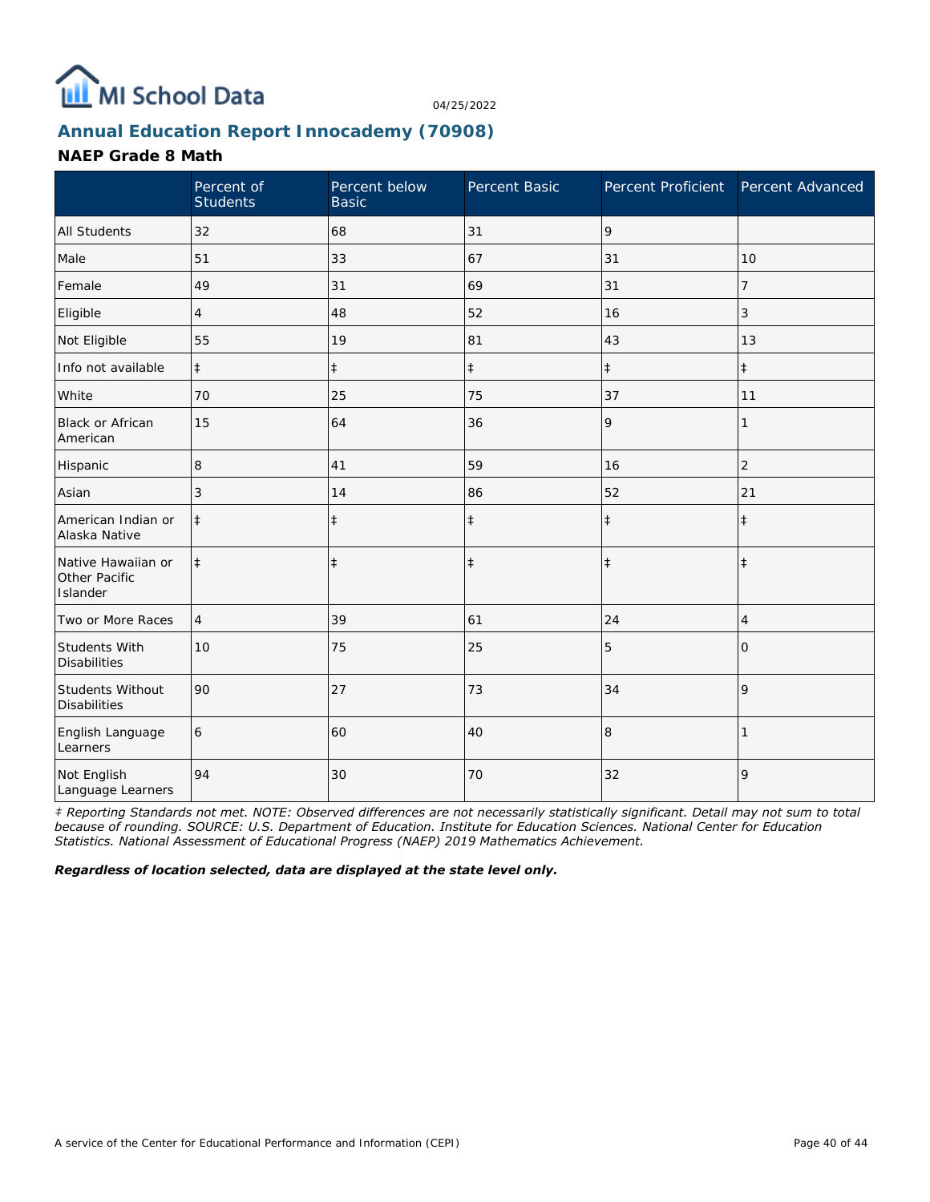# Annual Education Report Innocademy (70908)

04/25/2022

## NAEP Grade 8 Math

| | Percent of Students | Percent below Basic | Percent Basic | Percent Proficient | Percent Advanced |
|---|---|---|---|---|---|
| All Students | 32 | 68 | 31 | 9 | |
| Male | 51 | 33 | 67 | 31 | 10 |
| Female | 49 | 31 | 69 | 31 | 7 |
| Eligible | 4 | 48 | 52 | 16 | 3 |
| Not Eligible | 55 | 19 | 81 | 43 | 13 |
| Info not available | ‡ | ‡ | ‡ | ‡ | ‡ |
| White | 70 | 25 | 75 | 37 | 11 |
| Black or African American | 15 | 64 | 36 | 9 | 1 |
| Hispanic | 8 | 41 | 59 | 16 | 2 |
| Asian | 3 | 14 | 86 | 52 | 21 |
| American Indian or Alaska Native | ‡ | ‡ | ‡ | ‡ | ‡ |
| Native Hawaiian or Other Pacific Islander | ‡ | ‡ | ‡ | ‡ | ‡ |
| Two or More Races | 4 | 39 | 61 | 24 | 4 |
| Students With Disabilities | 10 | 75 | 25 | 5 | 0 |
| Students Without Disabilities | 90 | 27 | 73 | 34 | 9 |
| English Language Learners | 6 | 60 | 40 | 8 | 1 |
| Not English Language Learners | 94 | 30 | 70 | 32 | 9 |

*‡ Reporting Standards not met. NOTE: Observed differences are not necessarily statistically significant. Detail may not sum to total because of rounding. SOURCE: U.S. Department of Education. Institute for Education Sciences. National Center for Education Statistics. National Assessment of Educational Progress (NAEP) 2019 Mathematics Achievement.*

***Regardless of location selected, data are displayed at the state level only.***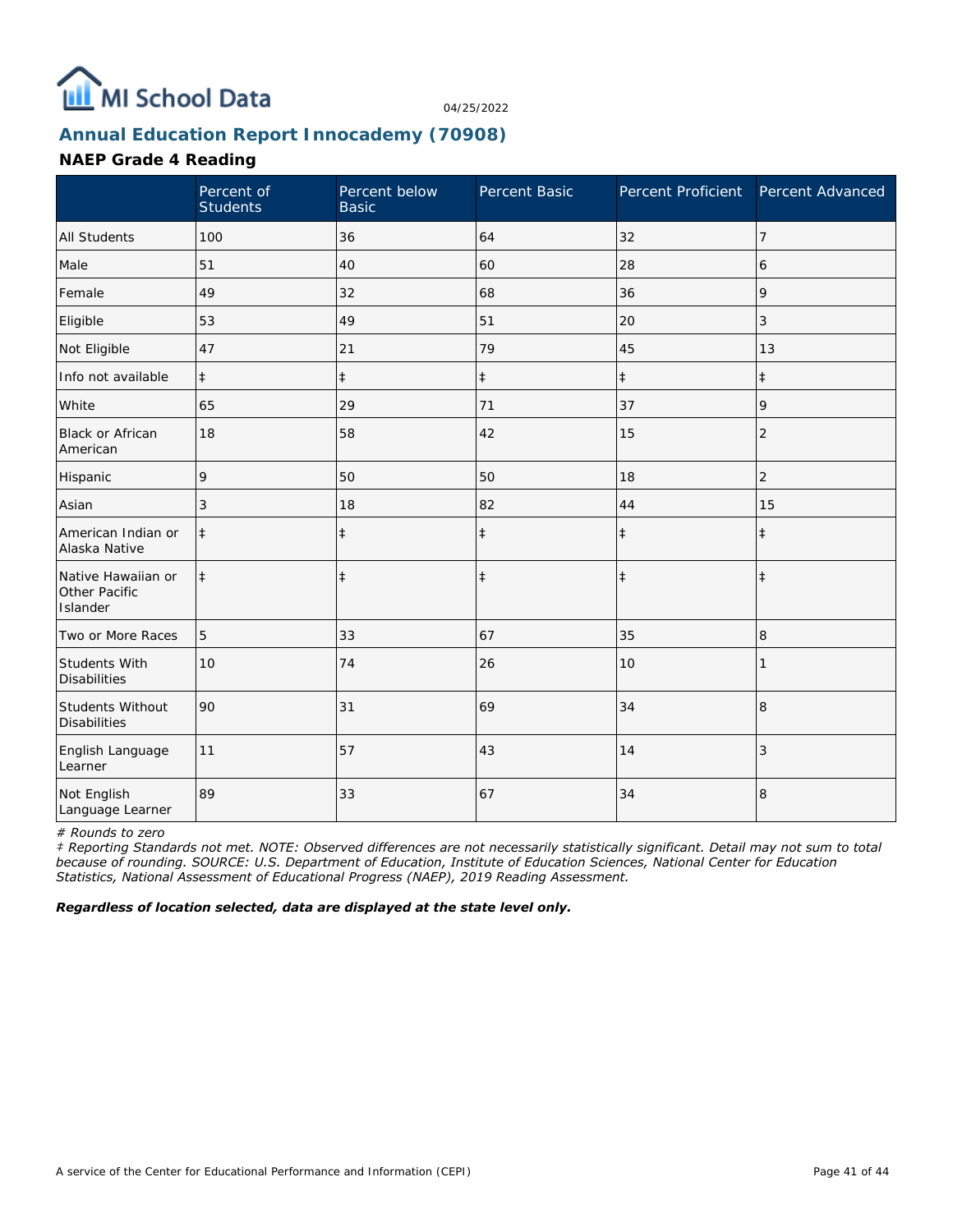04/25/2022

## Annual Education Report Innocademy (70908)

### NAEP Grade 4 Reading

| | Percent of Students | Percent below Basic | Percent Basic | Percent Proficient | Percent Advanced |
|---|---|---|---|---|---|
| All Students | 100 | 36 | 64 | 32 | 7 |
| Male | 51 | 40 | 60 | 28 | 6 |
| Female | 49 | 32 | 68 | 36 | 9 |
| Eligible | 53 | 49 | 51 | 20 | 3 |
| Not Eligible | 47 | 21 | 79 | 45 | 13 |
| Info not available | ‡ | ‡ | ‡ | ‡ | ‡ |
| White | 65 | 29 | 71 | 37 | 9 |
| Black or African American | 18 | 58 | 42 | 15 | 2 |
| Hispanic | 9 | 50 | 50 | 18 | 2 |
| Asian | 3 | 18 | 82 | 44 | 15 |
| American Indian or Alaska Native | ‡ | ‡ | ‡ | ‡ | ‡ |
| Native Hawaiian or Other Pacific Islander | ‡ | ‡ | ‡ | ‡ | ‡ |
| Two or More Races | 5 | 33 | 67 | 35 | 8 |
| Students With Disabilities | 10 | 74 | 26 | 10 | 1 |
| Students Without Disabilities | 90 | 31 | 69 | 34 | 8 |
| English Language Learner | 11 | 57 | 43 | 14 | 3 |
| Not English Language Learner | 89 | 33 | 67 | 34 | 8 |

*# Rounds to zero*

*‡ Reporting Standards not met. NOTE: Observed differences are not necessarily statistically significant. Detail may not sum to total because of rounding. SOURCE: U.S. Department of Education, Institute of Education Sciences, National Center for Education Statistics, National Assessment of Educational Progress (NAEP), 2019 Reading Assessment.*

***Regardless of location selected, data are displayed at the state level only.***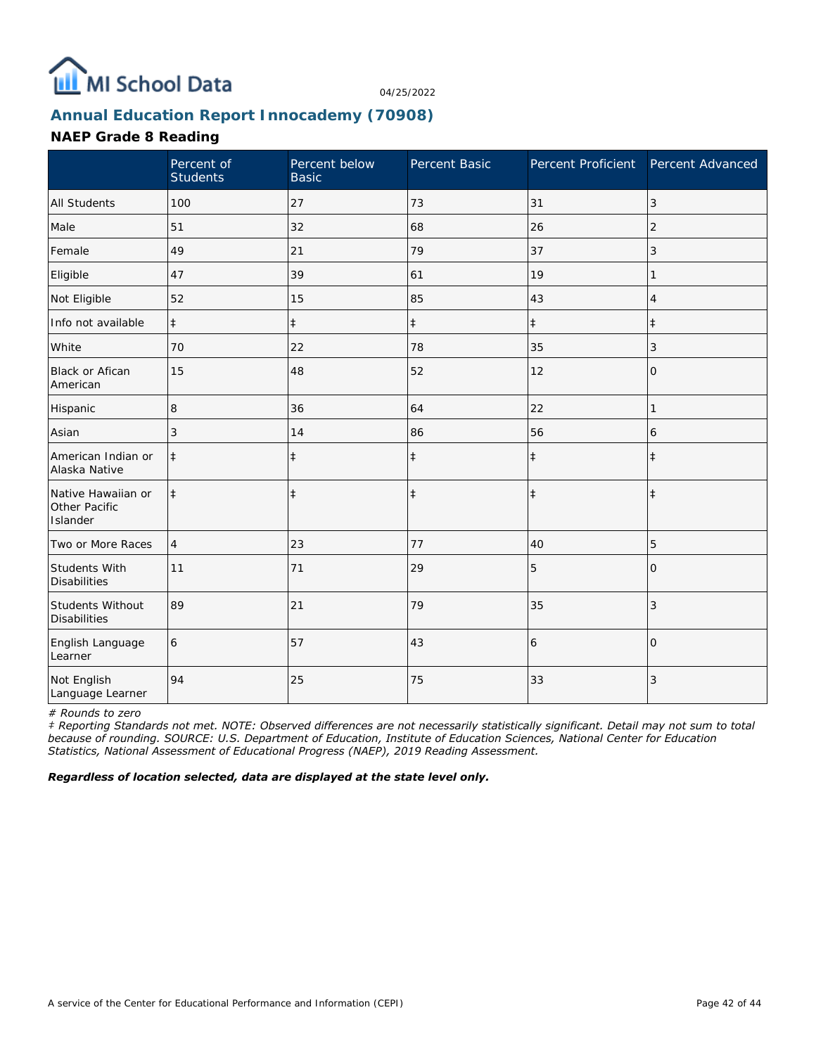MI School Data

04/25/2022

## Annual Education Report Innocademy (70908)

### NAEP Grade 8 Reading

| | Percent of Students | Percent below Basic | Percent Basic | Percent Proficient | Percent Advanced |
|---|---|---|---|---|---|
| All Students | 100 | 27 | 73 | 31 | 3 |
| Male | 51 | 32 | 68 | 26 | 2 |
| Female | 49 | 21 | 79 | 37 | 3 |
| Eligible | 47 | 39 | 61 | 19 | 1 |
| Not Eligible | 52 | 15 | 85 | 43 | 4 |
| Info not available | ‡ | ‡ | ‡ | ‡ | ‡ |
| White | 70 | 22 | 78 | 35 | 3 |
| Black or Afican American | 15 | 48 | 52 | 12 | 0 |
| Hispanic | 8 | 36 | 64 | 22 | 1 |
| Asian | 3 | 14 | 86 | 56 | 6 |
| American Indian or Alaska Native | ‡ | ‡ | ‡ | ‡ | ‡ |
| Native Hawaiian or Other Pacific Islander | ‡ | ‡ | ‡ | ‡ | ‡ |
| Two or More Races | 4 | 23 | 77 | 40 | 5 |
| Students With Disabilities | 11 | 71 | 29 | 5 | 0 |
| Students Without Disabilities | 89 | 21 | 79 | 35 | 3 |
| English Language Learner | 6 | 57 | 43 | 6 | 0 |
| Not English Language Learner | 94 | 25 | 75 | 33 | 3 |

*# Rounds to zero*

*‡ Reporting Standards not met. NOTE: Observed differences are not necessarily statistically significant. Detail may not sum to total because of rounding. SOURCE: U.S. Department of Education, Institute of Education Sciences, National Center for Education Statistics, National Assessment of Educational Progress (NAEP), 2019 Reading Assessment.*

***Regardless of location selected, data are displayed at the state level only.***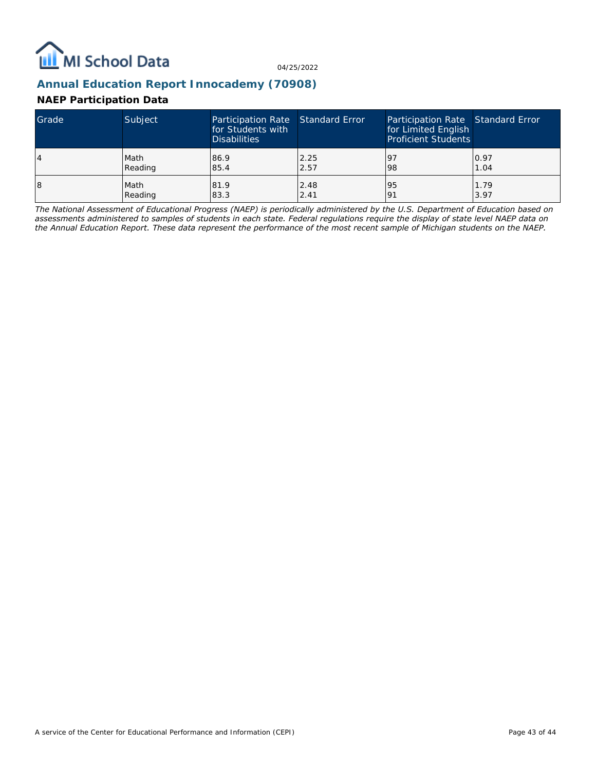## Annual Education Report Innocademy (70908)

### NAEP Participation Data

| Grade | Subject | Participation Rate for Students with Disabilities | Standard Error | Participation Rate for Limited English Proficient Students | Standard Error |
|---|---|---|---|---|---|
| 4 | Math<br>Reading | 86.9<br>85.4 | 2.25<br>2.57 | 97<br>98 | 0.97<br>1.04 |
| 8 | Math<br>Reading | 81.9<br>83.3 | 2.48<br>2.41 | 95<br>91 | 1.79<br>3.97 |

*The National Assessment of Educational Progress (NAEP) is periodically administered by the U.S. Department of Education based on assessments administered to samples of students in each state. Federal regulations require the display of state level NAEP data on the Annual Education Report. These data represent the performance of the most recent sample of Michigan students on the NAEP.*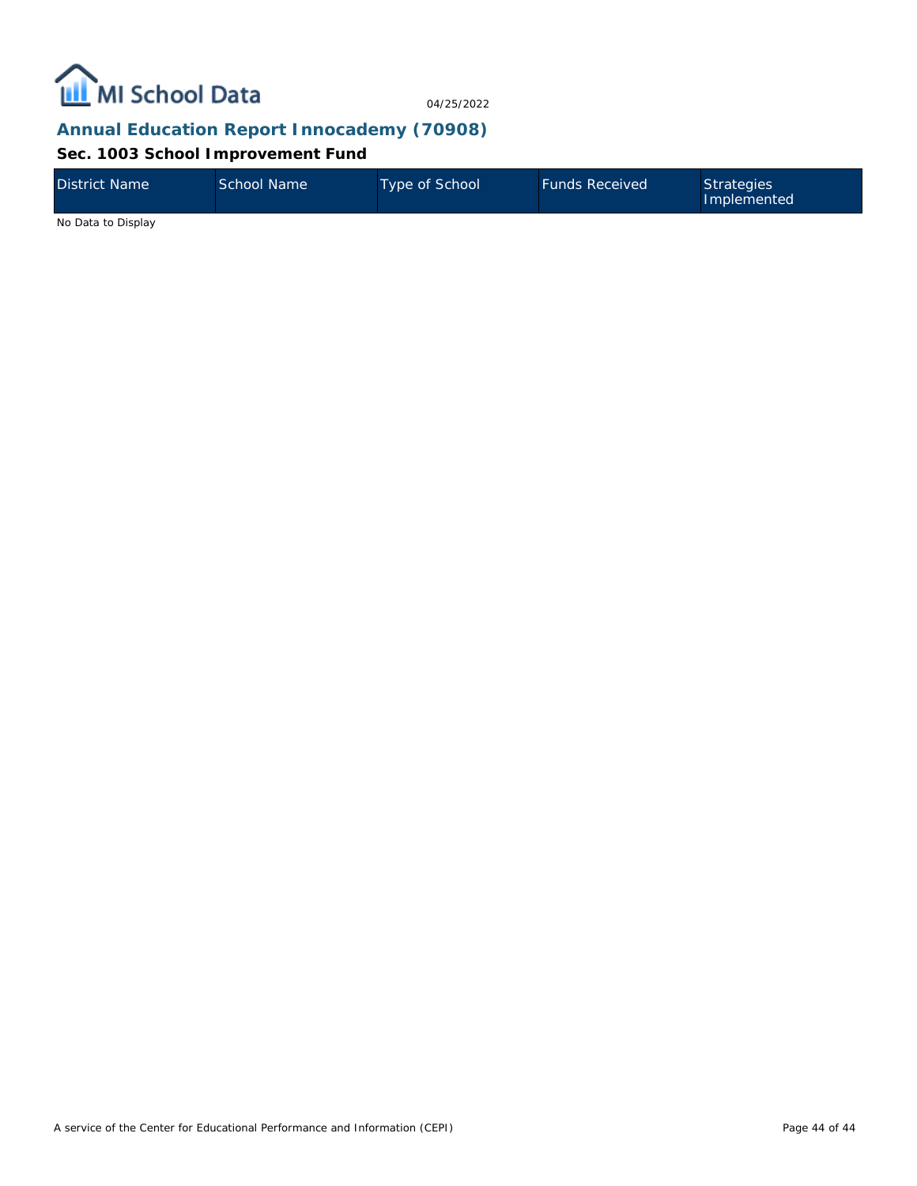MI School Data

04/25/2022

## Annual Education Report Innocademy (70908)

### Sec. 1003 School Improvement Fund

| District Name | School Name | Type of School | Funds Received | Strategies Implemented |
| --- | --- | --- | --- | --- |

No Data to Display

A service of the Center for Educational Performance and Information (CEPI)